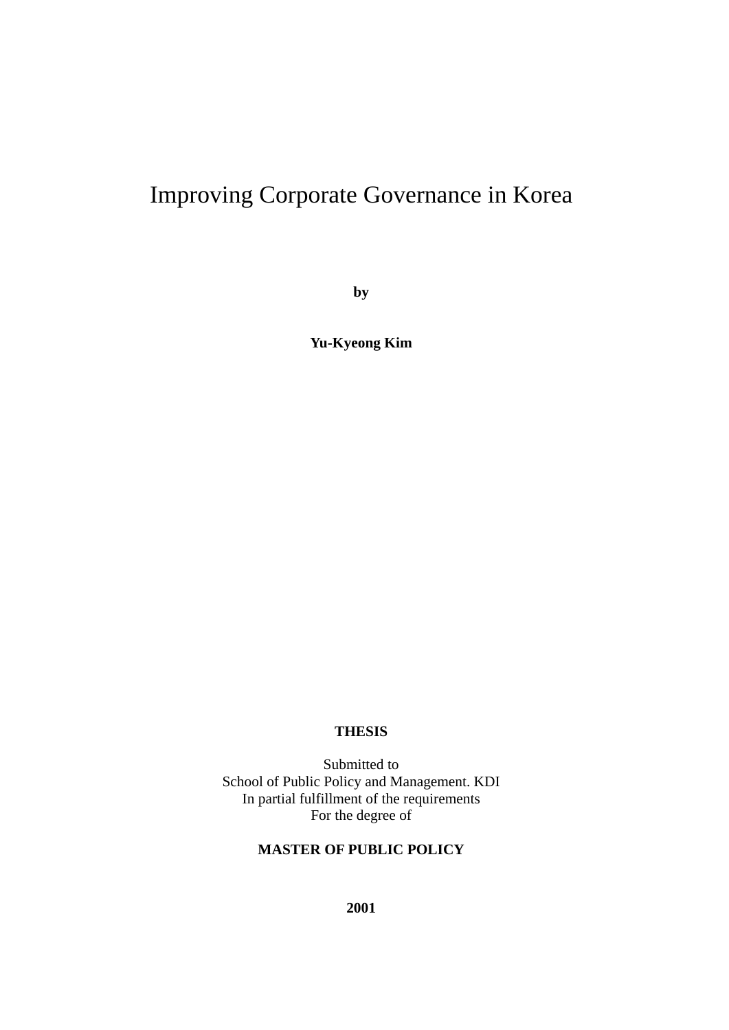# Improving Corporate Governance in Korea

**by**

**Yu-Kyeong Kim**

**THESIS**

Submitted to
School of Public Policy and Management. KDI
In partial fulfillment of the requirements
For the degree of

**MASTER OF PUBLIC POLICY**

**2001**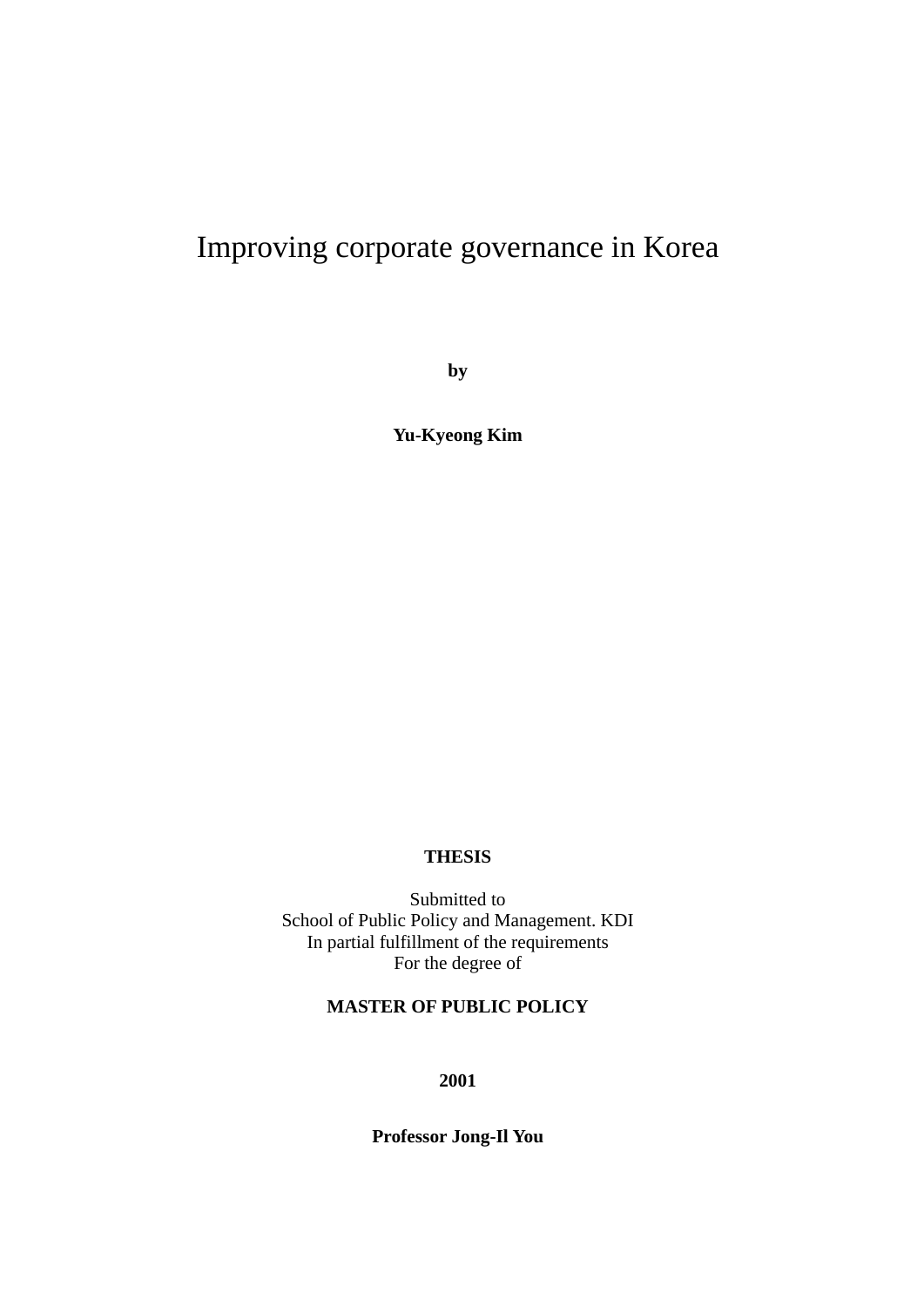# Improving corporate governance in Korea

**by**

**Yu-Kyeong Kim**

**THESIS**

Submitted to
School of Public Policy and Management. KDI
In partial fulfillment of the requirements
For the degree of

**MASTER OF PUBLIC POLICY**

**2001**

**Professor Jong-Il You**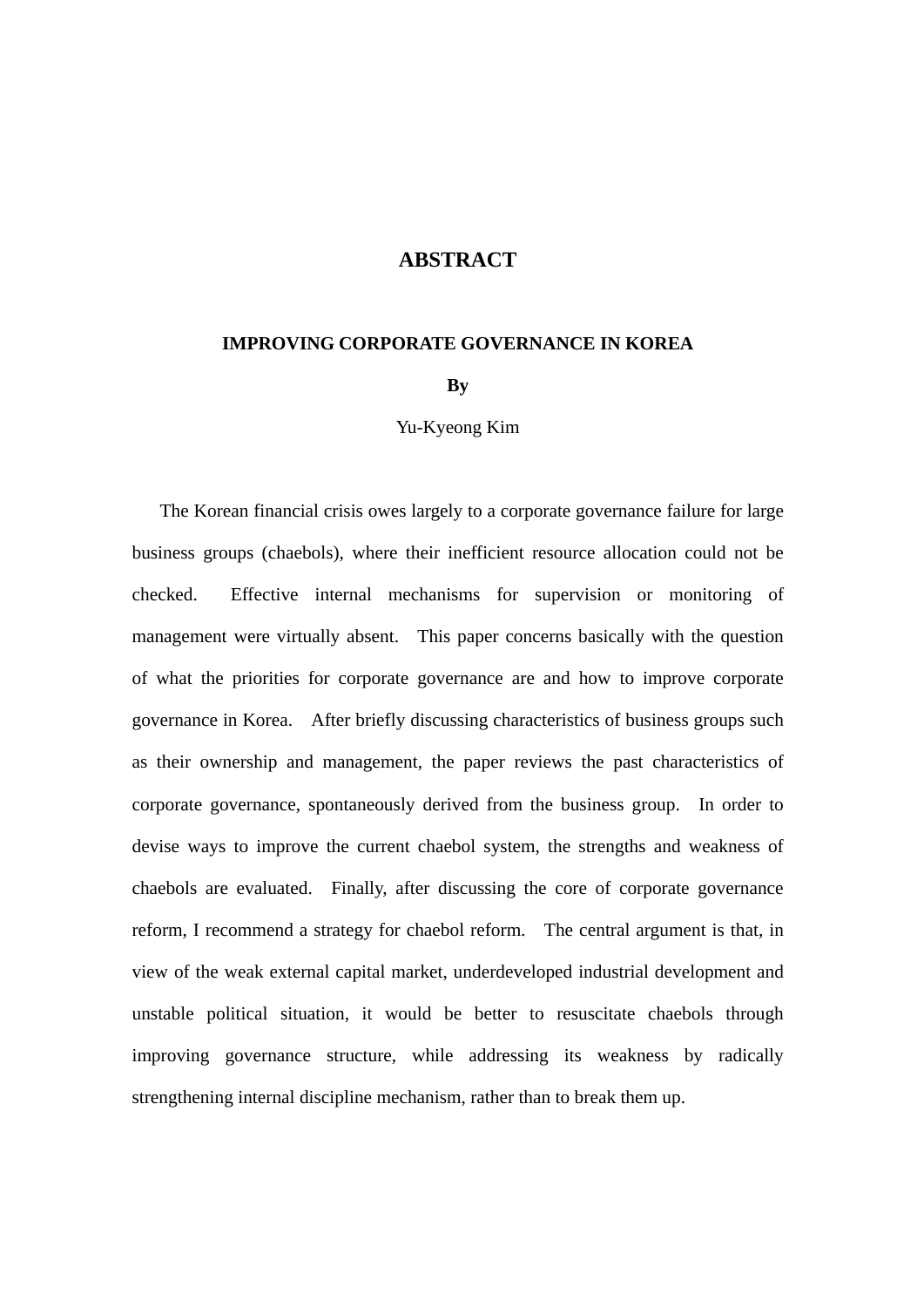# ABSTRACT

## IMPROVING CORPORATE GOVERNANCE IN KOREA

**By**

Yu-Kyeong Kim

The Korean financial crisis owes largely to a corporate governance failure for large business groups (chaebols), where their inefficient resource allocation could not be checked. Effective internal mechanisms for supervision or monitoring of management were virtually absent. This paper concerns basically with the question of what the priorities for corporate governance are and how to improve corporate governance in Korea. After briefly discussing characteristics of business groups such as their ownership and management, the paper reviews the past characteristics of corporate governance, spontaneously derived from the business group. In order to devise ways to improve the current chaebol system, the strengths and weakness of chaebols are evaluated. Finally, after discussing the core of corporate governance reform, I recommend a strategy for chaebol reform. The central argument is that, in view of the weak external capital market, underdeveloped industrial development and unstable political situation, it would be better to resuscitate chaebols through improving governance structure, while addressing its weakness by radically strengthening internal discipline mechanism, rather than to break them up.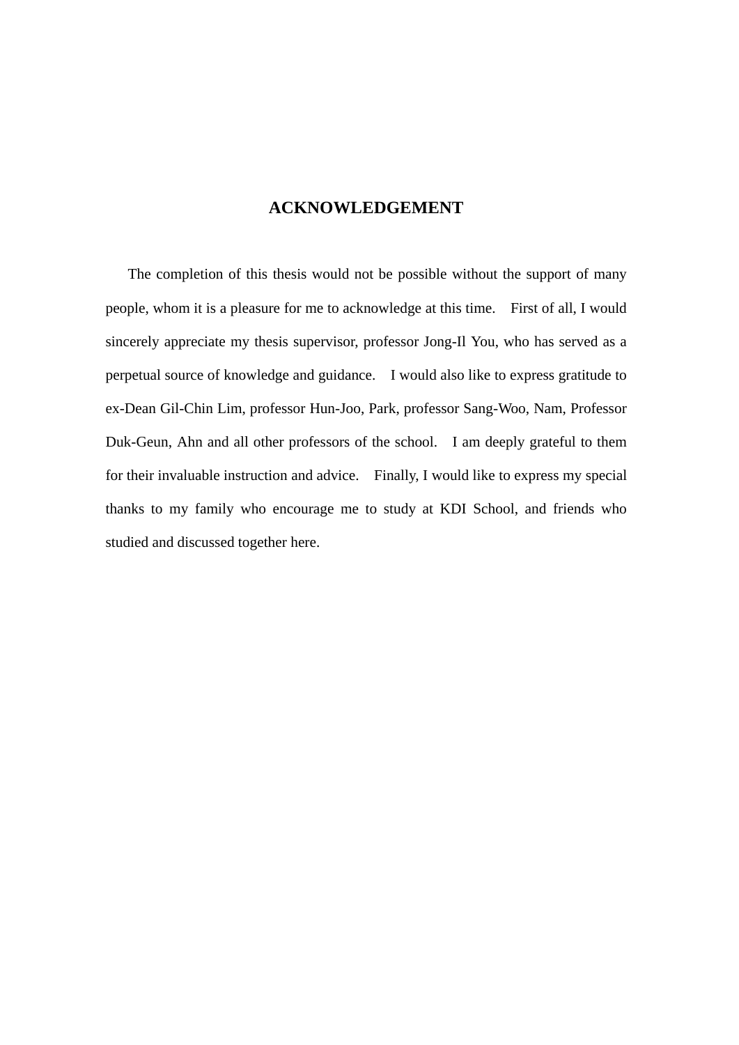# ACKNOWLEDGEMENT

The completion of this thesis would not be possible without the support of many people, whom it is a pleasure for me to acknowledge at this time. First of all, I would sincerely appreciate my thesis supervisor, professor Jong-Il You, who has served as a perpetual source of knowledge and guidance. I would also like to express gratitude to ex-Dean Gil-Chin Lim, professor Hun-Joo, Park, professor Sang-Woo, Nam, Professor Duk-Geun, Ahn and all other professors of the school. I am deeply grateful to them for their invaluable instruction and advice. Finally, I would like to express my special thanks to my family who encourage me to study at KDI School, and friends who studied and discussed together here.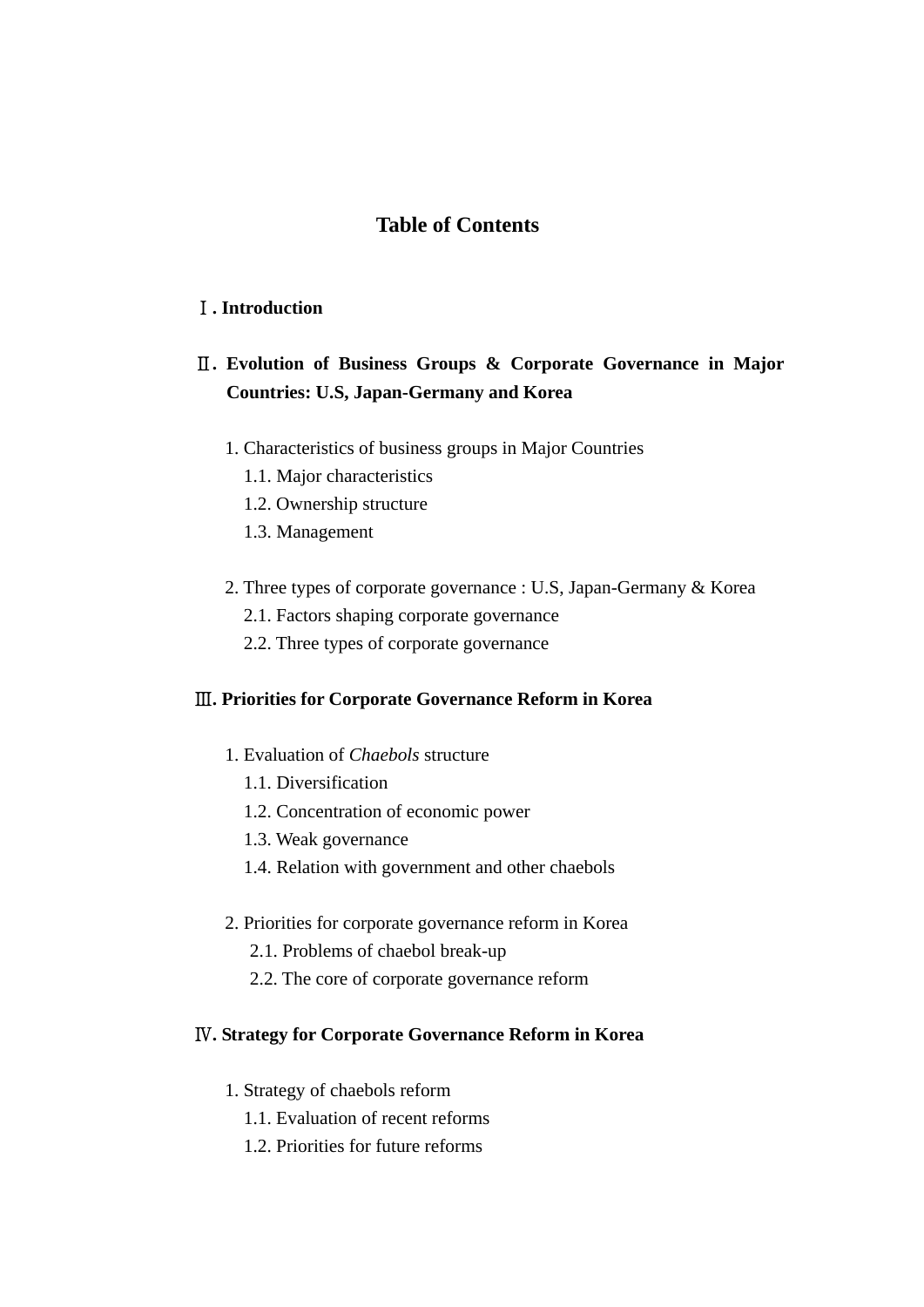# Table of Contents

**Ⅰ. Introduction**

**Ⅱ. Evolution of Business Groups & Corporate Governance in Major Countries: U.S, Japan-Germany and Korea**

1. Characteristics of business groups in Major Countries
   - 1.1. Major characteristics
   - 1.2. Ownership structure
   - 1.3. Management

2. Three types of corporate governance : U.S, Japan-Germany & Korea
   - 2.1. Factors shaping corporate governance
   - 2.2. Three types of corporate governance

**Ⅲ. Priorities for Corporate Governance Reform in Korea**

1. Evaluation of *Chaebols* structure
   - 1.1. Diversification
   - 1.2. Concentration of economic power
   - 1.3. Weak governance
   - 1.4. Relation with government and other chaebols

2. Priorities for corporate governance reform in Korea
   - 2.1. Problems of chaebol break-up
   - 2.2. The core of corporate governance reform

**Ⅳ. Strategy for Corporate Governance Reform in Korea**

1. Strategy of chaebols reform
   - 1.1. Evaluation of recent reforms
   - 1.2. Priorities for future reforms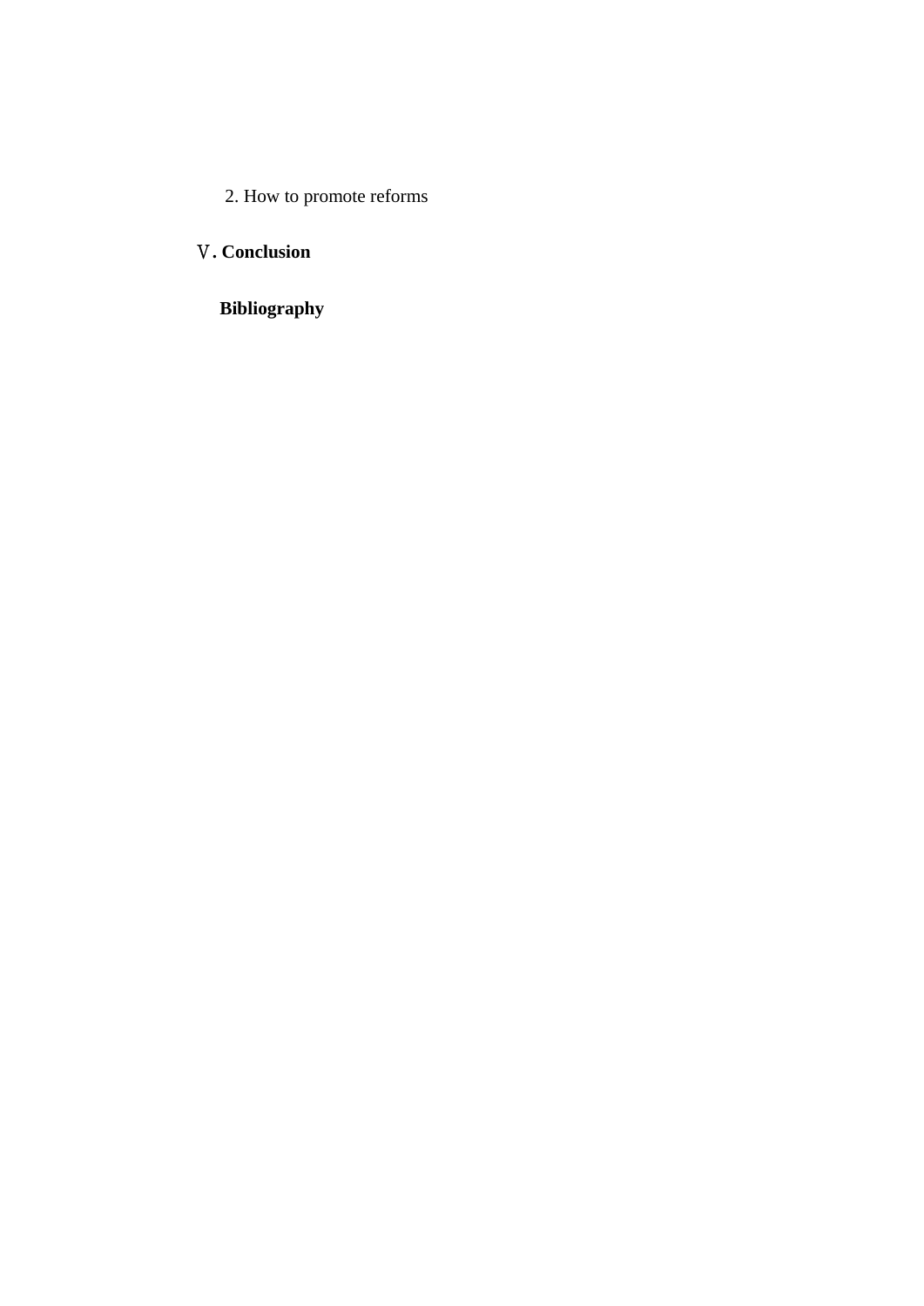2. How to promote reforms

**Ⅴ. Conclusion**

**Bibliography**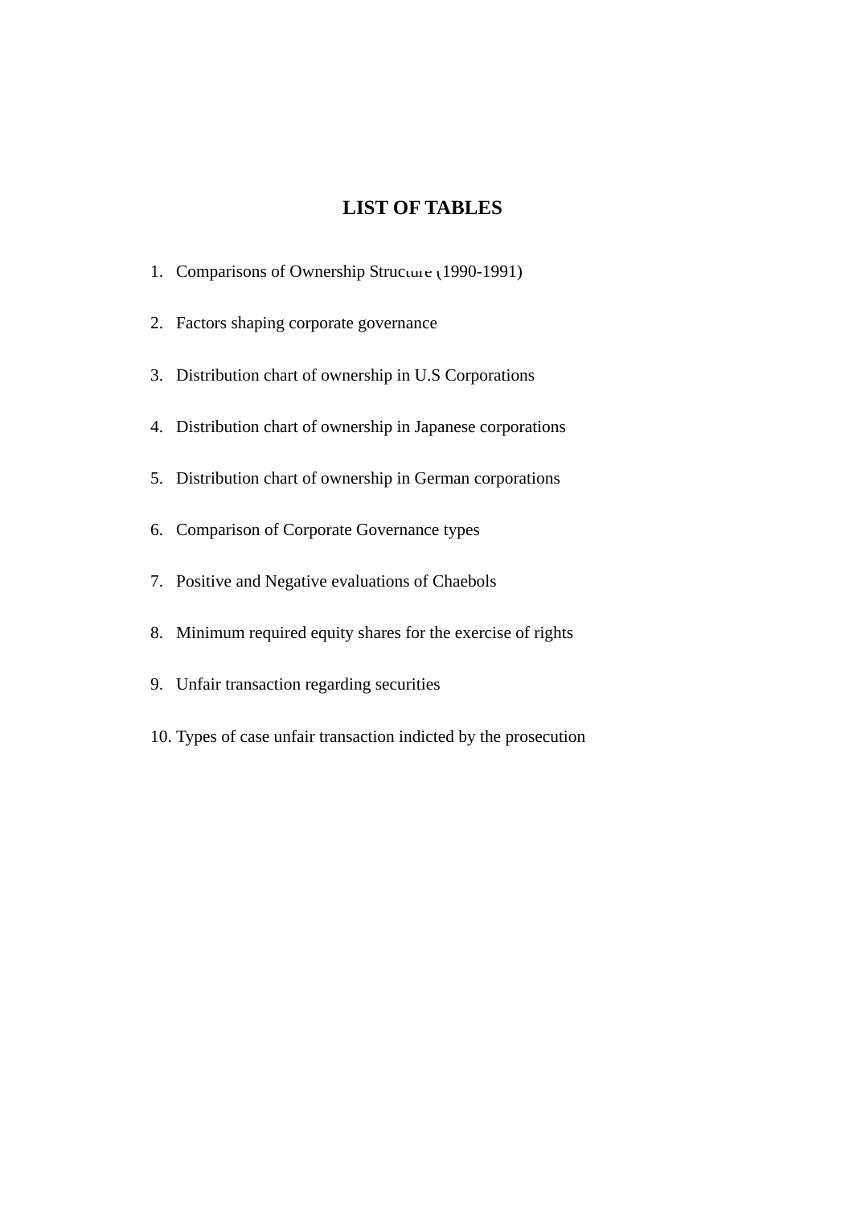# LIST OF TABLES

1. Comparisons of Ownership Structure (1990-1991)
2. Factors shaping corporate governance
3. Distribution chart of ownership in U.S Corporations
4. Distribution chart of ownership in Japanese corporations
5. Distribution chart of ownership in German corporations
6. Comparison of Corporate Governance types
7. Positive and Negative evaluations of Chaebols
8. Minimum required equity shares for the exercise of rights
9. Unfair transaction regarding securities
10. Types of case unfair transaction indicted by the prosecution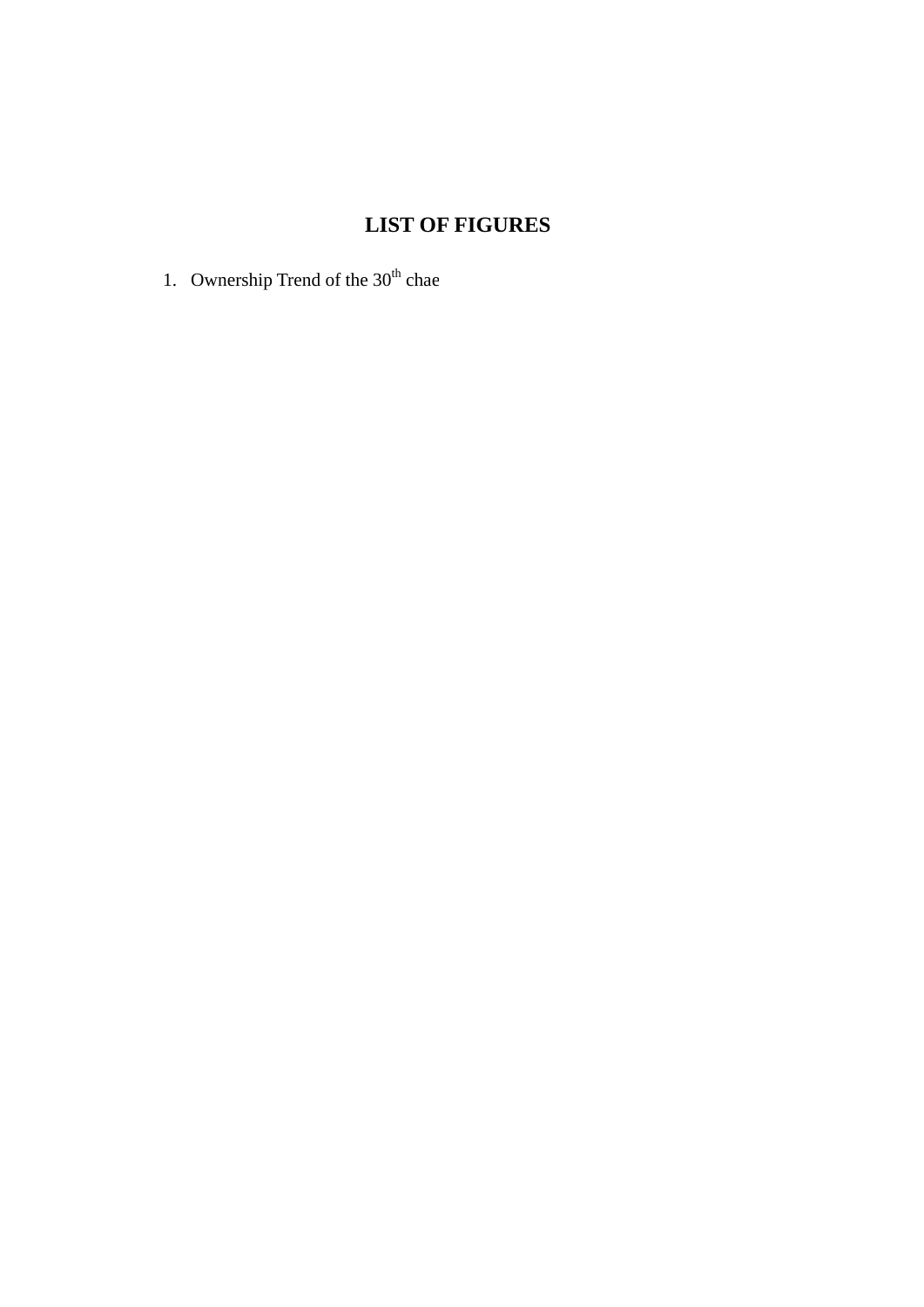# LIST OF FIGURES

1. Ownership Trend of the 30th chae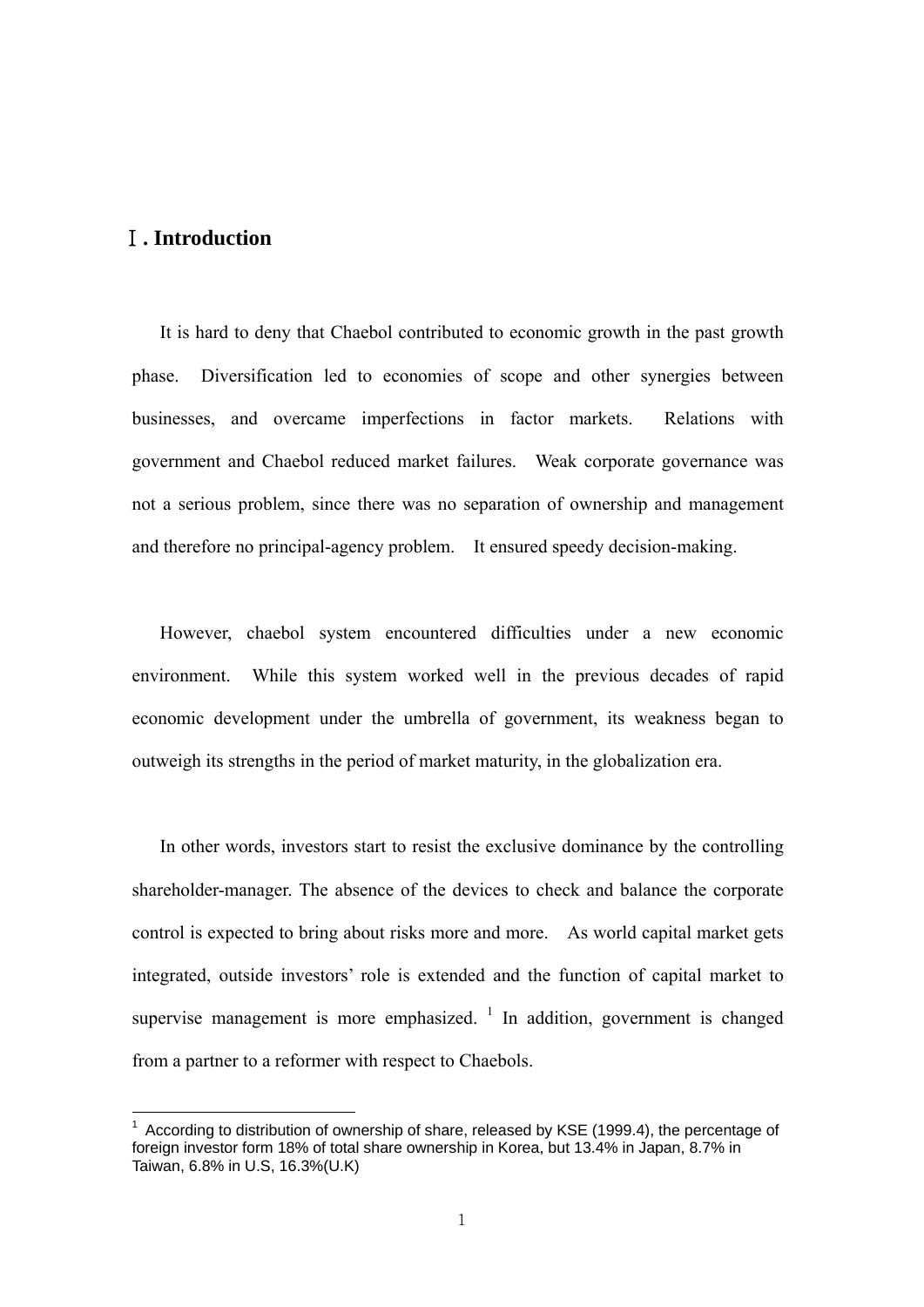# Ⅰ. Introduction

It is hard to deny that Chaebol contributed to economic growth in the past growth phase. Diversification led to economies of scope and other synergies between businesses, and overcame imperfections in factor markets. Relations with government and Chaebol reduced market failures. Weak corporate governance was not a serious problem, since there was no separation of ownership and management and therefore no principal-agency problem. It ensured speedy decision-making.

However, chaebol system encountered difficulties under a new economic environment. While this system worked well in the previous decades of rapid economic development under the umbrella of government, its weakness began to outweigh its strengths in the period of market maturity, in the globalization era.

In other words, investors start to resist the exclusive dominance by the controlling shareholder-manager. The absence of the devices to check and balance the corporate control is expected to bring about risks more and more. As world capital market gets integrated, outside investors' role is extended and the function of capital market to supervise management is more emphasized. [1] In addition, government is changed from a partner to a reformer with respect to Chaebols.

[1] According to distribution of ownership of share, released by KSE (1999.4), the percentage of foreign investor form 18% of total share ownership in Korea, but 13.4% in Japan, 8.7% in Taiwan, 6.8% in U.S, 16.3%(U.K)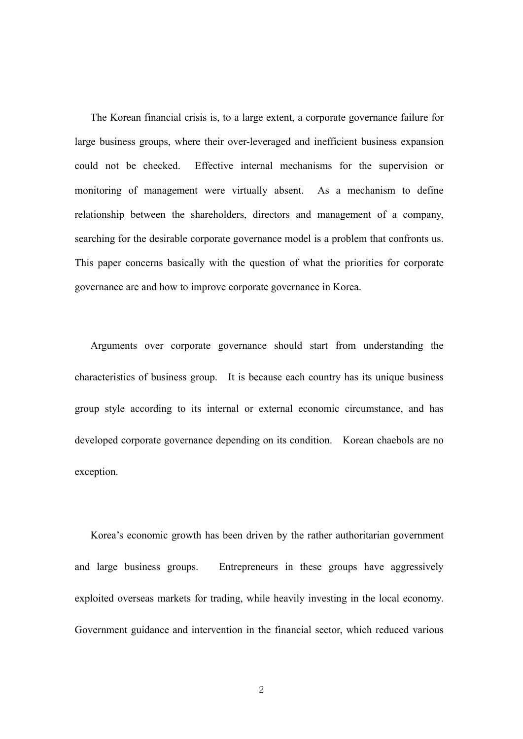The Korean financial crisis is, to a large extent, a corporate governance failure for large business groups, where their over-leveraged and inefficient business expansion could not be checked. Effective internal mechanisms for the supervision or monitoring of management were virtually absent. As a mechanism to define relationship between the shareholders, directors and management of a company, searching for the desirable corporate governance model is a problem that confronts us. This paper concerns basically with the question of what the priorities for corporate governance are and how to improve corporate governance in Korea.

Arguments over corporate governance should start from understanding the characteristics of business group. It is because each country has its unique business group style according to its internal or external economic circumstance, and has developed corporate governance depending on its condition. Korean chaebols are no exception.

Korea's economic growth has been driven by the rather authoritarian government and large business groups. Entrepreneurs in these groups have aggressively exploited overseas markets for trading, while heavily investing in the local economy. Government guidance and intervention in the financial sector, which reduced various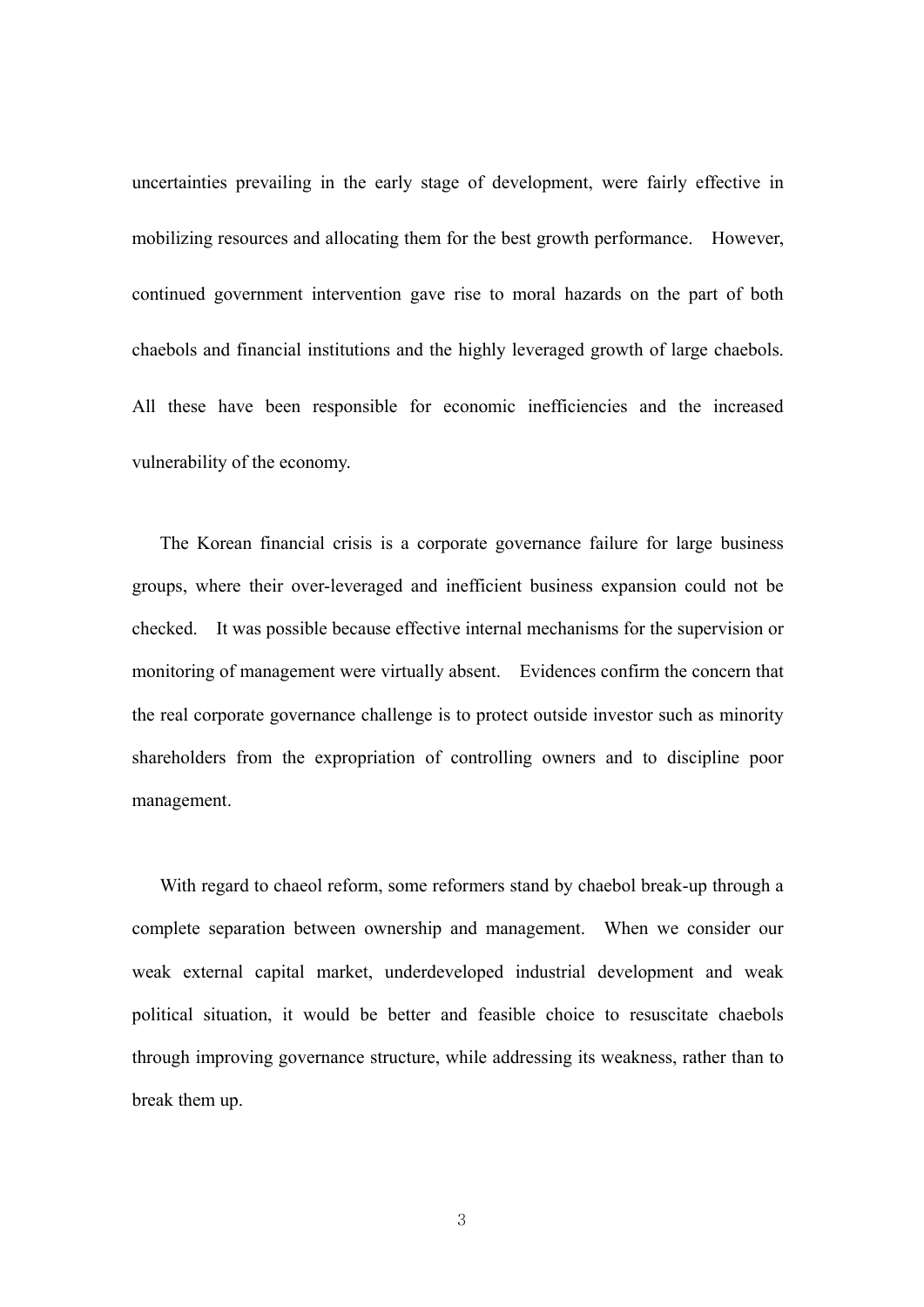uncertainties prevailing in the early stage of development, were fairly effective in mobilizing resources and allocating them for the best growth performance. However, continued government intervention gave rise to moral hazards on the part of both chaebols and financial institutions and the highly leveraged growth of large chaebols. All these have been responsible for economic inefficiencies and the increased vulnerability of the economy.

The Korean financial crisis is a corporate governance failure for large business groups, where their over-leveraged and inefficient business expansion could not be checked. It was possible because effective internal mechanisms for the supervision or monitoring of management were virtually absent. Evidences confirm the concern that the real corporate governance challenge is to protect outside investor such as minority shareholders from the expropriation of controlling owners and to discipline poor management.

With regard to chaeol reform, some reformers stand by chaebol break-up through a complete separation between ownership and management. When we consider our weak external capital market, underdeveloped industrial development and weak political situation, it would be better and feasible choice to resuscitate chaebols through improving governance structure, while addressing its weakness, rather than to break them up.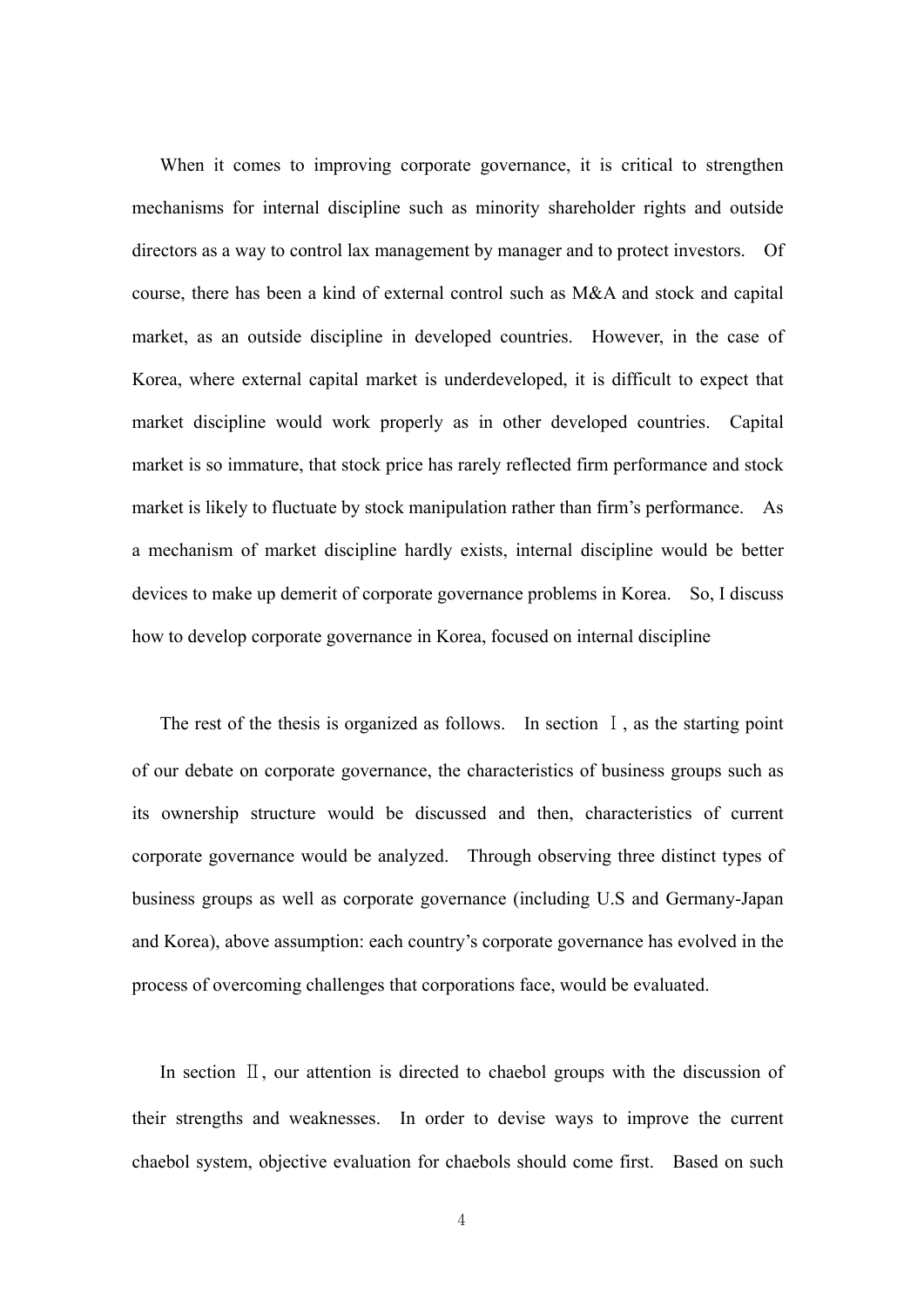When it comes to improving corporate governance, it is critical to strengthen mechanisms for internal discipline such as minority shareholder rights and outside directors as a way to control lax management by manager and to protect investors. Of course, there has been a kind of external control such as M&A and stock and capital market, as an outside discipline in developed countries. However, in the case of Korea, where external capital market is underdeveloped, it is difficult to expect that market discipline would work properly as in other developed countries. Capital market is so immature, that stock price has rarely reflected firm performance and stock market is likely to fluctuate by stock manipulation rather than firm's performance. As a mechanism of market discipline hardly exists, internal discipline would be better devices to make up demerit of corporate governance problems in Korea. So, I discuss how to develop corporate governance in Korea, focused on internal discipline

The rest of the thesis is organized as follows. In section Ⅰ, as the starting point of our debate on corporate governance, the characteristics of business groups such as its ownership structure would be discussed and then, characteristics of current corporate governance would be analyzed. Through observing three distinct types of business groups as well as corporate governance (including U.S and Germany-Japan and Korea), above assumption: each country's corporate governance has evolved in the process of overcoming challenges that corporations face, would be evaluated.

In section Ⅱ, our attention is directed to chaebol groups with the discussion of their strengths and weaknesses. In order to devise ways to improve the current chaebol system, objective evaluation for chaebols should come first. Based on such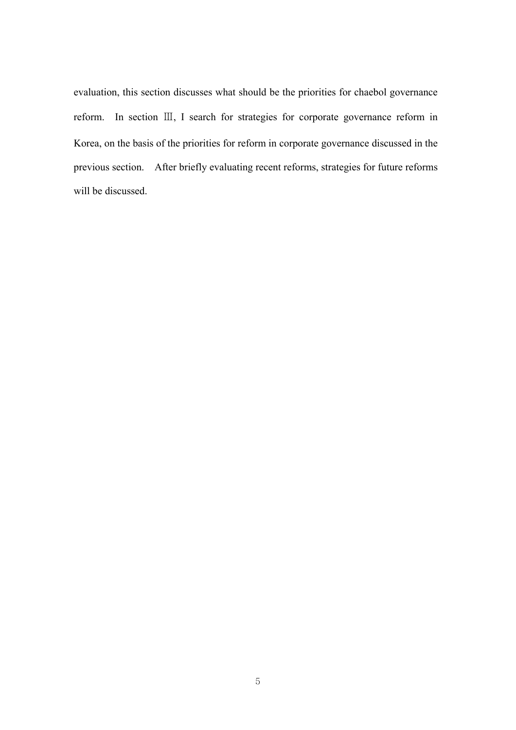evaluation, this section discusses what should be the priorities for chaebol governance reform. In section Ⅲ, I search for strategies for corporate governance reform in Korea, on the basis of the priorities for reform in corporate governance discussed in the previous section. After briefly evaluating recent reforms, strategies for future reforms will be discussed.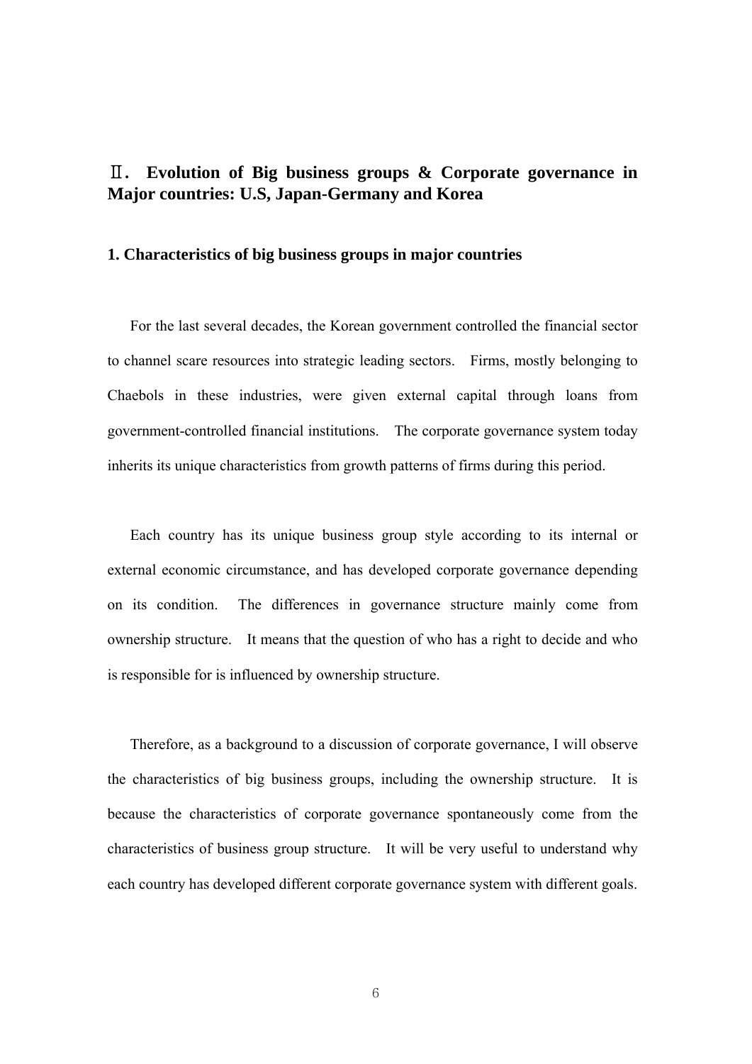## Ⅱ. Evolution of Big business groups & Corporate governance in Major countries: U.S, Japan-Germany and Korea

### 1. Characteristics of big business groups in major countries

For the last several decades, the Korean government controlled the financial sector to channel scare resources into strategic leading sectors. Firms, mostly belonging to Chaebols in these industries, were given external capital through loans from government-controlled financial institutions. The corporate governance system today inherits its unique characteristics from growth patterns of firms during this period.

Each country has its unique business group style according to its internal or external economic circumstance, and has developed corporate governance depending on its condition. The differences in governance structure mainly come from ownership structure. It means that the question of who has a right to decide and who is responsible for is influenced by ownership structure.

Therefore, as a background to a discussion of corporate governance, I will observe the characteristics of big business groups, including the ownership structure. It is because the characteristics of corporate governance spontaneously come from the characteristics of business group structure. It will be very useful to understand why each country has developed different corporate governance system with different goals.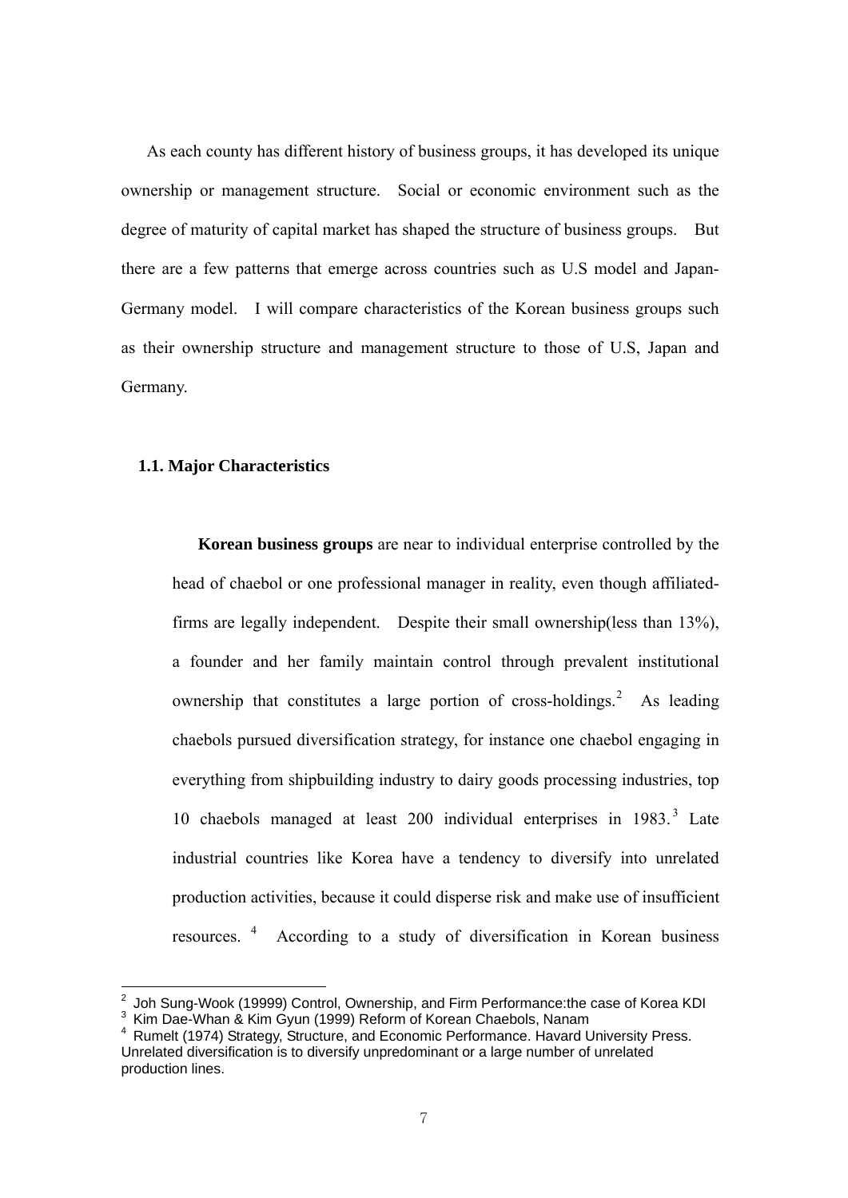As each county has different history of business groups, it has developed its unique ownership or management structure. Social or economic environment such as the degree of maturity of capital market has shaped the structure of business groups. But there are a few patterns that emerge across countries such as U.S model and Japan-Germany model. I will compare characteristics of the Korean business groups such as their ownership structure and management structure to those of U.S, Japan and Germany.

### 1.1. Major Characteristics

**Korean business groups** are near to individual enterprise controlled by the head of chaebol or one professional manager in reality, even though affiliated-firms are legally independent. Despite their small ownership(less than 13%), a founder and her family maintain control through prevalent institutional ownership that constitutes a large portion of cross-holdings.[2] As leading chaebols pursued diversification strategy, for instance one chaebol engaging in everything from shipbuilding industry to dairy goods processing industries, top 10 chaebols managed at least 200 individual enterprises in 1983.[3] Late industrial countries like Korea have a tendency to diversify into unrelated production activities, because it could disperse risk and make use of insufficient resources.[4] According to a study of diversification in Korean business

---

[2] Joh Sung-Wook (19999) Control, Ownership, and Firm Performance:the case of Korea KDI

[3] Kim Dae-Whan & Kim Gyun (1999) Reform of Korean Chaebols, Nanam

[4] Rumelt (1974) Strategy, Structure, and Economic Performance. Havard University Press. Unrelated diversification is to diversify unpredominant or a large number of unrelated production lines.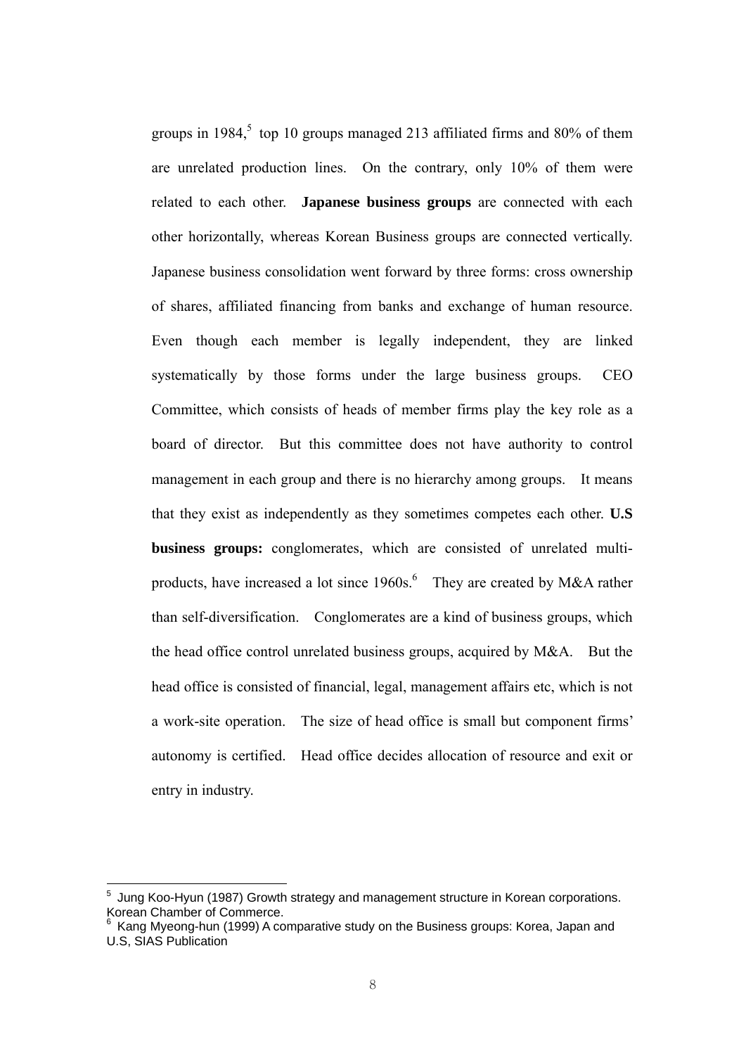groups in 1984,[5] top 10 groups managed 213 affiliated firms and 80% of them are unrelated production lines. On the contrary, only 10% of them were related to each other. **Japanese business groups** are connected with each other horizontally, whereas Korean Business groups are connected vertically. Japanese business consolidation went forward by three forms: cross ownership of shares, affiliated financing from banks and exchange of human resource. Even though each member is legally independent, they are linked systematically by those forms under the large business groups. CEO Committee, which consists of heads of member firms play the key role as a board of director. But this committee does not have authority to control management in each group and there is no hierarchy among groups. It means that they exist as independently as they sometimes competes each other. **U.S business groups:** conglomerates, which are consisted of unrelated multi-products, have increased a lot since 1960s.[6] They are created by M&A rather than self-diversification. Conglomerates are a kind of business groups, which the head office control unrelated business groups, acquired by M&A. But the head office is consisted of financial, legal, management affairs etc, which is not a work-site operation. The size of head office is small but component firms' autonomy is certified. Head office decides allocation of resource and exit or entry in industry.

---

[5] Jung Koo-Hyun (1987) Growth strategy and management structure in Korean corporations. Korean Chamber of Commerce.

[6] Kang Myeong-hun (1999) A comparative study on the Business groups: Korea, Japan and U.S, SIAS Publication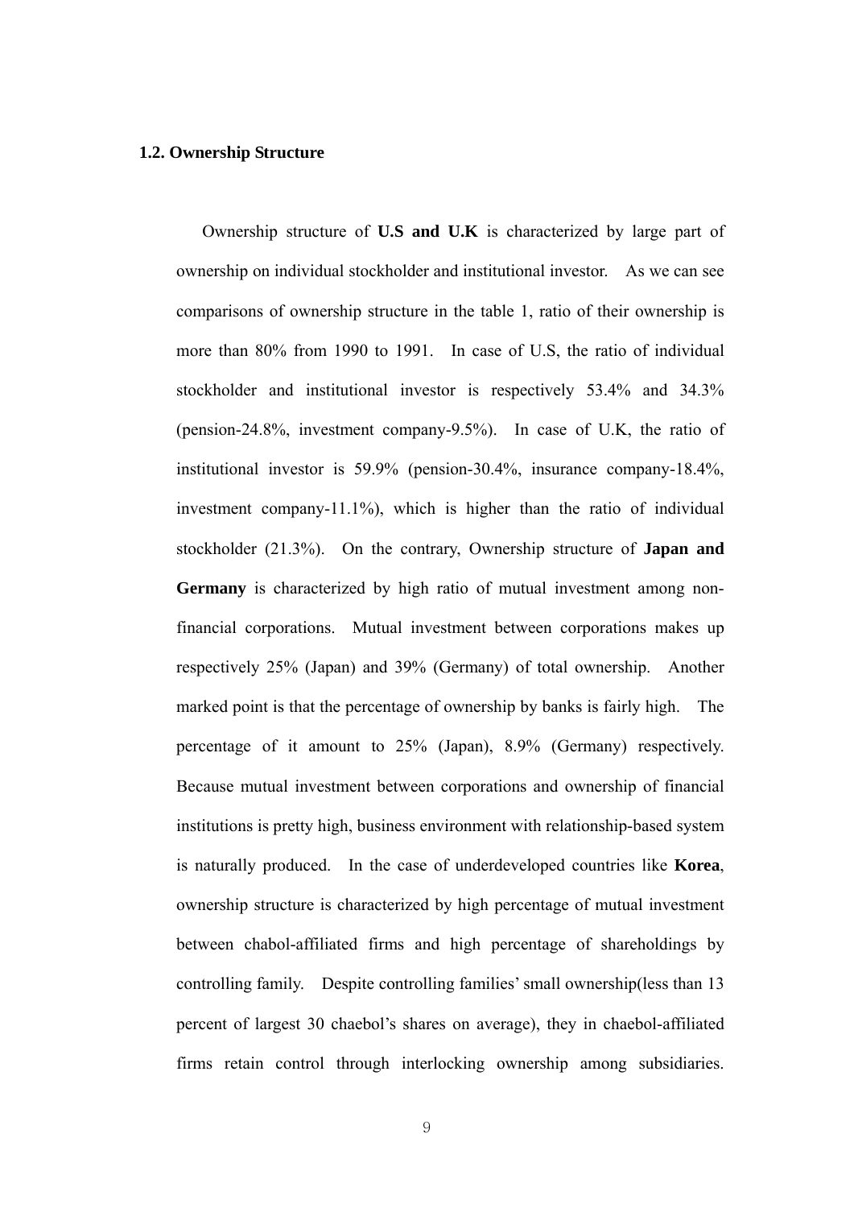### 1.2. Ownership Structure

Ownership structure of **U.S and U.K** is characterized by large part of ownership on individual stockholder and institutional investor. As we can see comparisons of ownership structure in the table 1, ratio of their ownership is more than 80% from 1990 to 1991. In case of U.S, the ratio of individual stockholder and institutional investor is respectively 53.4% and 34.3% (pension-24.8%, investment company-9.5%). In case of U.K, the ratio of institutional investor is 59.9% (pension-30.4%, insurance company-18.4%, investment company-11.1%), which is higher than the ratio of individual stockholder (21.3%). On the contrary, Ownership structure of **Japan and Germany** is characterized by high ratio of mutual investment among non-financial corporations. Mutual investment between corporations makes up respectively 25% (Japan) and 39% (Germany) of total ownership. Another marked point is that the percentage of ownership by banks is fairly high. The percentage of it amount to 25% (Japan), 8.9% (Germany) respectively. Because mutual investment between corporations and ownership of financial institutions is pretty high, business environment with relationship-based system is naturally produced. In the case of underdeveloped countries like **Korea**, ownership structure is characterized by high percentage of mutual investment between chabol-affiliated firms and high percentage of shareholdings by controlling family. Despite controlling families' small ownership(less than 13 percent of largest 30 chaebol's shares on average), they in chaebol-affiliated firms retain control through interlocking ownership among subsidiaries.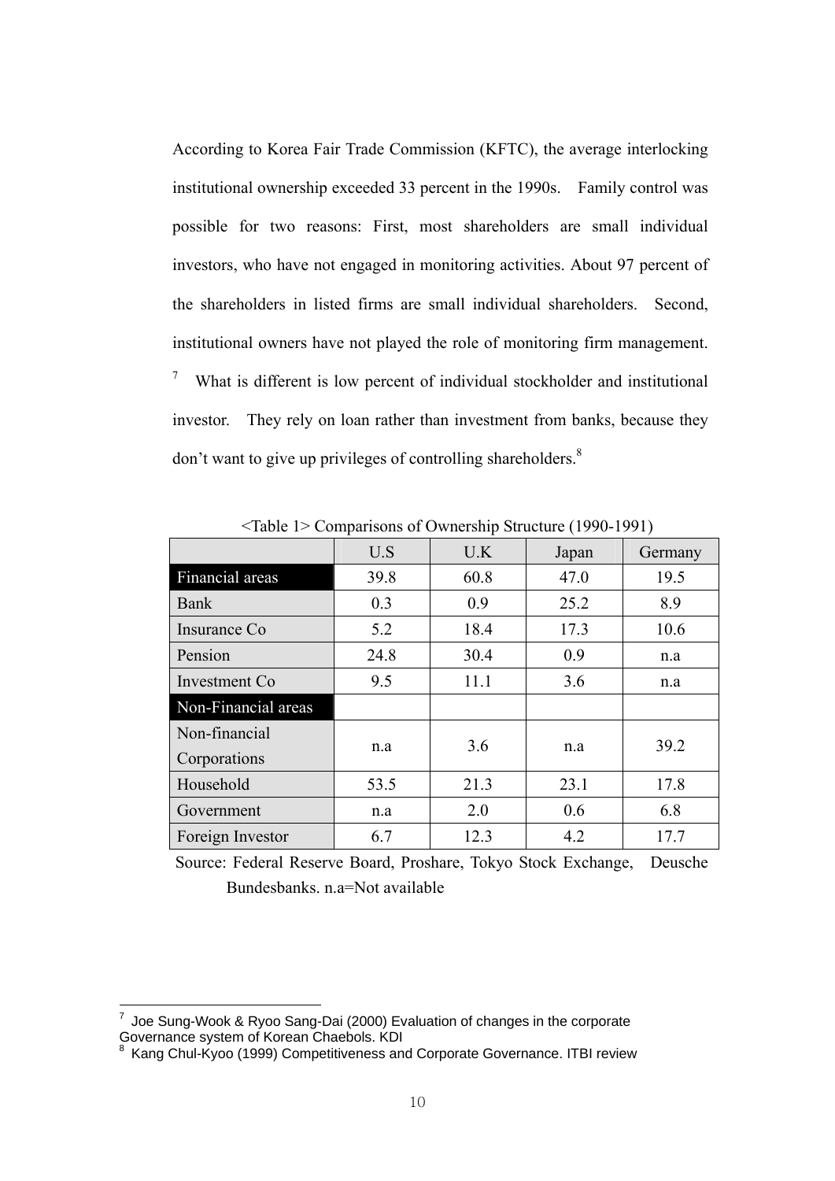According to Korea Fair Trade Commission (KFTC), the average interlocking institutional ownership exceeded 33 percent in the 1990s. Family control was possible for two reasons: First, most shareholders are small individual investors, who have not engaged in monitoring activities. About 97 percent of the shareholders in listed firms are small individual shareholders. Second, institutional owners have not played the role of monitoring firm management. [7] What is different is low percent of individual stockholder and institutional investor. They rely on loan rather than investment from banks, because they don't want to give up privileges of controlling shareholders.[8]

<Table 1> Comparisons of Ownership Structure (1990-1991)

| | U.S | U.K | Japan | Germany |
|---|---|---|---|---|
| Financial areas | 39.8 | 60.8 | 47.0 | 19.5 |
| Bank | 0.3 | 0.9 | 25.2 | 8.9 |
| Insurance Co | 5.2 | 18.4 | 17.3 | 10.6 |
| Pension | 24.8 | 30.4 | 0.9 | n.a |
| Investment Co | 9.5 | 11.1 | 3.6 | n.a |
| Non-Financial areas | | | | |
| Non-financial Corporations | n.a | 3.6 | n.a | 39.2 |
| Household | 53.5 | 21.3 | 23.1 | 17.8 |
| Government | n.a | 2.0 | 0.6 | 6.8 |
| Foreign Investor | 6.7 | 12.3 | 4.2 | 17.7 |

Source: Federal Reserve Board, Proshare, Tokyo Stock Exchange, Deusche Bundesbanks. n.a=Not available

[7] Joe Sung-Wook & Ryoo Sang-Dai (2000) Evaluation of changes in the corporate Governance system of Korean Chaebols. KDI

[8] Kang Chul-Kyoo (1999) Competitiveness and Corporate Governance. ITBI review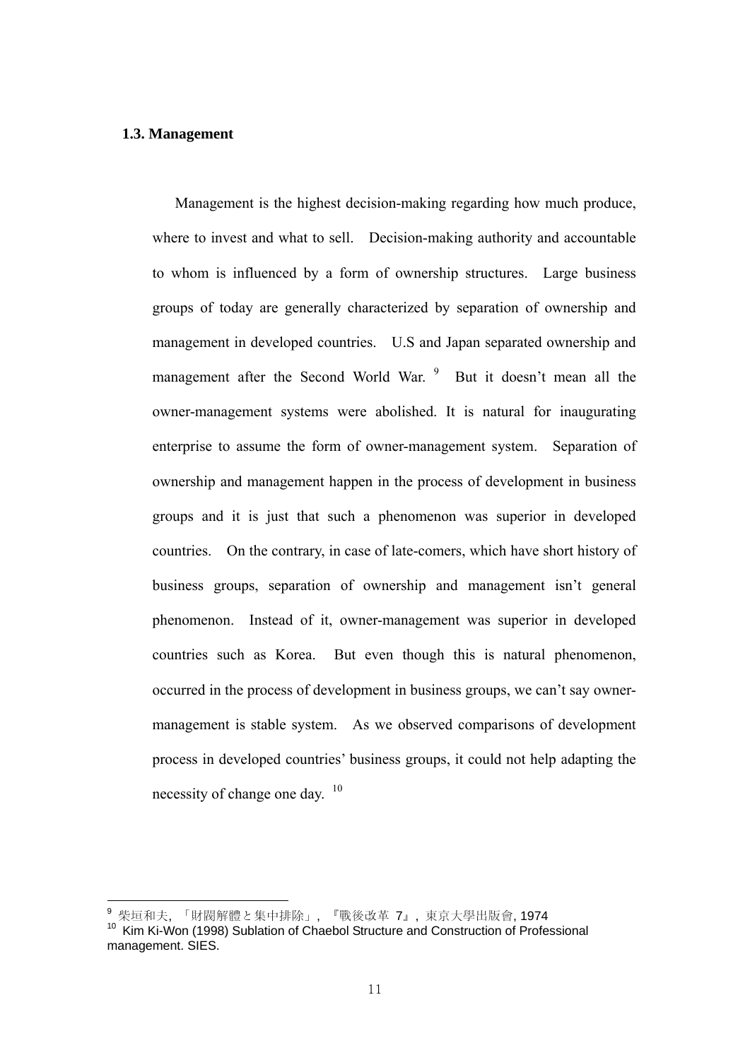### 1.3. Management

Management is the highest decision-making regarding how much produce, where to invest and what to sell. Decision-making authority and accountable to whom is influenced by a form of ownership structures. Large business groups of today are generally characterized by separation of ownership and management in developed countries. U.S and Japan separated ownership and management after the Second World War.[9] But it doesn't mean all the owner-management systems were abolished. It is natural for inaugurating enterprise to assume the form of owner-management system. Separation of ownership and management happen in the process of development in business groups and it is just that such a phenomenon was superior in developed countries. On the contrary, in case of late-comers, which have short history of business groups, separation of ownership and management isn't general phenomenon. Instead of it, owner-management was superior in developed countries such as Korea. But even though this is natural phenomenon, occurred in the process of development in business groups, we can't say owner-management is stable system. As we observed comparisons of development process in developed countries' business groups, it could not help adapting the necessity of change one day.[10]

---

[9] 柴垣和夫, 「財閥解體と集中排除」, 『戰後改革 7』, 東京大學出版會, 1974

[10] Kim Ki-Won (1998) Sublation of Chaebol Structure and Construction of Professional management. SIES.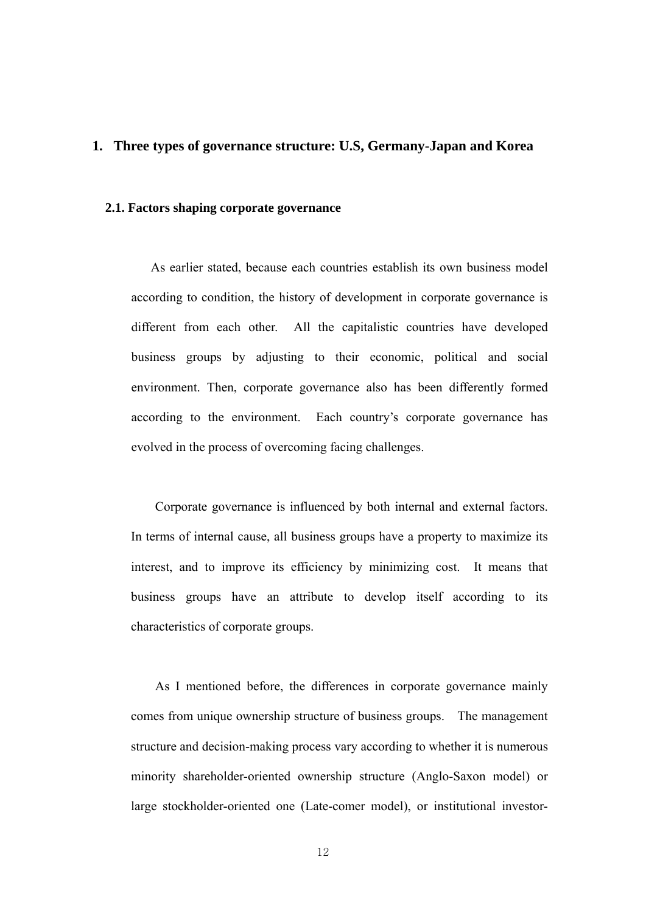# 1. Three types of governance structure: U.S, Germany-Japan and Korea

## 2.1. Factors shaping corporate governance

As earlier stated, because each countries establish its own business model according to condition, the history of development in corporate governance is different from each other. All the capitalistic countries have developed business groups by adjusting to their economic, political and social environment. Then, corporate governance also has been differently formed according to the environment. Each country's corporate governance has evolved in the process of overcoming facing challenges.

Corporate governance is influenced by both internal and external factors. In terms of internal cause, all business groups have a property to maximize its interest, and to improve its efficiency by minimizing cost. It means that business groups have an attribute to develop itself according to its characteristics of corporate groups.

As I mentioned before, the differences in corporate governance mainly comes from unique ownership structure of business groups. The management structure and decision-making process vary according to whether it is numerous minority shareholder-oriented ownership structure (Anglo-Saxon model) or large stockholder-oriented one (Late-comer model), or institutional investor-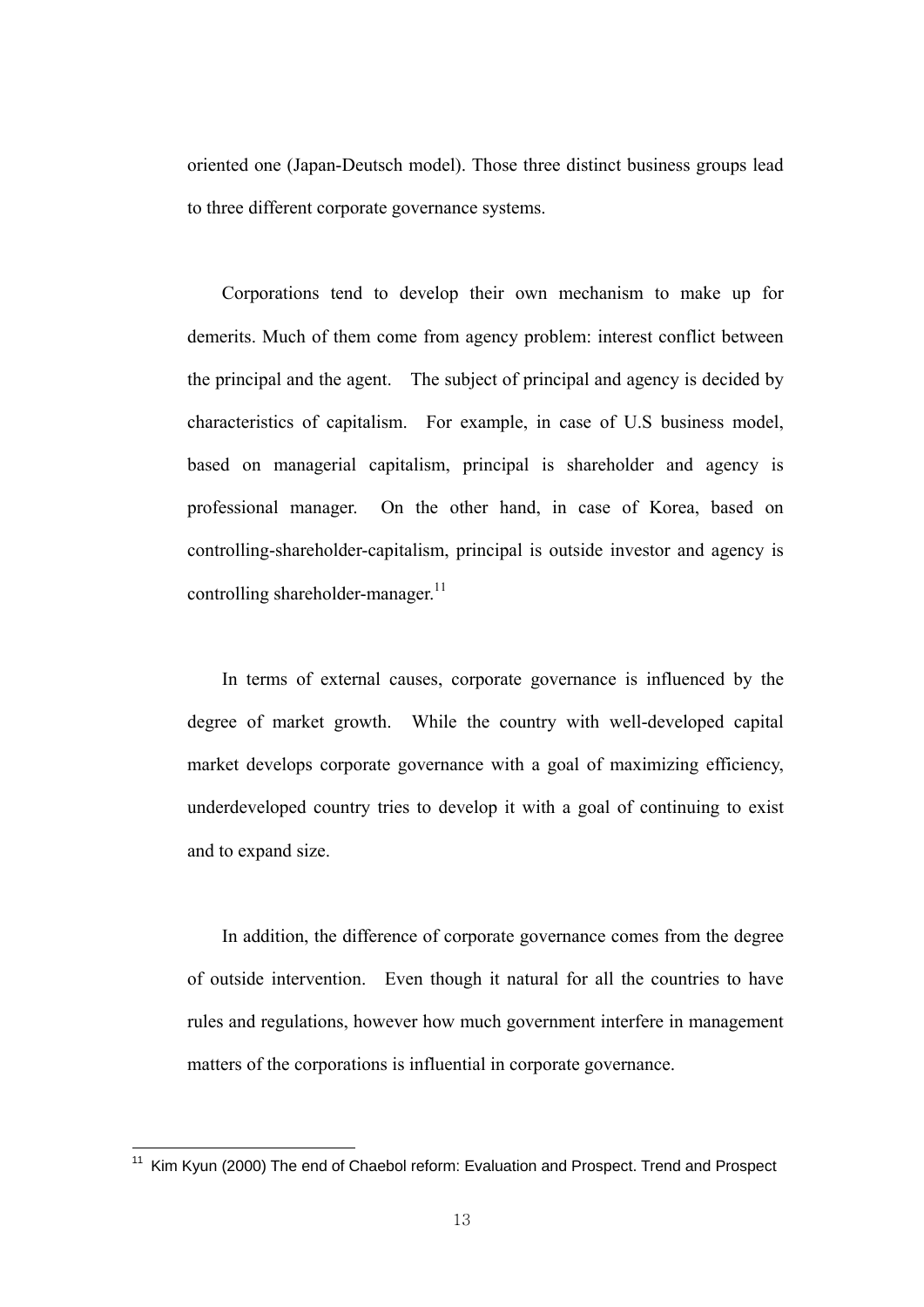oriented one (Japan-Deutsch model). Those three distinct business groups lead to three different corporate governance systems.

Corporations tend to develop their own mechanism to make up for demerits. Much of them come from agency problem: interest conflict between the principal and the agent. The subject of principal and agency is decided by characteristics of capitalism. For example, in case of U.S business model, based on managerial capitalism, principal is shareholder and agency is professional manager. On the other hand, in case of Korea, based on controlling-shareholder-capitalism, principal is outside investor and agency is controlling shareholder-manager.[11]

In terms of external causes, corporate governance is influenced by the degree of market growth. While the country with well-developed capital market develops corporate governance with a goal of maximizing efficiency, underdeveloped country tries to develop it with a goal of continuing to exist and to expand size.

In addition, the difference of corporate governance comes from the degree of outside intervention. Even though it natural for all the countries to have rules and regulations, however how much government interfere in management matters of the corporations is influential in corporate governance.

---

[11] Kim Kyun (2000) The end of Chaebol reform: Evaluation and Prospect. Trend and Prospect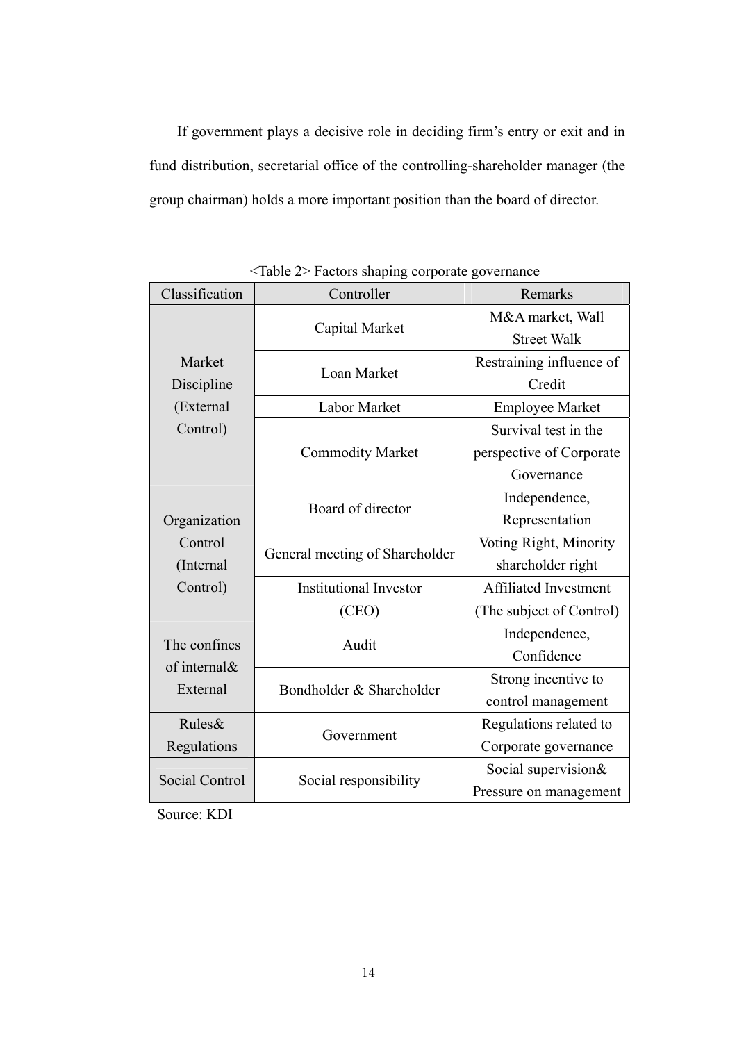If government plays a decisive role in deciding firm's entry or exit and in fund distribution, secretarial office of the controlling-shareholder manager (the group chairman) holds a more important position than the board of director.

<Table 2> Factors shaping corporate governance

| Classification | Controller | Remarks |
|---|---|---|
| Market Discipline (External Control) | Capital Market | M&A market, Wall Street Walk |
| | Loan Market | Restraining influence of Credit |
| | Labor Market | Employee Market |
| | Commodity Market | Survival test in the perspective of Corporate Governance |
| Organization Control (Internal Control) | Board of director | Independence, Representation |
| | General meeting of Shareholder | Voting Right, Minority shareholder right |
| | Institutional Investor | Affiliated Investment |
| | (CEO) | (The subject of Control) |
| The confines of internal& External | Audit | Independence, Confidence |
| | Bondholder & Shareholder | Strong incentive to control management |
| Rules& Regulations | Government | Regulations related to Corporate governance |
| Social Control | Social responsibility | Social supervision& Pressure on management |

Source: KDI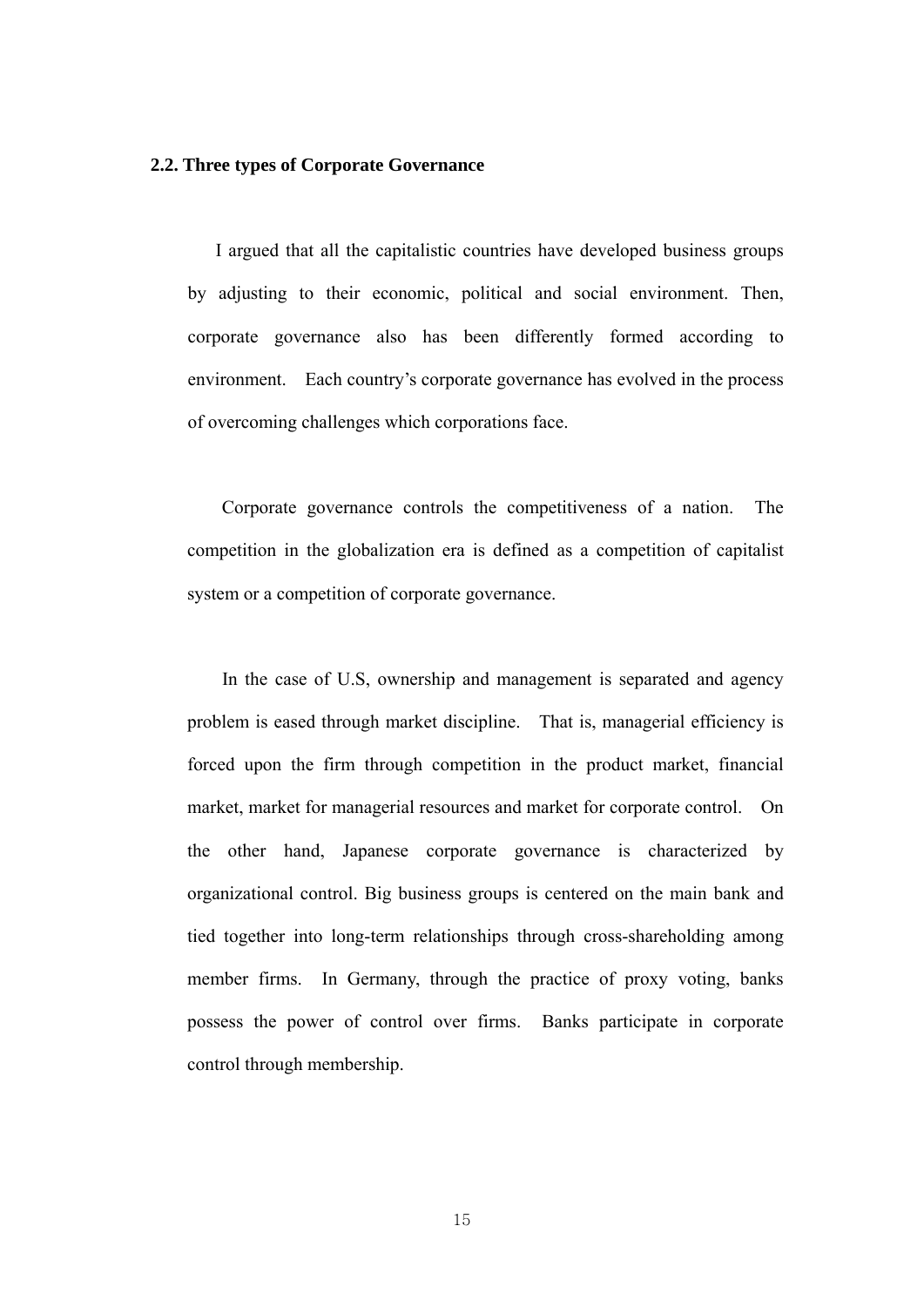### 2.2. Three types of Corporate Governance

I argued that all the capitalistic countries have developed business groups by adjusting to their economic, political and social environment. Then, corporate governance also has been differently formed according to environment. Each country's corporate governance has evolved in the process of overcoming challenges which corporations face.

Corporate governance controls the competitiveness of a nation. The competition in the globalization era is defined as a competition of capitalist system or a competition of corporate governance.

In the case of U.S, ownership and management is separated and agency problem is eased through market discipline. That is, managerial efficiency is forced upon the firm through competition in the product market, financial market, market for managerial resources and market for corporate control. On the other hand, Japanese corporate governance is characterized by organizational control. Big business groups is centered on the main bank and tied together into long-term relationships through cross-shareholding among member firms. In Germany, through the practice of proxy voting, banks possess the power of control over firms. Banks participate in corporate control through membership.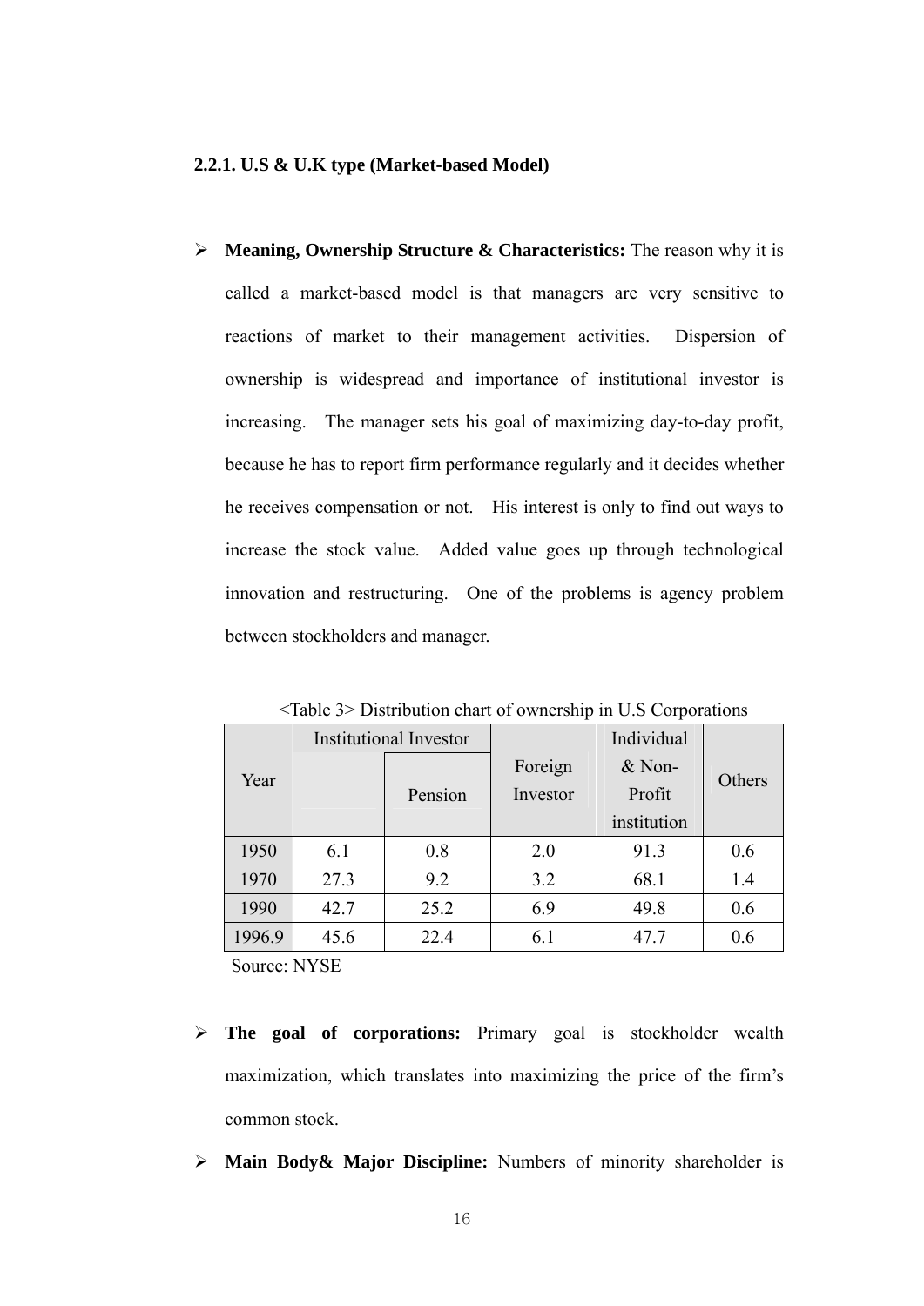### 2.2.1. U.S & U.K type (Market-based Model)

- **Meaning, Ownership Structure & Characteristics:** The reason why it is called a market-based model is that managers are very sensitive to reactions of market to their management activities. Dispersion of ownership is widespread and importance of institutional investor is increasing. The manager sets his goal of maximizing day-to-day profit, because he has to report firm performance regularly and it decides whether he receives compensation or not. His interest is only to find out ways to increase the stock value. Added value goes up through technological innovation and restructuring. One of the problems is agency problem between stockholders and manager.

<Table 3> Distribution chart of ownership in U.S Corporations

| Year | Institutional Investor | | Foreign Investor | Individual & Non-Profit institution | Others |
|---|---|---|---|---|---|
| | | Pension | | | |
| 1950 | 6.1 | 0.8 | 2.0 | 91.3 | 0.6 |
| 1970 | 27.3 | 9.2 | 3.2 | 68.1 | 1.4 |
| 1990 | 42.7 | 25.2 | 6.9 | 49.8 | 0.6 |
| 1996.9 | 45.6 | 22.4 | 6.1 | 47.7 | 0.6 |

Source: NYSE

- **The goal of corporations:** Primary goal is stockholder wealth maximization, which translates into maximizing the price of the firm's common stock.
- **Main Body& Major Discipline:** Numbers of minority shareholder is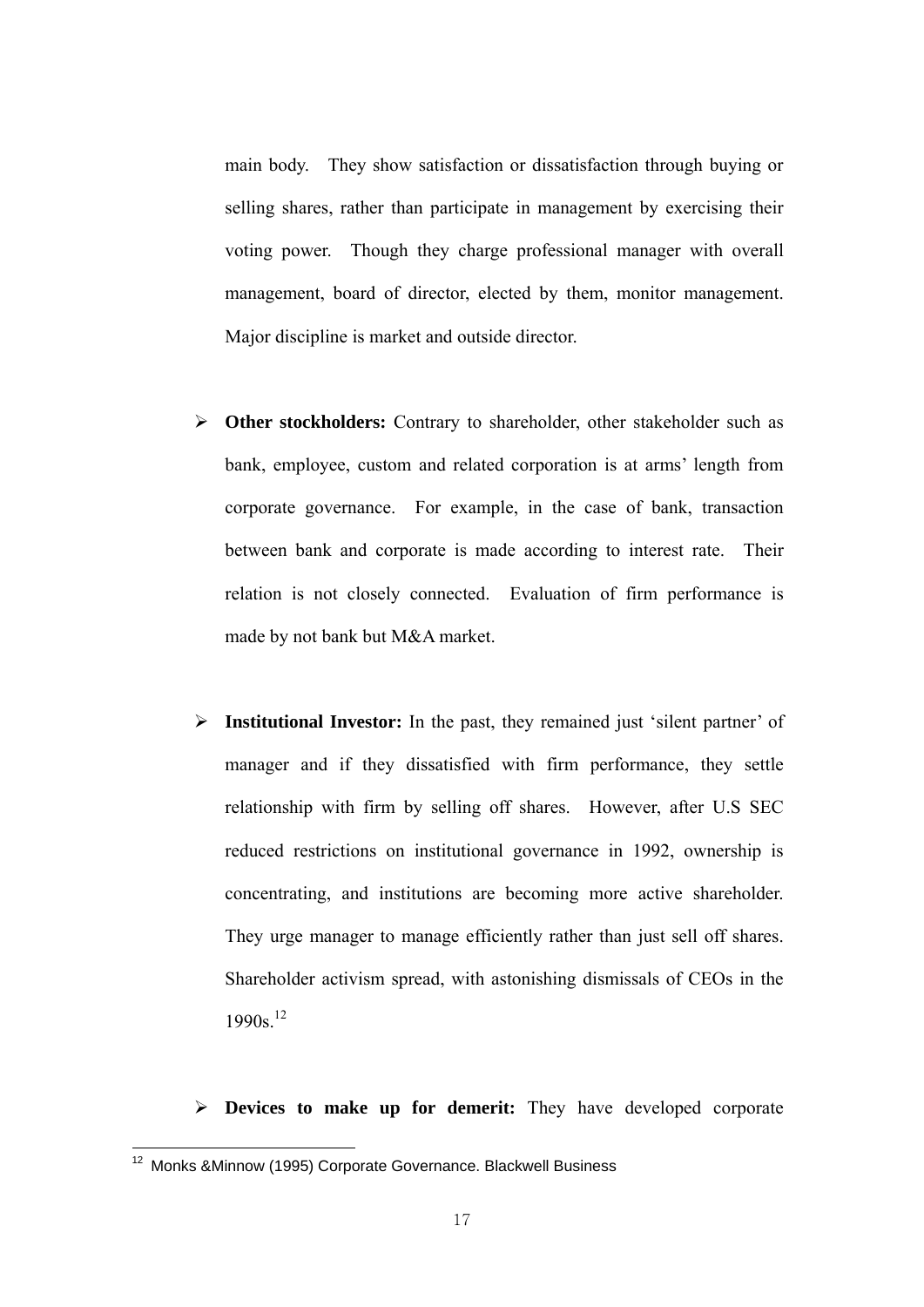main body. They show satisfaction or dissatisfaction through buying or selling shares, rather than participate in management by exercising their voting power. Though they charge professional manager with overall management, board of director, elected by them, monitor management. Major discipline is market and outside director.

- **Other stockholders:** Contrary to shareholder, other stakeholder such as bank, employee, custom and related corporation is at arms' length from corporate governance. For example, in the case of bank, transaction between bank and corporate is made according to interest rate. Their relation is not closely connected. Evaluation of firm performance is made by not bank but M&A market.

- **Institutional Investor:** In the past, they remained just 'silent partner' of manager and if they dissatisfied with firm performance, they settle relationship with firm by selling off shares. However, after U.S SEC reduced restrictions on institutional governance in 1992, ownership is concentrating, and institutions are becoming more active shareholder. They urge manager to manage efficiently rather than just sell off shares. Shareholder activism spread, with astonishing dismissals of CEOs in the 1990s.[12]

- **Devices to make up for demerit:** They have developed corporate

[12] Monks &Minnow (1995) Corporate Governance. Blackwell Business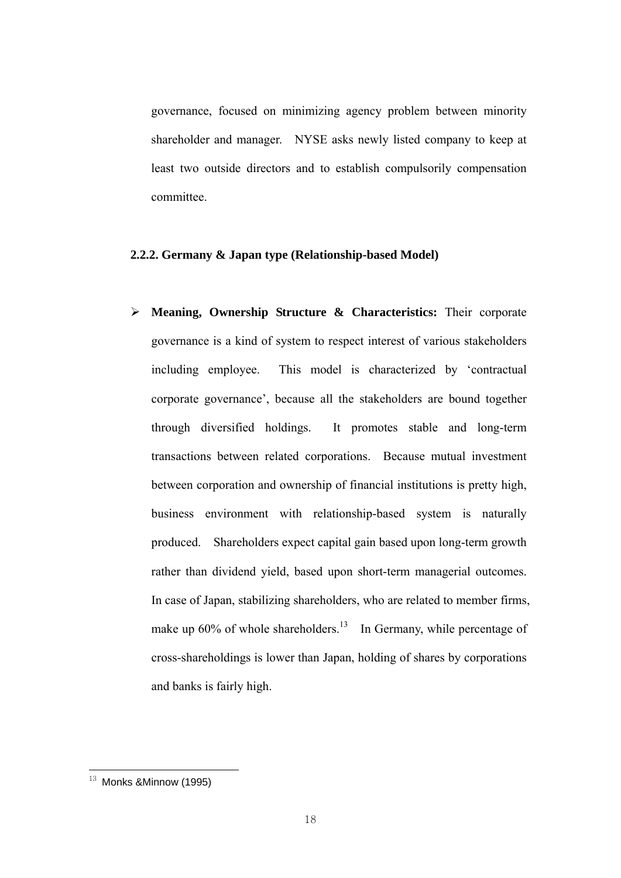governance, focused on minimizing agency problem between minority shareholder and manager. NYSE asks newly listed company to keep at least two outside directors and to establish compulsorily compensation committee.

### 2.2.2. Germany & Japan type (Relationship-based Model)

- **Meaning, Ownership Structure & Characteristics:** Their corporate governance is a kind of system to respect interest of various stakeholders including employee. This model is characterized by 'contractual corporate governance', because all the stakeholders are bound together through diversified holdings. It promotes stable and long-term transactions between related corporations. Because mutual investment between corporation and ownership of financial institutions is pretty high, business environment with relationship-based system is naturally produced. Shareholders expect capital gain based upon long-term growth rather than dividend yield, based upon short-term managerial outcomes. In case of Japan, stabilizing shareholders, who are related to member firms, make up 60% of whole shareholders.[13] In Germany, while percentage of cross-shareholdings is lower than Japan, holding of shares by corporations and banks is fairly high.

---

[13] Monks &Minnow (1995)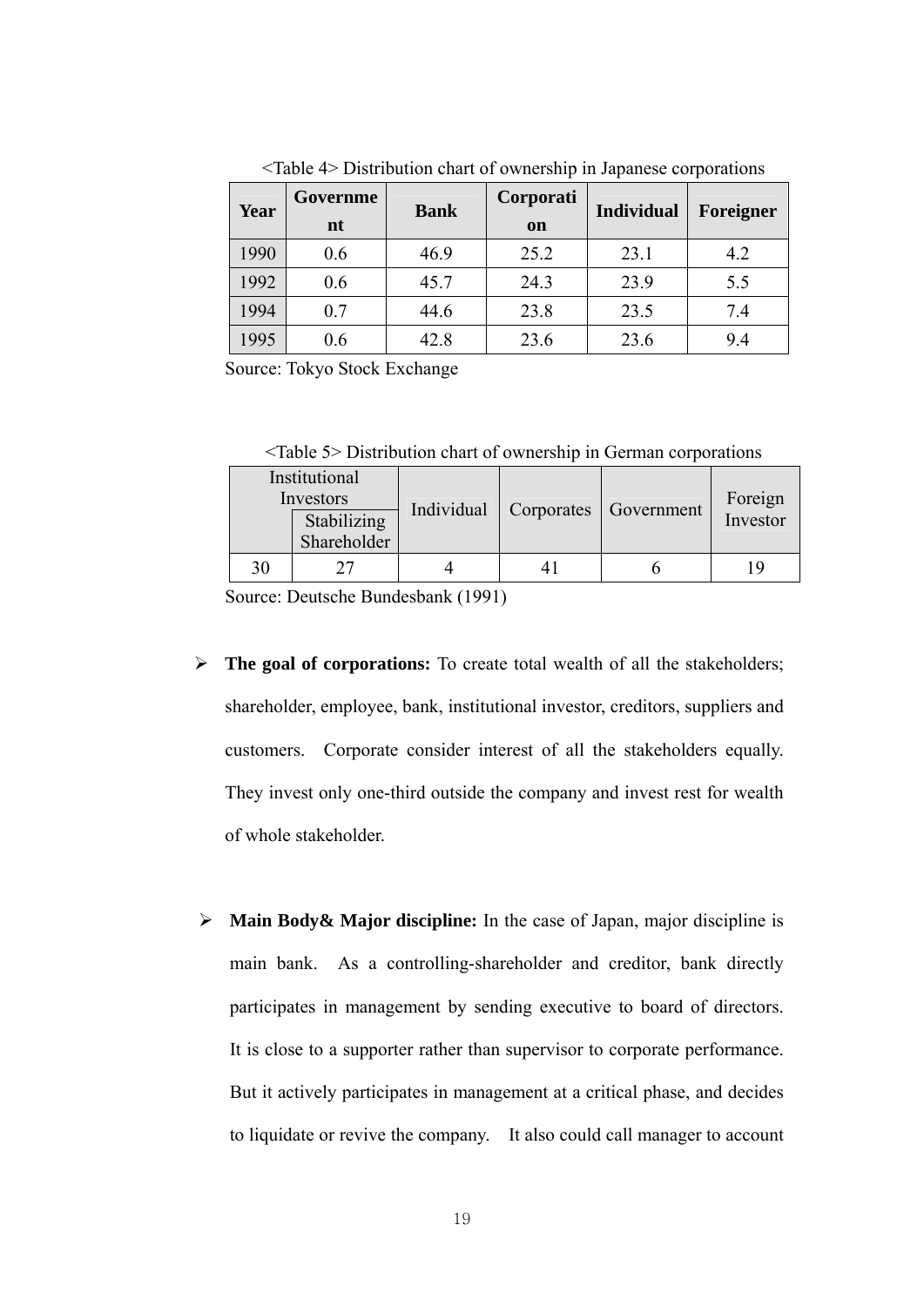<Table 4> Distribution chart of ownership in Japanese corporations

| Year | Government | Bank | Corporation | Individual | Foreigner |
|---|---|---|---|---|---|
| 1990 | 0.6 | 46.9 | 25.2 | 23.1 | 4.2 |
| 1992 | 0.6 | 45.7 | 24.3 | 23.9 | 5.5 |
| 1994 | 0.7 | 44.6 | 23.8 | 23.5 | 7.4 |
| 1995 | 0.6 | 42.8 | 23.6 | 23.6 | 9.4 |

Source: Tokyo Stock Exchange

<Table 5> Distribution chart of ownership in German corporations

| Institutional Investors | | Individual | Corporates | Government | Foreign Investor |
|---|---|---|---|---|---|
| | Stabilizing Shareholder | | | | |
| 30 | 27 | 4 | 41 | 6 | 19 |

Source: Deutsche Bundesbank (1991)

- **The goal of corporations:** To create total wealth of all the stakeholders; shareholder, employee, bank, institutional investor, creditors, suppliers and customers. Corporate consider interest of all the stakeholders equally. They invest only one-third outside the company and invest rest for wealth of whole stakeholder.

- **Main Body& Major discipline:** In the case of Japan, major discipline is main bank. As a controlling-shareholder and creditor, bank directly participates in management by sending executive to board of directors. It is close to a supporter rather than supervisor to corporate performance. But it actively participates in management at a critical phase, and decides to liquidate or revive the company. It also could call manager to account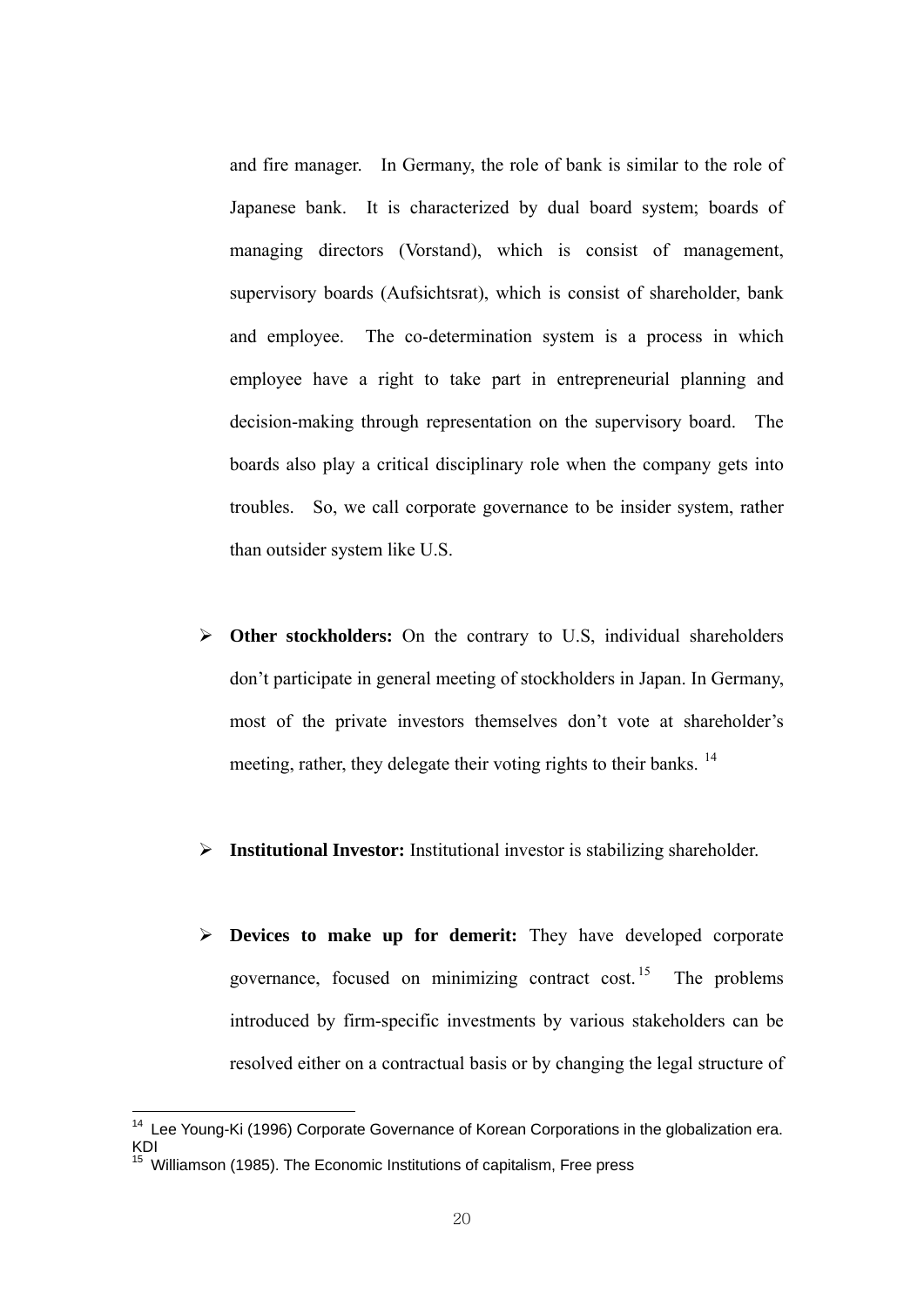and fire manager. In Germany, the role of bank is similar to the role of Japanese bank. It is characterized by dual board system; boards of managing directors (Vorstand), which is consist of management, supervisory boards (Aufsichtsrat), which is consist of shareholder, bank and employee. The co-determination system is a process in which employee have a right to take part in entrepreneurial planning and decision-making through representation on the supervisory board. The boards also play a critical disciplinary role when the company gets into troubles. So, we call corporate governance to be insider system, rather than outsider system like U.S.

- **Other stockholders:** On the contrary to U.S, individual shareholders don't participate in general meeting of stockholders in Japan. In Germany, most of the private investors themselves don't vote at shareholder's meeting, rather, they delegate their voting rights to their banks. [14]

- **Institutional Investor:** Institutional investor is stabilizing shareholder.

- **Devices to make up for demerit:** They have developed corporate governance, focused on minimizing contract cost. [15] The problems introduced by firm-specific investments by various stakeholders can be resolved either on a contractual basis or by changing the legal structure of

---

[14] Lee Young-Ki (1996) Corporate Governance of Korean Corporations in the globalization era. KDI

[15] Williamson (1985). The Economic Institutions of capitalism, Free press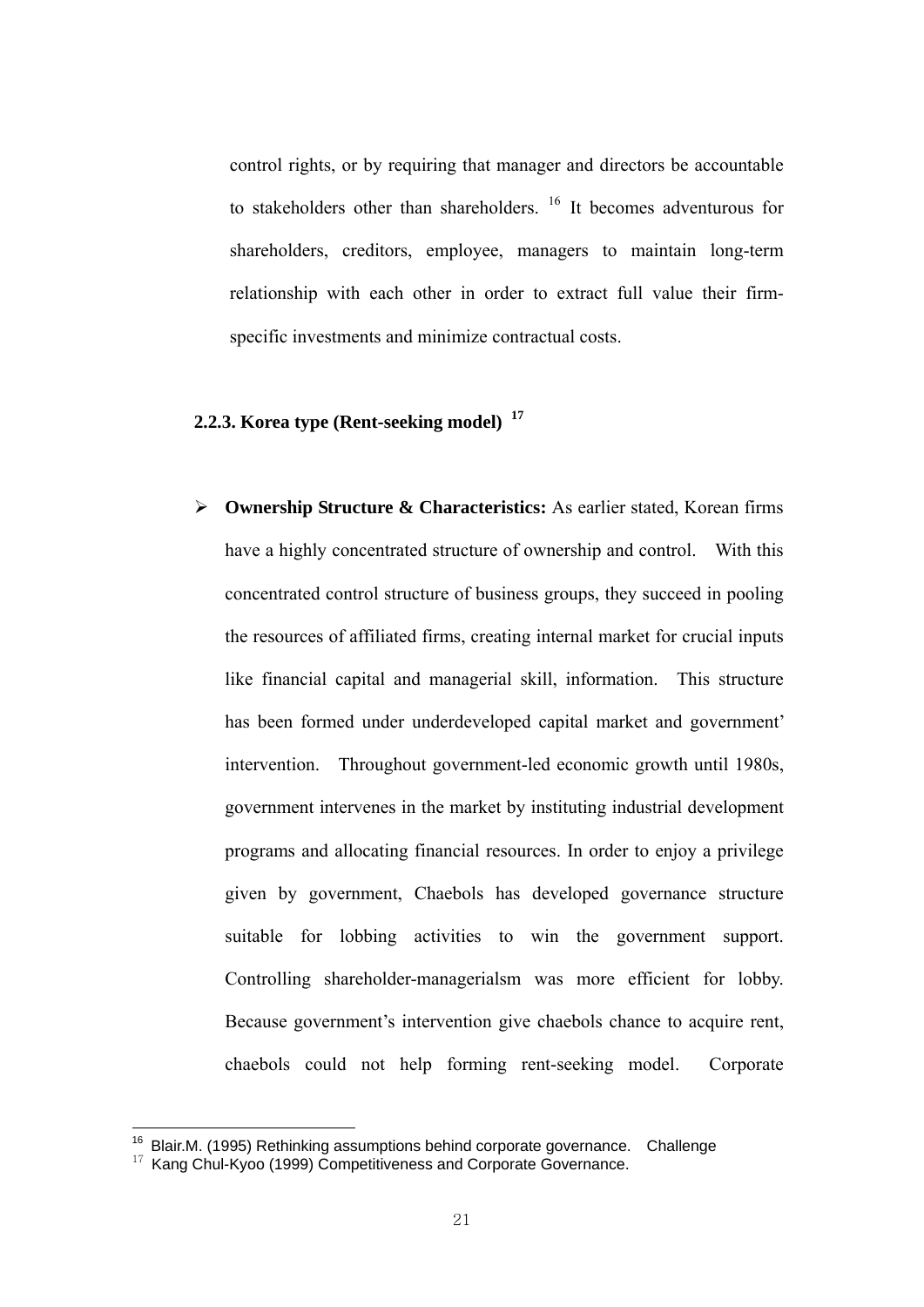control rights, or by requiring that manager and directors be accountable to stakeholders other than shareholders. [16] It becomes adventurous for shareholders, creditors, employee, managers to maintain long-term relationship with each other in order to extract full value their firm-specific investments and minimize contractual costs.

### 2.2.3. Korea type (Rent-seeking model) [17]

- **Ownership Structure & Characteristics:** As earlier stated, Korean firms have a highly concentrated structure of ownership and control. With this concentrated control structure of business groups, they succeed in pooling the resources of affiliated firms, creating internal market for crucial inputs like financial capital and managerial skill, information. This structure has been formed under underdeveloped capital market and government' intervention. Throughout government-led economic growth until 1980s, government intervenes in the market by instituting industrial development programs and allocating financial resources. In order to enjoy a privilege given by government, Chaebols has developed governance structure suitable for lobbing activities to win the government support. Controlling shareholder-managerialsm was more efficient for lobby. Because government's intervention give chaebols chance to acquire rent, chaebols could not help forming rent-seeking model. Corporate

---

[16] Blair.M. (1995) Rethinking assumptions behind corporate governance. Challenge

[17] Kang Chul-Kyoo (1999) Competitiveness and Corporate Governance.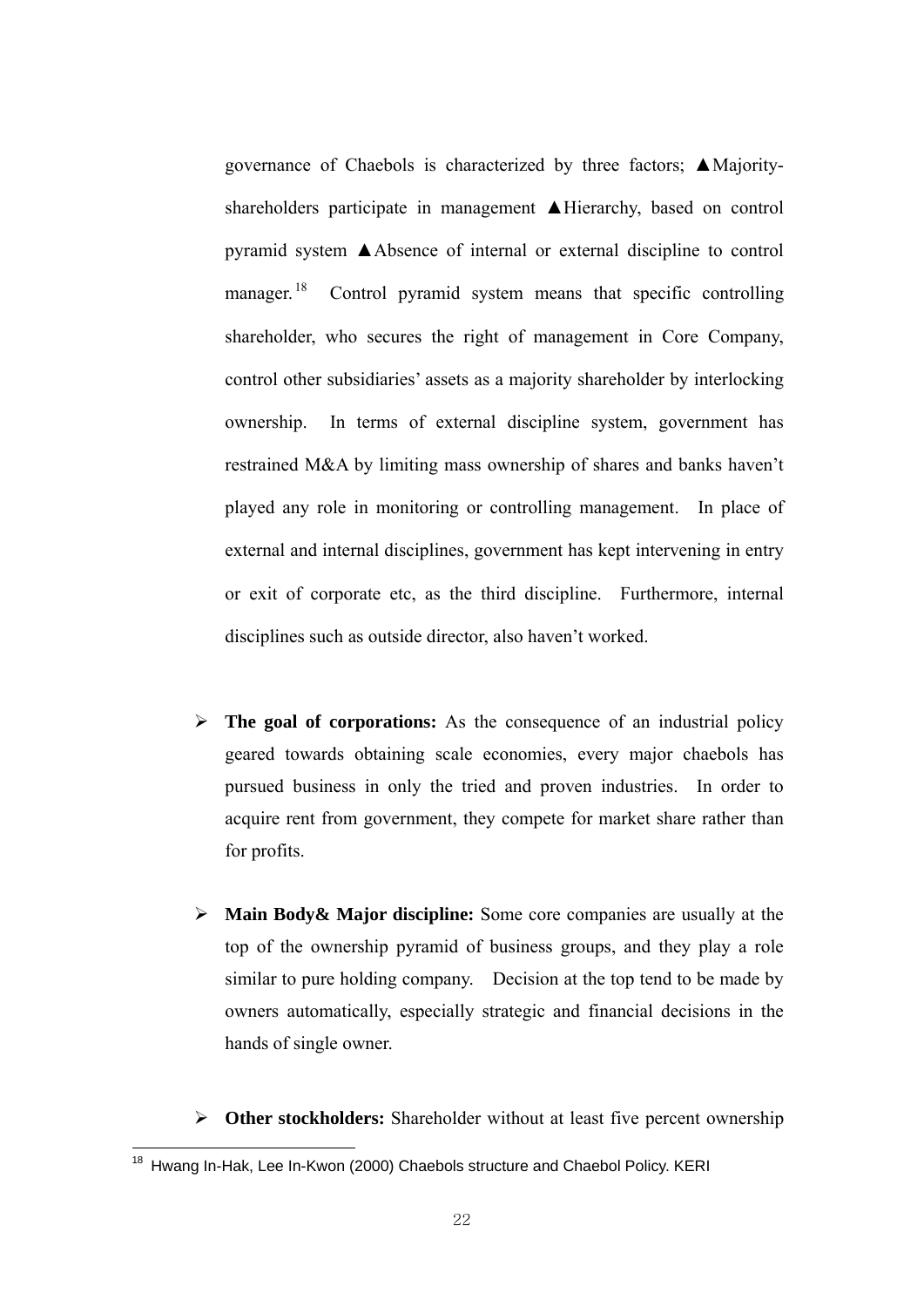governance of Chaebols is characterized by three factors; ▲Majority-shareholders participate in management ▲Hierarchy, based on control pyramid system ▲Absence of internal or external discipline to control manager.[18] Control pyramid system means that specific controlling shareholder, who secures the right of management in Core Company, control other subsidiaries' assets as a majority shareholder by interlocking ownership. In terms of external discipline system, government has restrained M&A by limiting mass ownership of shares and banks haven't played any role in monitoring or controlling management. In place of external and internal disciplines, government has kept intervening in entry or exit of corporate etc, as the third discipline. Furthermore, internal disciplines such as outside director, also haven't worked.

- **The goal of corporations:** As the consequence of an industrial policy geared towards obtaining scale economies, every major chaebols has pursued business in only the tried and proven industries. In order to acquire rent from government, they compete for market share rather than for profits.

- **Main Body& Major discipline:** Some core companies are usually at the top of the ownership pyramid of business groups, and they play a role similar to pure holding company. Decision at the top tend to be made by owners automatically, especially strategic and financial decisions in the hands of single owner.

- **Other stockholders:** Shareholder without at least five percent ownership

---

[18] Hwang In-Hak, Lee In-Kwon (2000) Chaebols structure and Chaebol Policy. KERI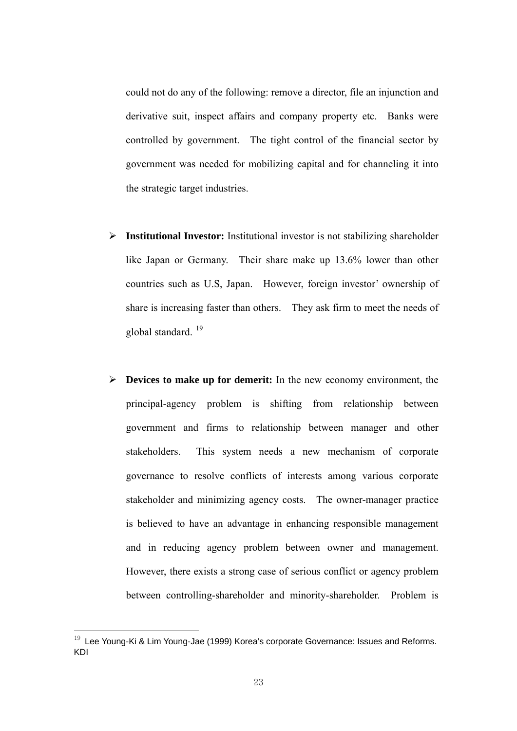could not do any of the following: remove a director, file an injunction and derivative suit, inspect affairs and company property etc. Banks were controlled by government. The tight control of the financial sector by government was needed for mobilizing capital and for channeling it into the strategic target industries.

- **Institutional Investor:** Institutional investor is not stabilizing shareholder like Japan or Germany. Their share make up 13.6% lower than other countries such as U.S, Japan. However, foreign investor' ownership of share is increasing faster than others. They ask firm to meet the needs of global standard. [19]

- **Devices to make up for demerit:** In the new economy environment, the principal-agency problem is shifting from relationship between government and firms to relationship between manager and other stakeholders. This system needs a new mechanism of corporate governance to resolve conflicts of interests among various corporate stakeholder and minimizing agency costs. The owner-manager practice is believed to have an advantage in enhancing responsible management and in reducing agency problem between owner and management. However, there exists a strong case of serious conflict or agency problem between controlling-shareholder and minority-shareholder. Problem is

[19] Lee Young-Ki & Lim Young-Jae (1999) Korea's corporate Governance: Issues and Reforms. KDI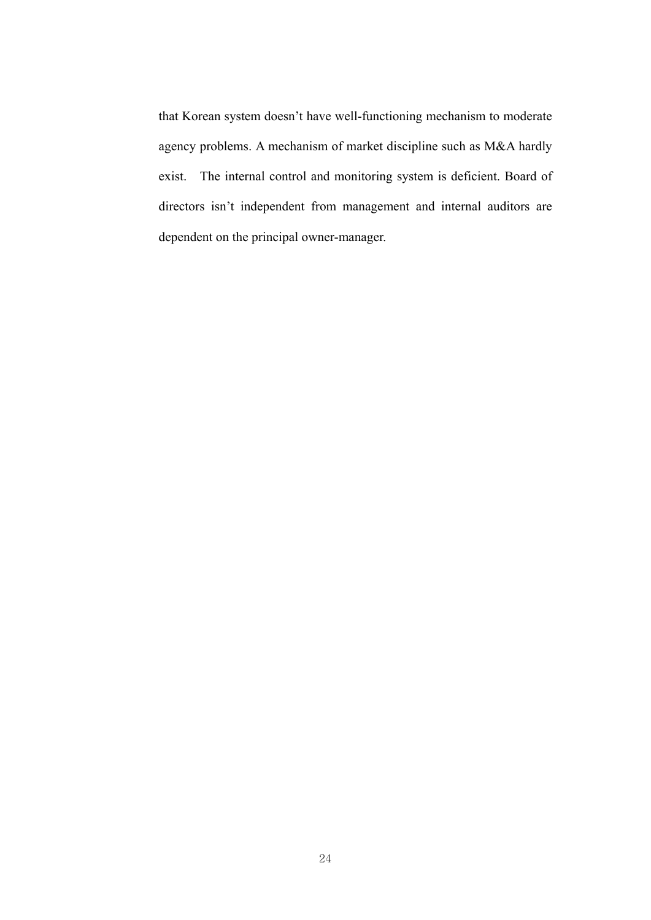that Korean system doesn't have well-functioning mechanism to moderate agency problems. A mechanism of market discipline such as M&A hardly exist. The internal control and monitoring system is deficient. Board of directors isn't independent from management and internal auditors are dependent on the principal owner-manager.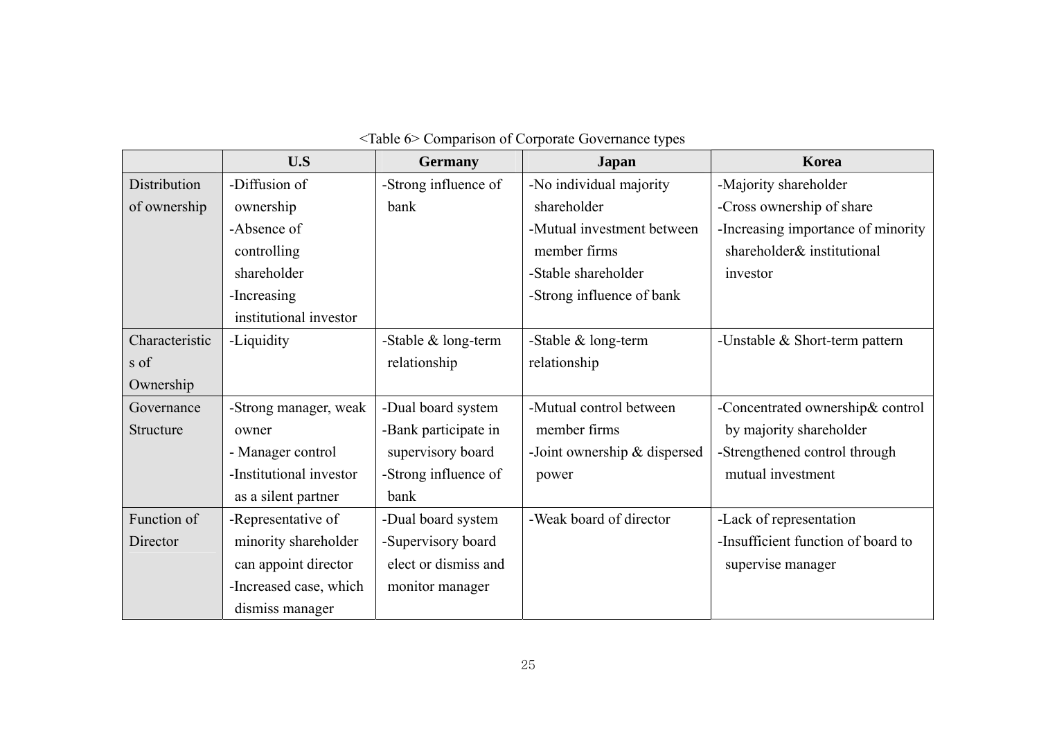<Table 6> Comparison of Corporate Governance types

| | U.S | Germany | Japan | Korea |
|---|---|---|---|---|
| Distribution of ownership | -Diffusion of ownership<br>-Absence of controlling shareholder<br>-Increasing institutional investor | -Strong influence of bank | -No individual majority shareholder<br>-Mutual investment between member firms<br>-Stable shareholder<br>-Strong influence of bank | -Majority shareholder<br>-Cross ownership of share<br>-Increasing importance of minority shareholder& institutional investor |
| Characteristics of Ownership | -Liquidity | -Stable & long-term relationship | -Stable & long-term relationship | -Unstable & Short-term pattern |
| Governance Structure | -Strong manager, weak owner<br>- Manager control<br>-Institutional investor as a silent partner | -Dual board system<br>-Bank participate in supervisory board<br>-Strong influence of bank | -Mutual control between member firms<br>-Joint ownership & dispersed power | -Concentrated ownership& control by majority shareholder<br>-Strengthened control through mutual investment |
| Function of Director | -Representative of minority shareholder can appoint director<br>-Increased case, which dismiss manager | -Dual board system<br>-Supervisory board elect or dismiss and monitor manager | -Weak board of director | -Lack of representation<br>-Insufficient function of board to supervise manager |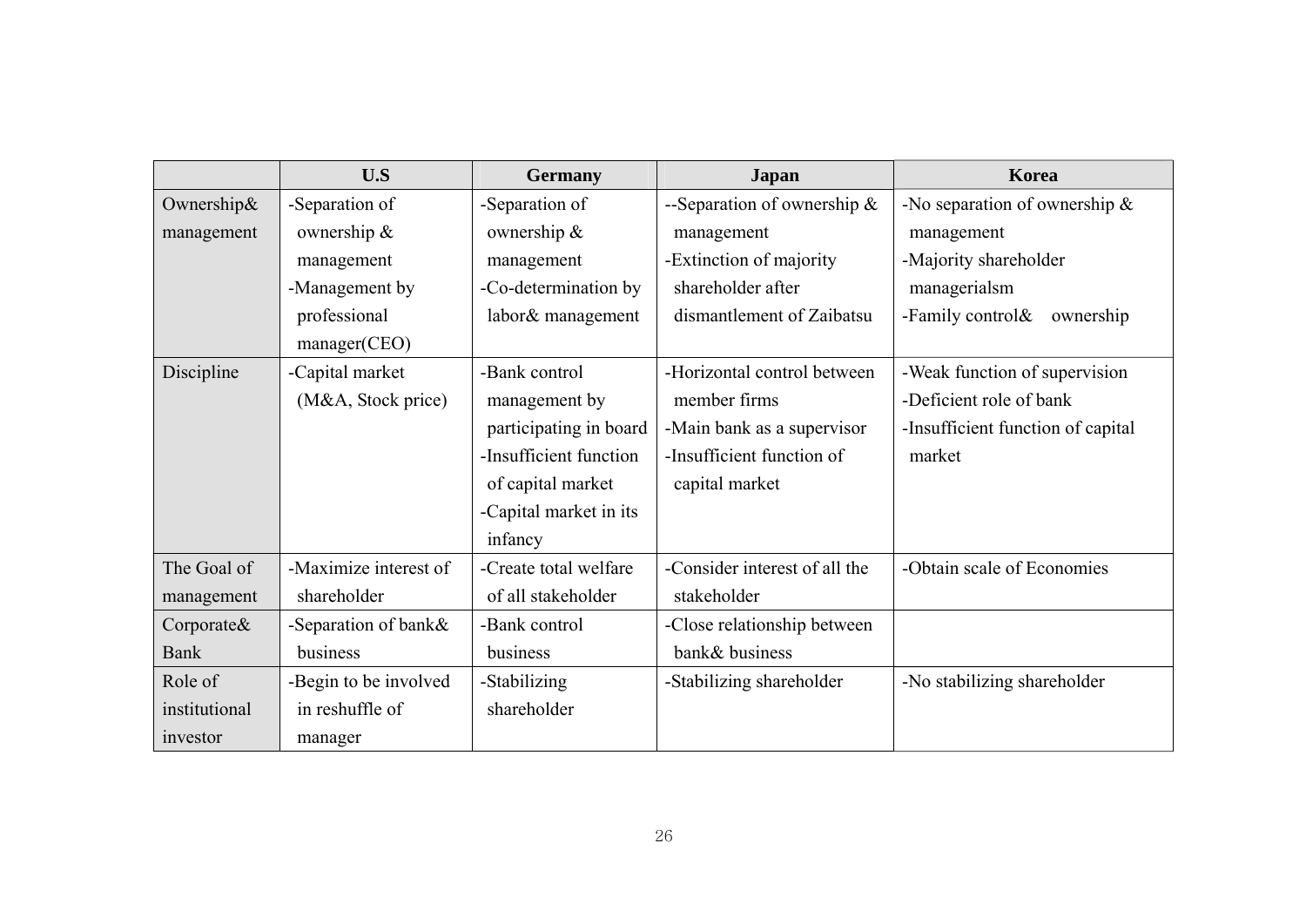| | U.S | Germany | Japan | Korea |
|---|---|---|---|---|
| Ownership& management | -Separation of ownership & management<br>-Management by professional manager(CEO) | -Separation of ownership & management<br>-Co-determination by labor& management | --Separation of ownership & management<br>-Extinction of majority shareholder after dismantlement of Zaibatsu | -No separation of ownership & management<br>-Majority shareholder managerialsm<br>-Family control& ownership |
| Discipline | -Capital market (M&A, Stock price) | -Bank control management by participating in board<br>-Insufficient function of capital market<br>-Capital market in its infancy | -Horizontal control between member firms<br>-Main bank as a supervisor<br>-Insufficient function of capital market | -Weak function of supervision<br>-Deficient role of bank<br>-Insufficient function of capital market |
| The Goal of management | -Maximize interest of shareholder | -Create total welfare of all stakeholder | -Consider interest of all the stakeholder | -Obtain scale of Economies |
| Corporate& Bank | -Separation of bank& business | -Bank control business | -Close relationship between bank& business | |
| Role of institutional investor | -Begin to be involved in reshuffle of manager | -Stabilizing shareholder | -Stabilizing shareholder | -No stabilizing shareholder |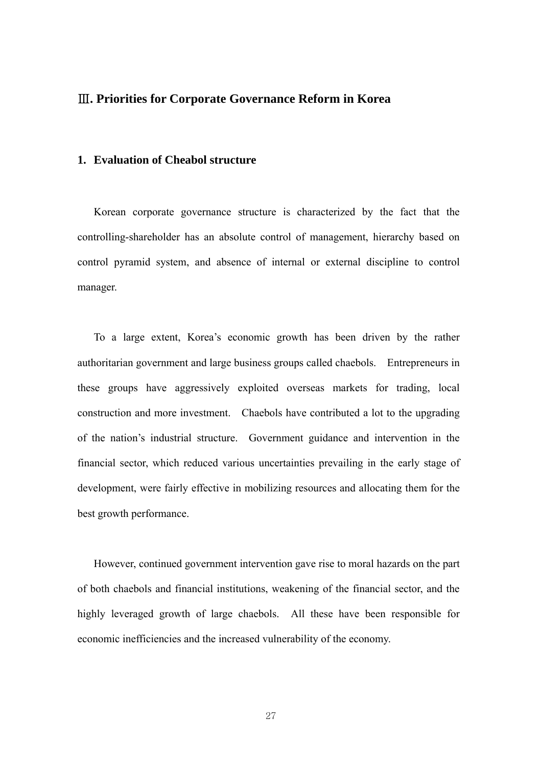## Ⅲ. Priorities for Corporate Governance Reform in Korea

### 1. Evaluation of Cheabol structure

Korean corporate governance structure is characterized by the fact that the controlling-shareholder has an absolute control of management, hierarchy based on control pyramid system, and absence of internal or external discipline to control manager.

To a large extent, Korea's economic growth has been driven by the rather authoritarian government and large business groups called chaebols. Entrepreneurs in these groups have aggressively exploited overseas markets for trading, local construction and more investment. Chaebols have contributed a lot to the upgrading of the nation's industrial structure. Government guidance and intervention in the financial sector, which reduced various uncertainties prevailing in the early stage of development, were fairly effective in mobilizing resources and allocating them for the best growth performance.

However, continued government intervention gave rise to moral hazards on the part of both chaebols and financial institutions, weakening of the financial sector, and the highly leveraged growth of large chaebols. All these have been responsible for economic inefficiencies and the increased vulnerability of the economy.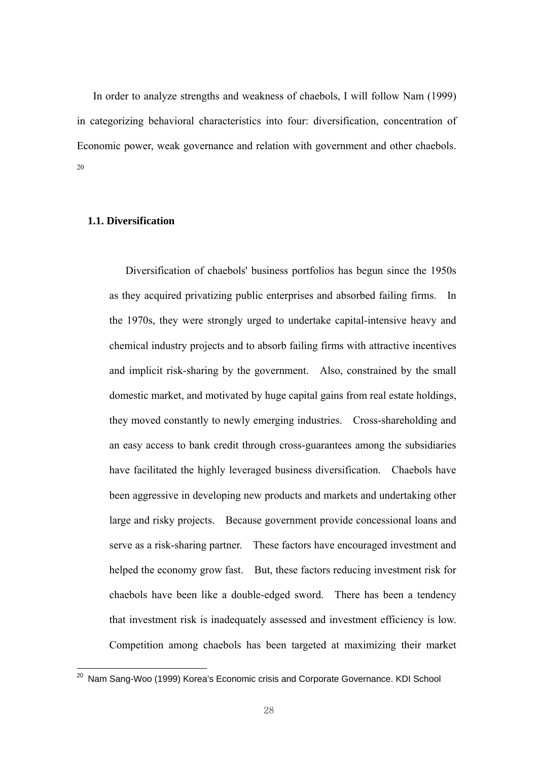In order to analyze strengths and weakness of chaebols, I will follow Nam (1999) in categorizing behavioral characteristics into four: diversification, concentration of Economic power, weak governance and relation with government and other chaebols. [20]

### 1.1. Diversification

Diversification of chaebols' business portfolios has begun since the 1950s as they acquired privatizing public enterprises and absorbed failing firms. In the 1970s, they were strongly urged to undertake capital-intensive heavy and chemical industry projects and to absorb failing firms with attractive incentives and implicit risk-sharing by the government. Also, constrained by the small domestic market, and motivated by huge capital gains from real estate holdings, they moved constantly to newly emerging industries. Cross-shareholding and an easy access to bank credit through cross-guarantees among the subsidiaries have facilitated the highly leveraged business diversification. Chaebols have been aggressive in developing new products and markets and undertaking other large and risky projects. Because government provide concessional loans and serve as a risk-sharing partner. These factors have encouraged investment and helped the economy grow fast. But, these factors reducing investment risk for chaebols have been like a double-edged sword. There has been a tendency that investment risk is inadequately assessed and investment efficiency is low. Competition among chaebols has been targeted at maximizing their market

---

[20] Nam Sang-Woo (1999) Korea's Economic crisis and Corporate Governance. KDI School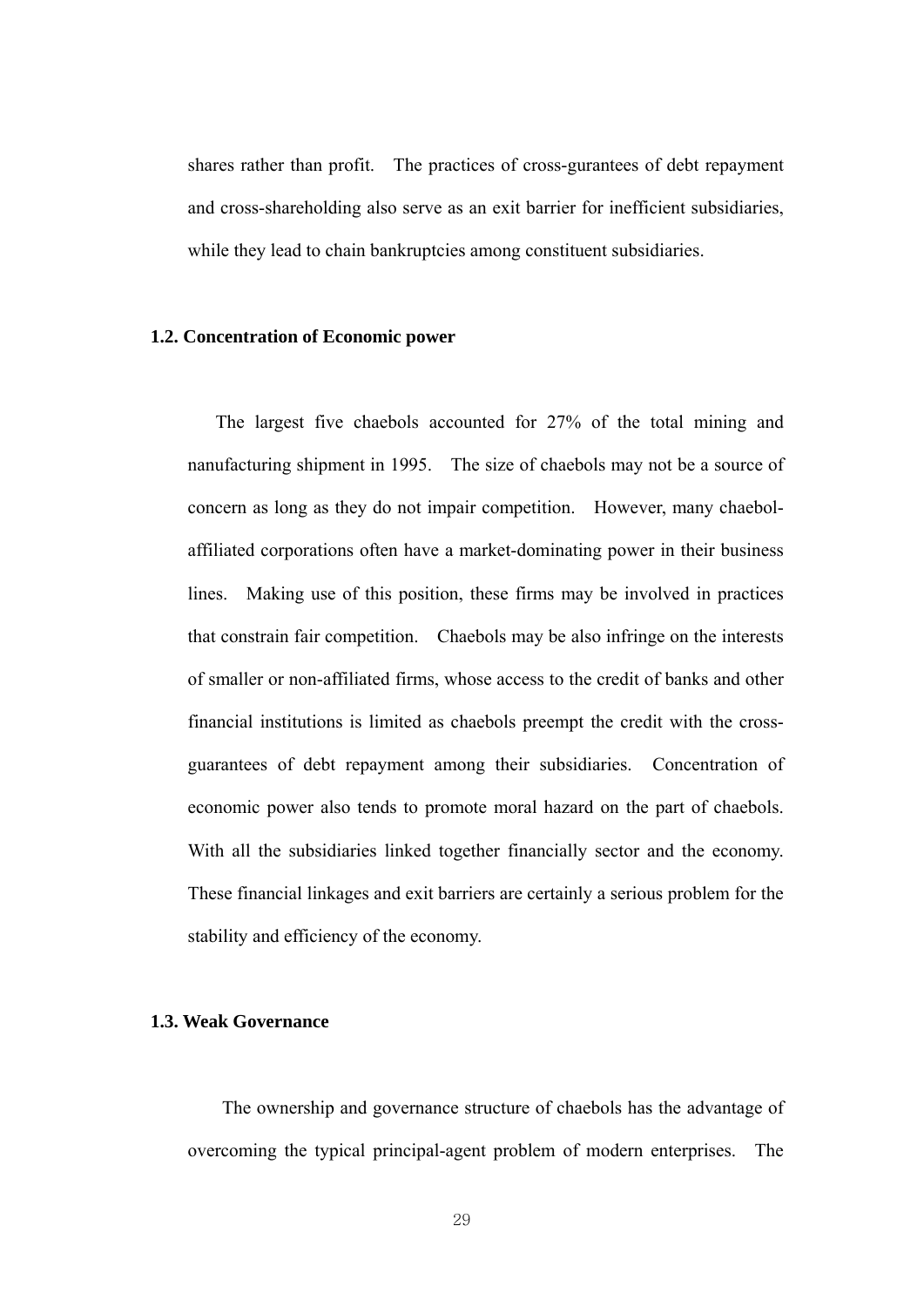shares rather than profit. The practices of cross-gurantees of debt repayment and cross-shareholding also serve as an exit barrier for inefficient subsidiaries, while they lead to chain bankruptcies among constituent subsidiaries.

### 1.2. Concentration of Economic power

The largest five chaebols accounted for 27% of the total mining and nanufacturing shipment in 1995. The size of chaebols may not be a source of concern as long as they do not impair competition. However, many chaebol-affiliated corporations often have a market-dominating power in their business lines. Making use of this position, these firms may be involved in practices that constrain fair competition. Chaebols may be also infringe on the interests of smaller or non-affiliated firms, whose access to the credit of banks and other financial institutions is limited as chaebols preempt the credit with the cross-guarantees of debt repayment among their subsidiaries. Concentration of economic power also tends to promote moral hazard on the part of chaebols. With all the subsidiaries linked together financially sector and the economy. These financial linkages and exit barriers are certainly a serious problem for the stability and efficiency of the economy.

### 1.3. Weak Governance

The ownership and governance structure of chaebols has the advantage of overcoming the typical principal-agent problem of modern enterprises. The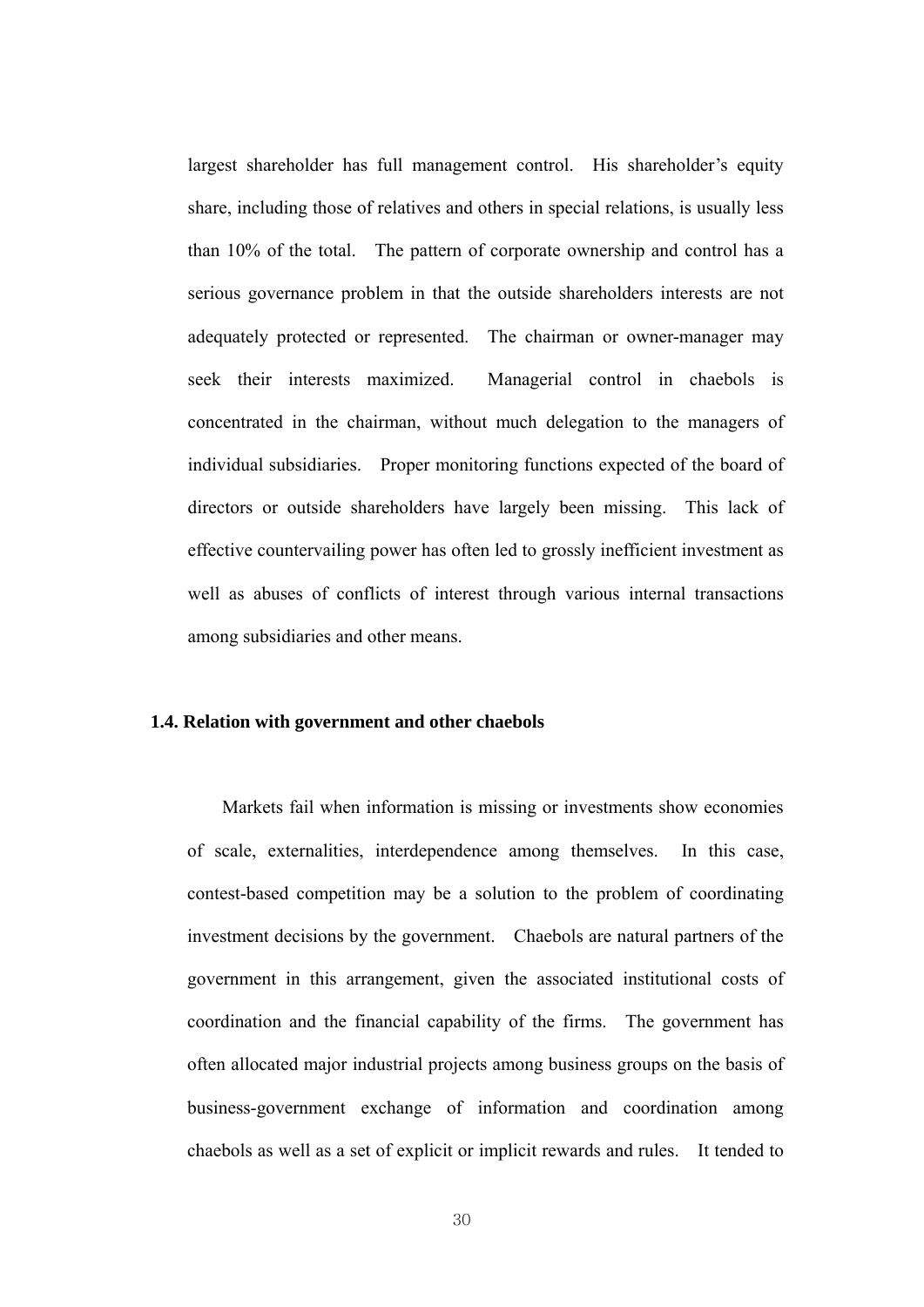largest shareholder has full management control. His shareholder's equity share, including those of relatives and others in special relations, is usually less than 10% of the total. The pattern of corporate ownership and control has a serious governance problem in that the outside shareholders interests are not adequately protected or represented. The chairman or owner-manager may seek their interests maximized. Managerial control in chaebols is concentrated in the chairman, without much delegation to the managers of individual subsidiaries. Proper monitoring functions expected of the board of directors or outside shareholders have largely been missing. This lack of effective countervailing power has often led to grossly inefficient investment as well as abuses of conflicts of interest through various internal transactions among subsidiaries and other means.

### 1.4. Relation with government and other chaebols

Markets fail when information is missing or investments show economies of scale, externalities, interdependence among themselves. In this case, contest-based competition may be a solution to the problem of coordinating investment decisions by the government. Chaebols are natural partners of the government in this arrangement, given the associated institutional costs of coordination and the financial capability of the firms. The government has often allocated major industrial projects among business groups on the basis of business-government exchange of information and coordination among chaebols as well as a set of explicit or implicit rewards and rules. It tended to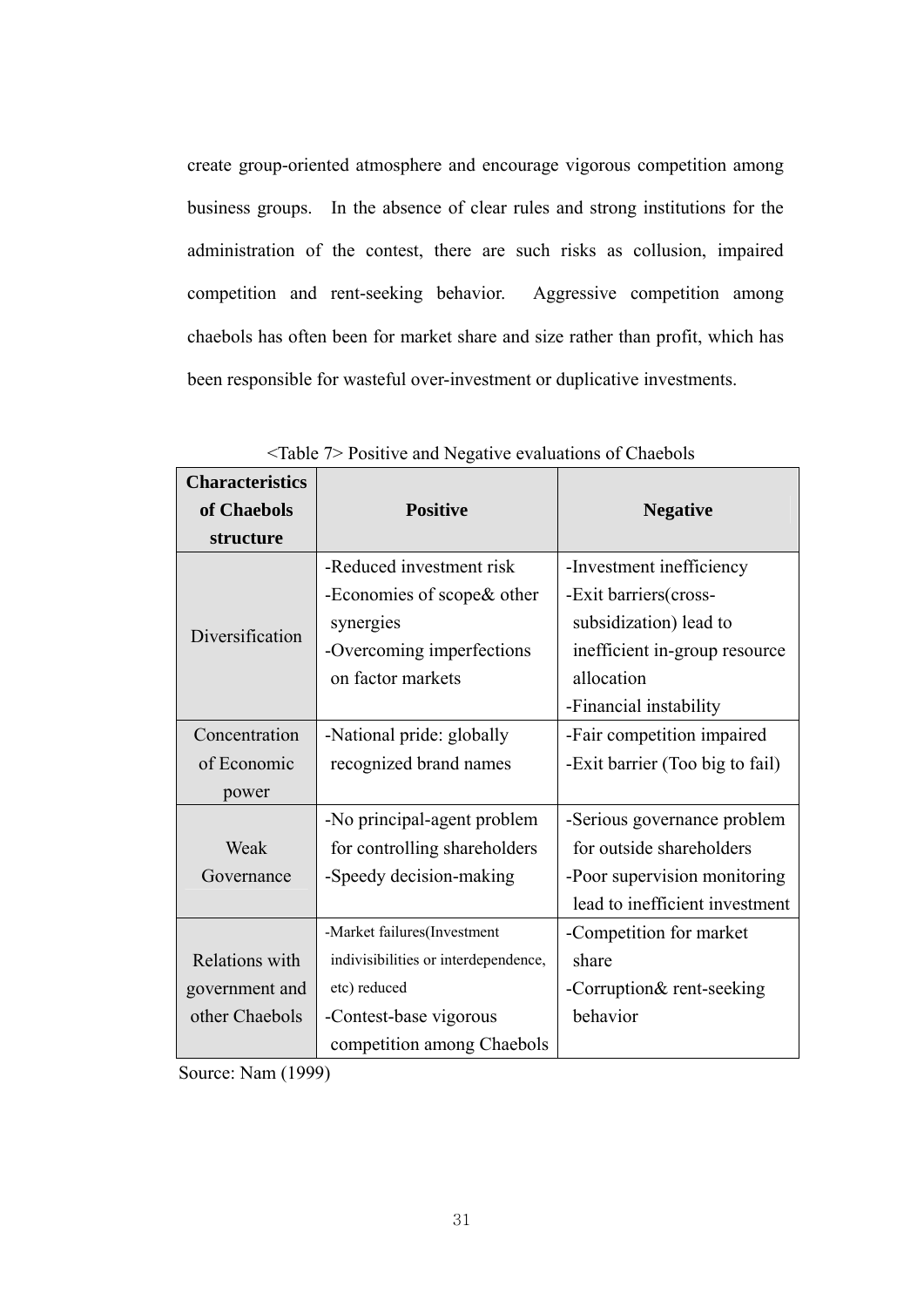create group-oriented atmosphere and encourage vigorous competition among business groups. In the absence of clear rules and strong institutions for the administration of the contest, there are such risks as collusion, impaired competition and rent-seeking behavior. Aggressive competition among chaebols has often been for market share and size rather than profit, which has been responsible for wasteful over-investment or duplicative investments.

<Table 7> Positive and Negative evaluations of Chaebols

| Characteristics of Chaebols structure | Positive | Negative |
|---|---|---|
| Diversification | -Reduced investment risk<br>-Economies of scope& other synergies<br>-Overcoming imperfections on factor markets | -Investment inefficiency<br>-Exit barriers(cross-subsidization) lead to inefficient in-group resource allocation<br>-Financial instability |
| Concentration of Economic power | -National pride: globally recognized brand names | -Fair competition impaired<br>-Exit barrier (Too big to fail) |
| Weak Governance | -No principal-agent problem for controlling shareholders<br>-Speedy decision-making | -Serious governance problem for outside shareholders<br>-Poor supervision monitoring lead to inefficient investment |
| Relations with government and other Chaebols | -Market failures(Investment indivisibilities or interdependence, etc) reduced<br>-Contest-base vigorous competition among Chaebols | -Competition for market share<br>-Corruption& rent-seeking behavior |

Source: Nam (1999)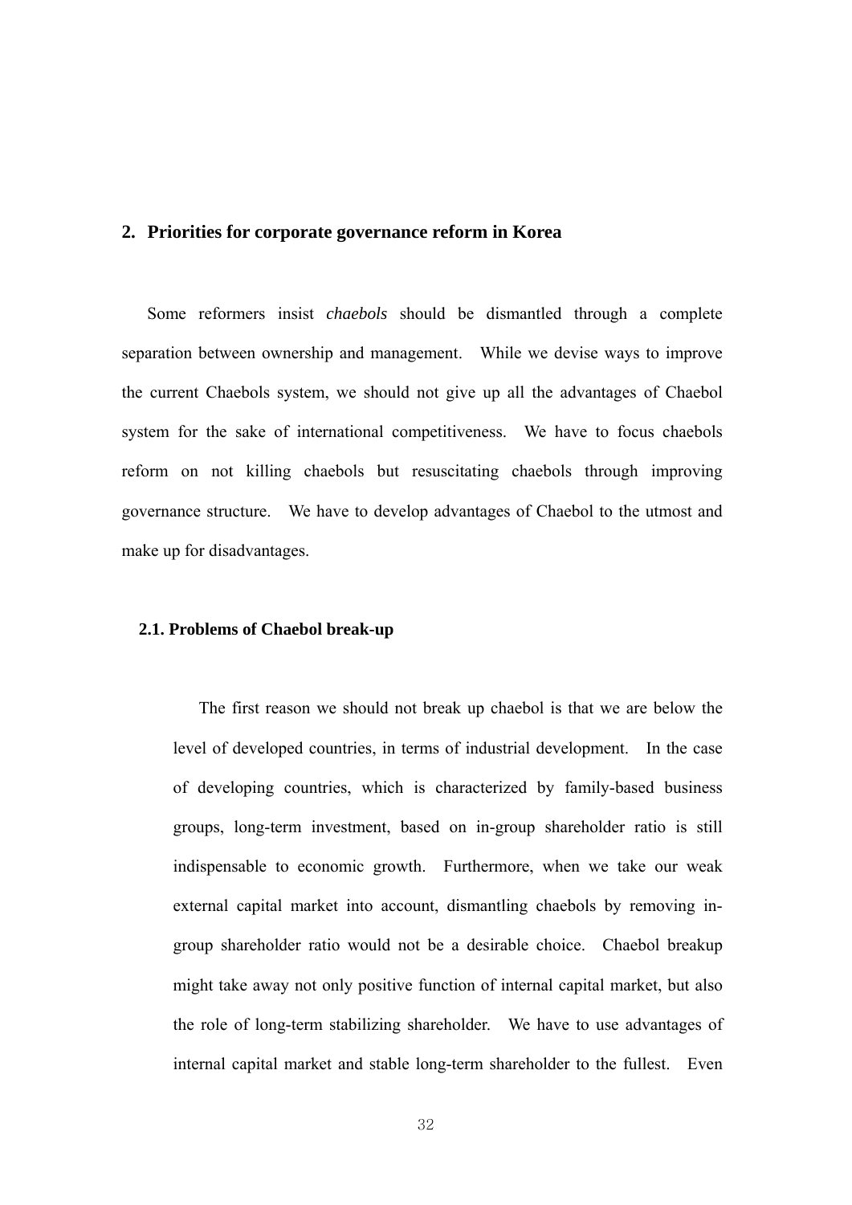## 2. Priorities for corporate governance reform in Korea

Some reformers insist *chaebols* should be dismantled through a complete separation between ownership and management. While we devise ways to improve the current Chaebols system, we should not give up all the advantages of Chaebol system for the sake of international competitiveness. We have to focus chaebols reform on not killing chaebols but resuscitating chaebols through improving governance structure. We have to develop advantages of Chaebol to the utmost and make up for disadvantages.

### 2.1. Problems of Chaebol break-up

The first reason we should not break up chaebol is that we are below the level of developed countries, in terms of industrial development. In the case of developing countries, which is characterized by family-based business groups, long-term investment, based on in-group shareholder ratio is still indispensable to economic growth. Furthermore, when we take our weak external capital market into account, dismantling chaebols by removing in-group shareholder ratio would not be a desirable choice. Chaebol breakup might take away not only positive function of internal capital market, but also the role of long-term stabilizing shareholder. We have to use advantages of internal capital market and stable long-term shareholder to the fullest. Even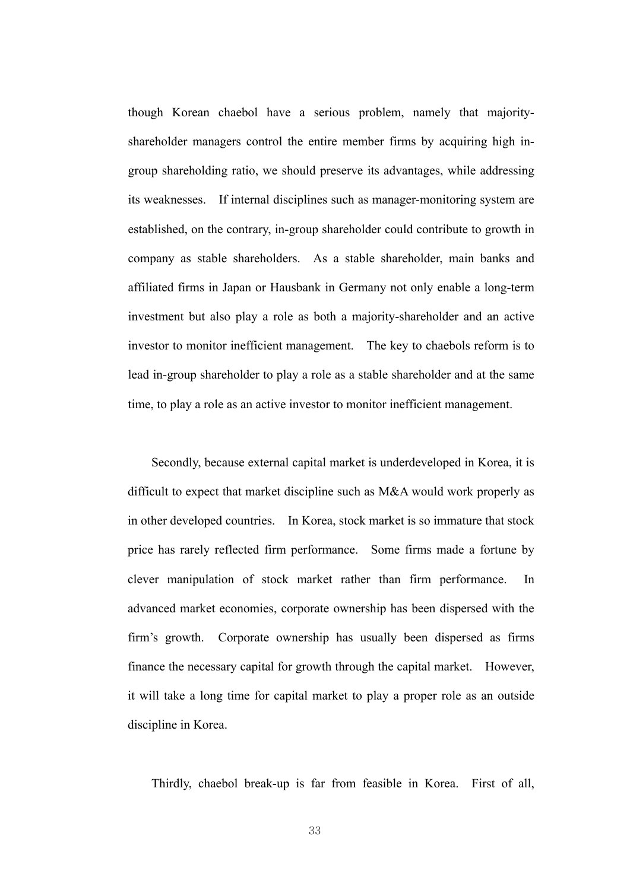though Korean chaebol have a serious problem, namely that majority-shareholder managers control the entire member firms by acquiring high in-group shareholding ratio, we should preserve its advantages, while addressing its weaknesses. If internal disciplines such as manager-monitoring system are established, on the contrary, in-group shareholder could contribute to growth in company as stable shareholders. As a stable shareholder, main banks and affiliated firms in Japan or Hausbank in Germany not only enable a long-term investment but also play a role as both a majority-shareholder and an active investor to monitor inefficient management. The key to chaebols reform is to lead in-group shareholder to play a role as a stable shareholder and at the same time, to play a role as an active investor to monitor inefficient management.

Secondly, because external capital market is underdeveloped in Korea, it is difficult to expect that market discipline such as M&A would work properly as in other developed countries. In Korea, stock market is so immature that stock price has rarely reflected firm performance. Some firms made a fortune by clever manipulation of stock market rather than firm performance. In advanced market economies, corporate ownership has been dispersed with the firm's growth. Corporate ownership has usually been dispersed as firms finance the necessary capital for growth through the capital market. However, it will take a long time for capital market to play a proper role as an outside discipline in Korea.

Thirdly, chaebol break-up is far from feasible in Korea. First of all,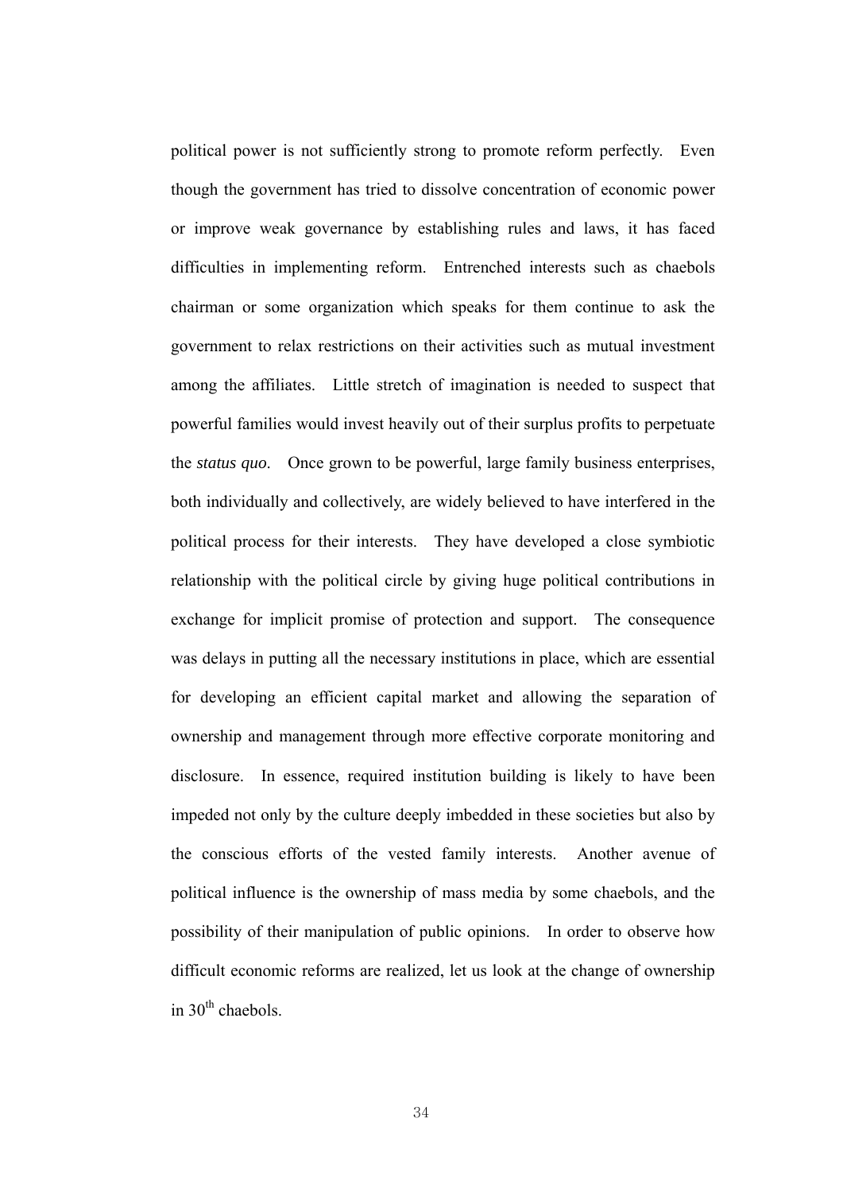political power is not sufficiently strong to promote reform perfectly. Even though the government has tried to dissolve concentration of economic power or improve weak governance by establishing rules and laws, it has faced difficulties in implementing reform. Entrenched interests such as chaebols chairman or some organization which speaks for them continue to ask the government to relax restrictions on their activities such as mutual investment among the affiliates. Little stretch of imagination is needed to suspect that powerful families would invest heavily out of their surplus profits to perpetuate the *status quo*. Once grown to be powerful, large family business enterprises, both individually and collectively, are widely believed to have interfered in the political process for their interests. They have developed a close symbiotic relationship with the political circle by giving huge political contributions in exchange for implicit promise of protection and support. The consequence was delays in putting all the necessary institutions in place, which are essential for developing an efficient capital market and allowing the separation of ownership and management through more effective corporate monitoring and disclosure. In essence, required institution building is likely to have been impeded not only by the culture deeply imbedded in these societies but also by the conscious efforts of the vested family interests. Another avenue of political influence is the ownership of mass media by some chaebols, and the possibility of their manipulation of public opinions. In order to observe how difficult economic reforms are realized, let us look at the change of ownership in 30th chaebols.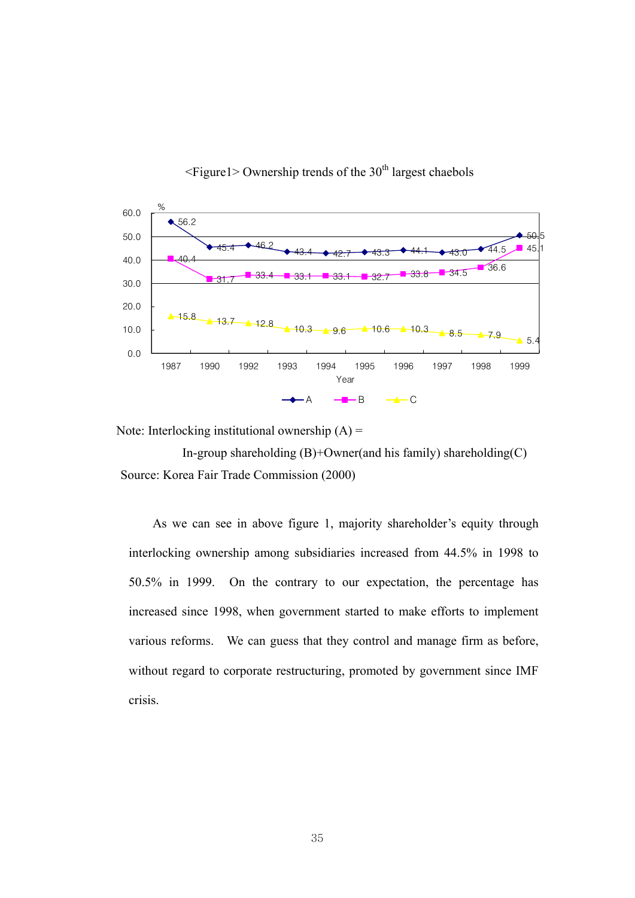<Figure1> Ownership trends of the 30th largest chaebols

| Year | A | B | C |
|---|---|---|---|
| 1987 | 56.2 | 40.4 | 15.8 |
| 1990 | 45.4 | 31.7 | 13.7 |
| 1992 | 46.2 | 33.4 | 12.8 |
| 1993 | 43.4 | 33.1 | 10.3 |
| 1994 | 42.7 | 33.1 | 9.6 |
| 1995 | 43.3 | 32.7 | 10.6 |
| 1996 | 44.1 | 33.8 | 10.3 |
| 1997 | 43.0 | 34.5 | 8.5 |
| 1998 | 44.5 | 36.6 | 7.9 |
| 1999 | 50.5 | 45.1 | 5.4 |

Note: Interlocking institutional ownership (A) = In-group shareholding (B)+Owner(and his family) shareholding(C)

Source: Korea Fair Trade Commission (2000)

As we can see in above figure 1, majority shareholder's equity through interlocking ownership among subsidiaries increased from 44.5% in 1998 to 50.5% in 1999. On the contrary to our expectation, the percentage has increased since 1998, when government started to make efforts to implement various reforms. We can guess that they control and manage firm as before, without regard to corporate restructuring, promoted by government since IMF crisis.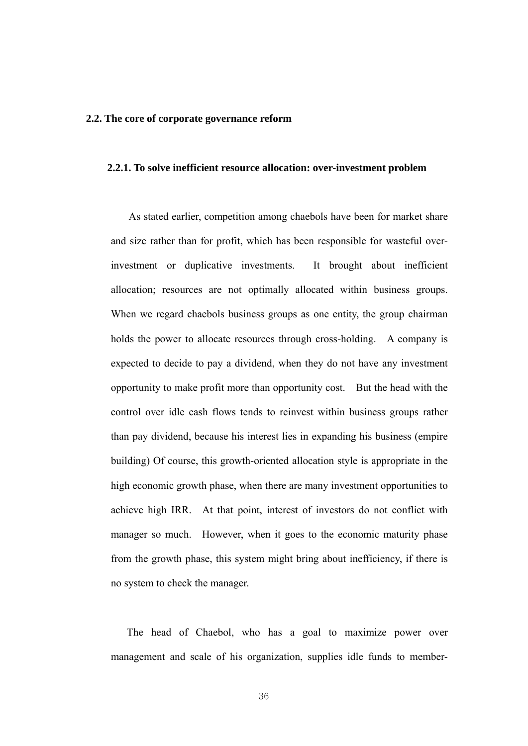## 2.2. The core of corporate governance reform

### 2.2.1. To solve inefficient resource allocation: over-investment problem

As stated earlier, competition among chaebols have been for market share and size rather than for profit, which has been responsible for wasteful over-investment or duplicative investments. It brought about inefficient allocation; resources are not optimally allocated within business groups. When we regard chaebols business groups as one entity, the group chairman holds the power to allocate resources through cross-holding. A company is expected to decide to pay a dividend, when they do not have any investment opportunity to make profit more than opportunity cost. But the head with the control over idle cash flows tends to reinvest within business groups rather than pay dividend, because his interest lies in expanding his business (empire building) Of course, this growth-oriented allocation style is appropriate in the high economic growth phase, when there are many investment opportunities to achieve high IRR. At that point, interest of investors do not conflict with manager so much. However, when it goes to the economic maturity phase from the growth phase, this system might bring about inefficiency, if there is no system to check the manager.

The head of Chaebol, who has a goal to maximize power over management and scale of his organization, supplies idle funds to member-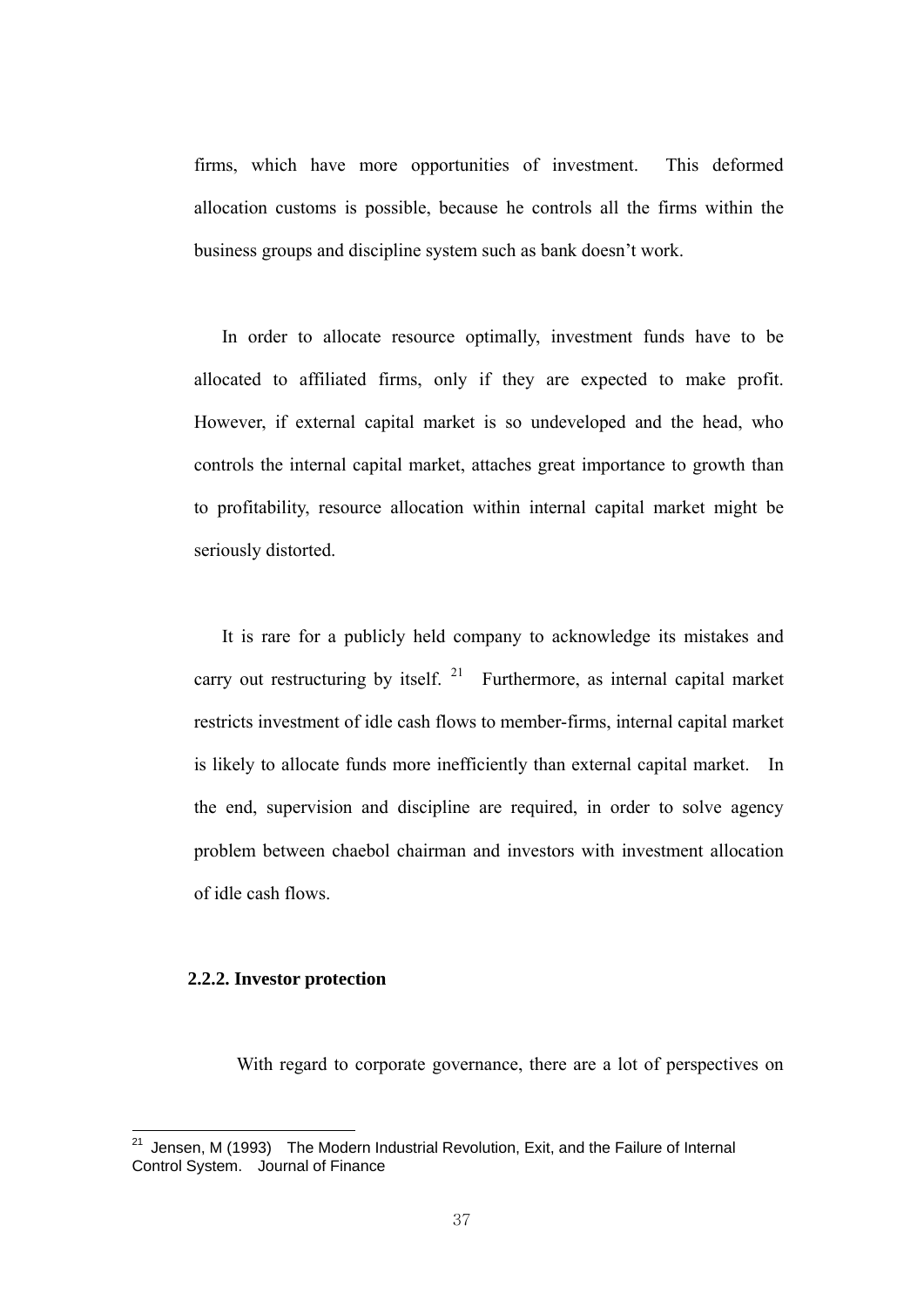firms, which have more opportunities of investment. This deformed allocation customs is possible, because he controls all the firms within the business groups and discipline system such as bank doesn't work.

In order to allocate resource optimally, investment funds have to be allocated to affiliated firms, only if they are expected to make profit. However, if external capital market is so undeveloped and the head, who controls the internal capital market, attaches great importance to growth than to profitability, resource allocation within internal capital market might be seriously distorted.

It is rare for a publicly held company to acknowledge its mistakes and carry out restructuring by itself. [21] Furthermore, as internal capital market restricts investment of idle cash flows to member-firms, internal capital market is likely to allocate funds more inefficiently than external capital market. In the end, supervision and discipline are required, in order to solve agency problem between chaebol chairman and investors with investment allocation of idle cash flows.

**2.2.2. Investor protection**

With regard to corporate governance, there are a lot of perspectives on

---

[21] Jensen, M (1993) The Modern Industrial Revolution, Exit, and the Failure of Internal Control System. Journal of Finance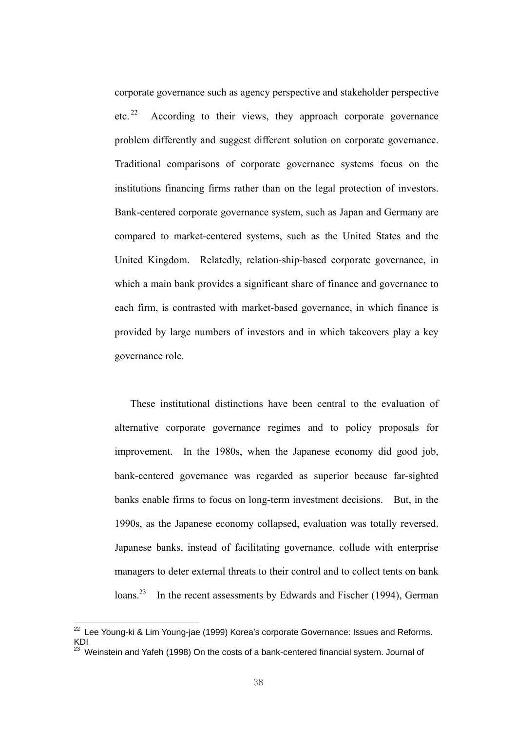corporate governance such as agency perspective and stakeholder perspective etc.[22] According to their views, they approach corporate governance problem differently and suggest different solution on corporate governance. Traditional comparisons of corporate governance systems focus on the institutions financing firms rather than on the legal protection of investors. Bank-centered corporate governance system, such as Japan and Germany are compared to market-centered systems, such as the United States and the United Kingdom. Relatedly, relation-ship-based corporate governance, in which a main bank provides a significant share of finance and governance to each firm, is contrasted with market-based governance, in which finance is provided by large numbers of investors and in which takeovers play a key governance role.

These institutional distinctions have been central to the evaluation of alternative corporate governance regimes and to policy proposals for improvement. In the 1980s, when the Japanese economy did good job, bank-centered governance was regarded as superior because far-sighted banks enable firms to focus on long-term investment decisions. But, in the 1990s, as the Japanese economy collapsed, evaluation was totally reversed. Japanese banks, instead of facilitating governance, collude with enterprise managers to deter external threats to their control and to collect tents on bank loans.[23] In the recent assessments by Edwards and Fischer (1994), German

---

[22] Lee Young-ki & Lim Young-jae (1999) Korea's corporate Governance: Issues and Reforms. KDI

[23] Weinstein and Yafeh (1998) On the costs of a bank-centered financial system. Journal of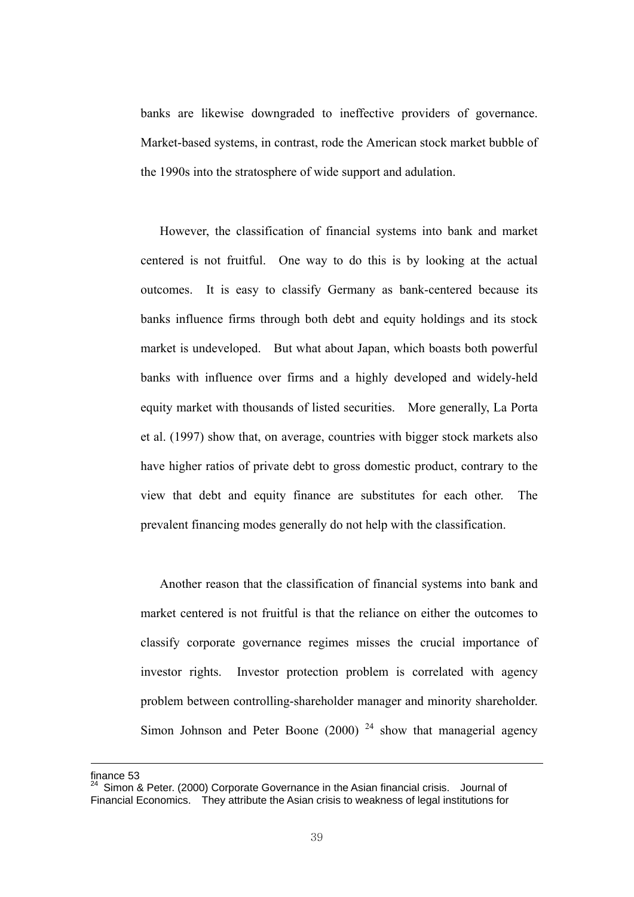banks are likewise downgraded to ineffective providers of governance. Market-based systems, in contrast, rode the American stock market bubble of the 1990s into the stratosphere of wide support and adulation.

However, the classification of financial systems into bank and market centered is not fruitful. One way to do this is by looking at the actual outcomes. It is easy to classify Germany as bank-centered because its banks influence firms through both debt and equity holdings and its stock market is undeveloped. But what about Japan, which boasts both powerful banks with influence over firms and a highly developed and widely-held equity market with thousands of listed securities. More generally, La Porta et al. (1997) show that, on average, countries with bigger stock markets also have higher ratios of private debt to gross domestic product, contrary to the view that debt and equity finance are substitutes for each other. The prevalent financing modes generally do not help with the classification.

Another reason that the classification of financial systems into bank and market centered is not fruitful is that the reliance on either the outcomes to classify corporate governance regimes misses the crucial importance of investor rights. Investor protection problem is correlated with agency problem between controlling-shareholder manager and minority shareholder. Simon Johnson and Peter Boone (2000) [24] show that managerial agency

---

finance 53

[24] Simon & Peter. (2000) Corporate Governance in the Asian financial crisis. Journal of Financial Economics. They attribute the Asian crisis to weakness of legal institutions for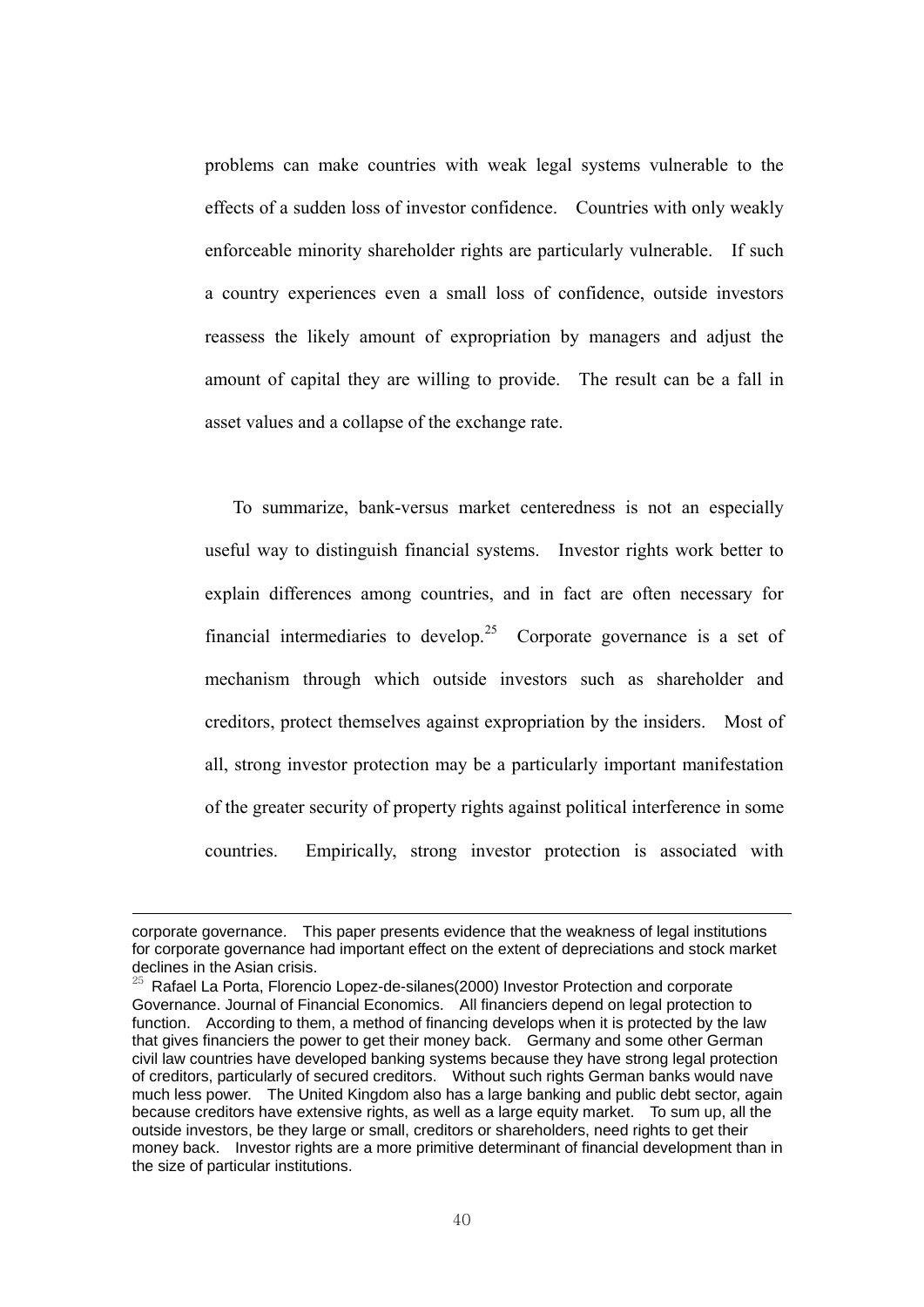problems can make countries with weak legal systems vulnerable to the effects of a sudden loss of investor confidence. Countries with only weakly enforceable minority shareholder rights are particularly vulnerable. If such a country experiences even a small loss of confidence, outside investors reassess the likely amount of expropriation by managers and adjust the amount of capital they are willing to provide. The result can be a fall in asset values and a collapse of the exchange rate.

To summarize, bank-versus market centeredness is not an especially useful way to distinguish financial systems. Investor rights work better to explain differences among countries, and in fact are often necessary for financial intermediaries to develop.[25] Corporate governance is a set of mechanism through which outside investors such as shareholder and creditors, protect themselves against expropriation by the insiders. Most of all, strong investor protection may be a particularly important manifestation of the greater security of property rights against political interference in some countries. Empirically, strong investor protection is associated with

---

corporate governance. This paper presents evidence that the weakness of legal institutions for corporate governance had important effect on the extent of depreciations and stock market declines in the Asian crisis.

[25] Rafael La Porta, Florencio Lopez-de-silanes(2000) Investor Protection and corporate Governance. Journal of Financial Economics. All financiers depend on legal protection to function. According to them, a method of financing develops when it is protected by the law that gives financiers the power to get their money back. Germany and some other German civil law countries have developed banking systems because they have strong legal protection of creditors, particularly of secured creditors. Without such rights German banks would have much less power. The United Kingdom also has a large banking and public debt sector, again because creditors have extensive rights, as well as a large equity market. To sum up, all the outside investors, be they large or small, creditors or shareholders, need rights to get their money back. Investor rights are a more primitive determinant of financial development than in the size of particular institutions.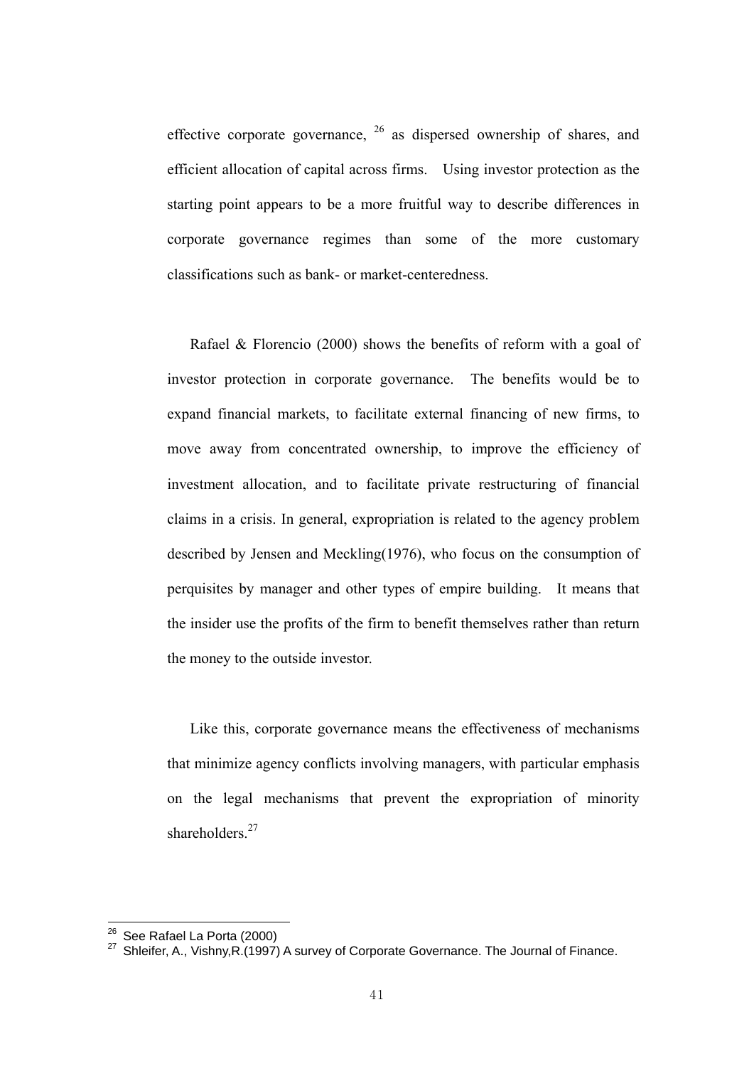effective corporate governance, [26] as dispersed ownership of shares, and efficient allocation of capital across firms. Using investor protection as the starting point appears to be a more fruitful way to describe differences in corporate governance regimes than some of the more customary classifications such as bank- or market-centeredness.

Rafael & Florencio (2000) shows the benefits of reform with a goal of investor protection in corporate governance. The benefits would be to expand financial markets, to facilitate external financing of new firms, to move away from concentrated ownership, to improve the efficiency of investment allocation, and to facilitate private restructuring of financial claims in a crisis. In general, expropriation is related to the agency problem described by Jensen and Meckling(1976), who focus on the consumption of perquisites by manager and other types of empire building. It means that the insider use the profits of the firm to benefit themselves rather than return the money to the outside investor.

Like this, corporate governance means the effectiveness of mechanisms that minimize agency conflicts involving managers, with particular emphasis on the legal mechanisms that prevent the expropriation of minority shareholders.[27]

---

[26] See Rafael La Porta (2000)

[27] Shleifer, A., Vishny,R.(1997) A survey of Corporate Governance. The Journal of Finance.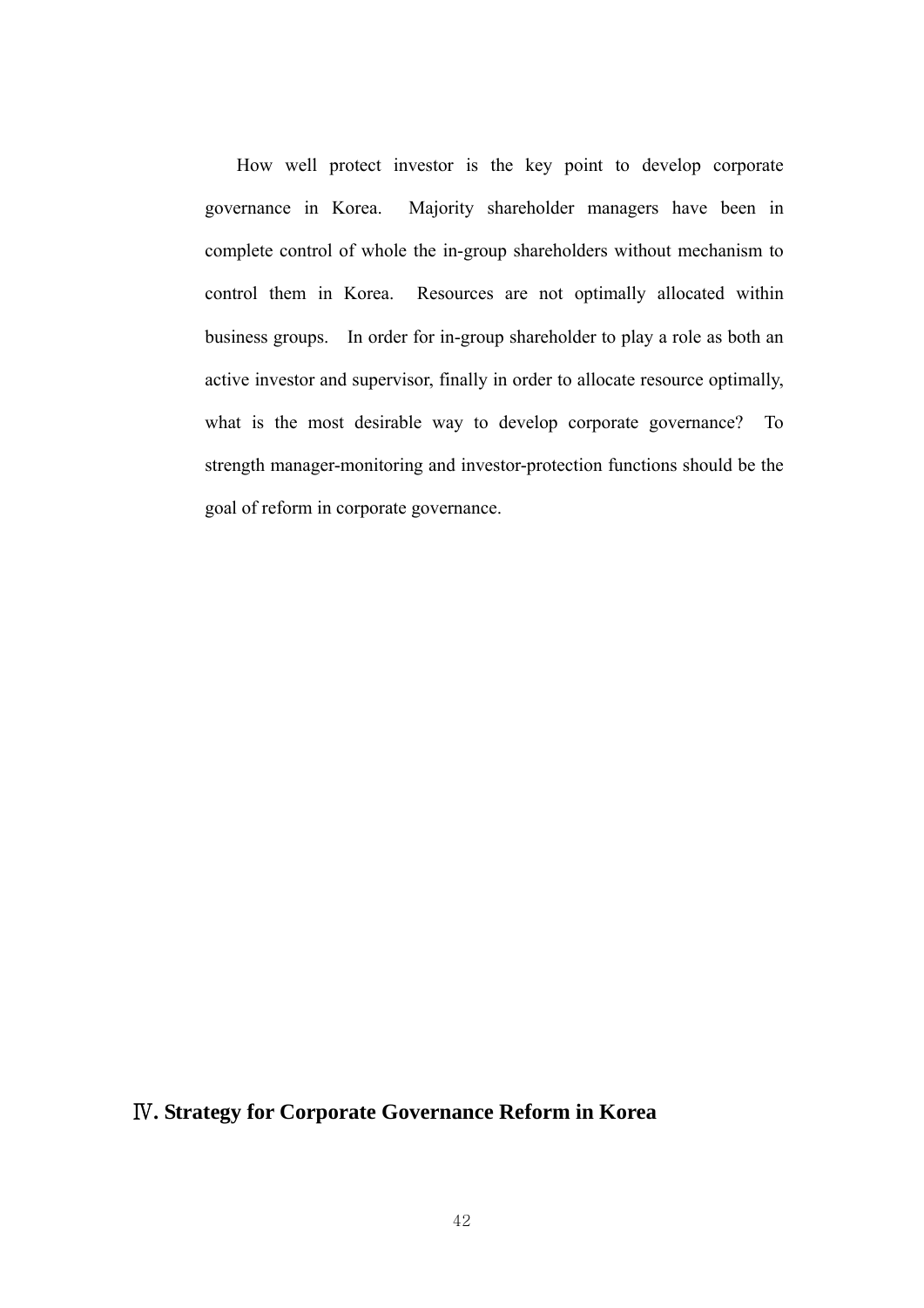How well protect investor is the key point to develop corporate governance in Korea. Majority shareholder managers have been in complete control of whole the in-group shareholders without mechanism to control them in Korea. Resources are not optimally allocated within business groups. In order for in-group shareholder to play a role as both an active investor and supervisor, finally in order to allocate resource optimally, what is the most desirable way to develop corporate governance? To strength manager-monitoring and investor-protection functions should be the goal of reform in corporate governance.

# Ⅳ. Strategy for Corporate Governance Reform in Korea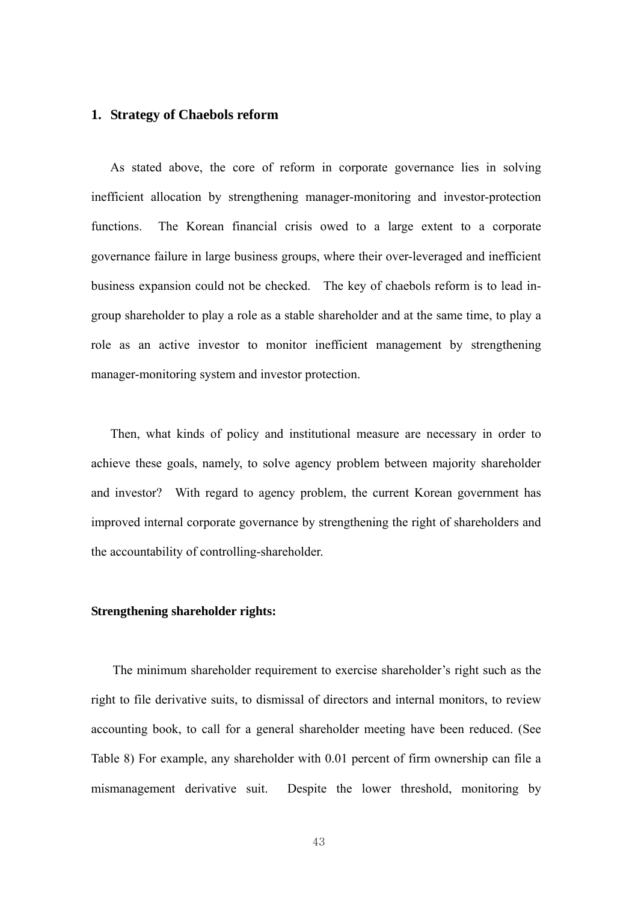## 1. Strategy of Chaebols reform

As stated above, the core of reform in corporate governance lies in solving inefficient allocation by strengthening manager-monitoring and investor-protection functions. The Korean financial crisis owed to a large extent to a corporate governance failure in large business groups, where their over-leveraged and inefficient business expansion could not be checked. The key of chaebols reform is to lead in-group shareholder to play a role as a stable shareholder and at the same time, to play a role as an active investor to monitor inefficient management by strengthening manager-monitoring system and investor protection.

Then, what kinds of policy and institutional measure are necessary in order to achieve these goals, namely, to solve agency problem between majority shareholder and investor? With regard to agency problem, the current Korean government has improved internal corporate governance by strengthening the right of shareholders and the accountability of controlling-shareholder.

**Strengthening shareholder rights:**

The minimum shareholder requirement to exercise shareholder's right such as the right to file derivative suits, to dismissal of directors and internal monitors, to review accounting book, to call for a general shareholder meeting have been reduced. (See Table 8) For example, any shareholder with 0.01 percent of firm ownership can file a mismanagement derivative suit. Despite the lower threshold, monitoring by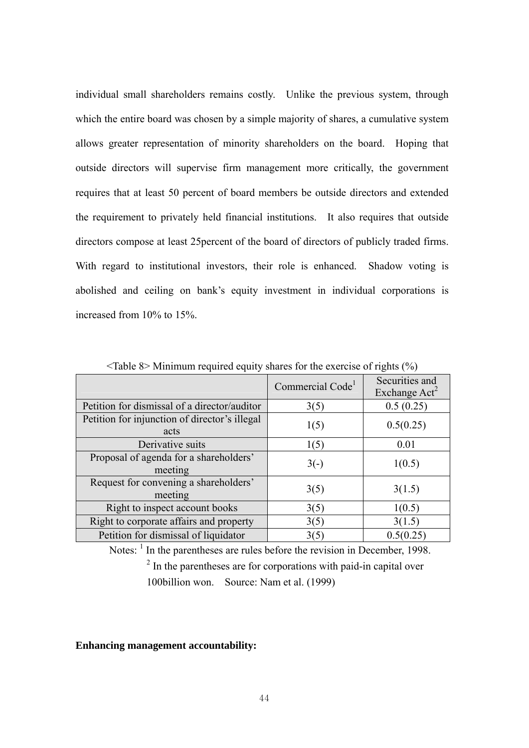individual small shareholders remains costly. Unlike the previous system, through which the entire board was chosen by a simple majority of shares, a cumulative system allows greater representation of minority shareholders on the board. Hoping that outside directors will supervise firm management more critically, the government requires that at least 50 percent of board members be outside directors and extended the requirement to privately held financial institutions. It also requires that outside directors compose at least 25percent of the board of directors of publicly traded firms. With regard to institutional investors, their role is enhanced. Shadow voting is abolished and ceiling on bank's equity investment in individual corporations is increased from 10% to 15%.

<Table 8> Minimum required equity shares for the exercise of rights (%)

| | Commercial Code[1] | Securities and Exchange Act[2] |
|---|---|---|
| Petition for dismissal of a director/auditor | 3(5) | 0.5 (0.25) |
| Petition for injunction of director's illegal acts | 1(5) | 0.5(0.25) |
| Derivative suits | 1(5) | 0.01 |
| Proposal of agenda for a shareholders' meeting | 3(-) | 1(0.5) |
| Request for convening a shareholders' meeting | 3(5) | 3(1.5) |
| Right to inspect account books | 3(5) | 1(0.5) |
| Right to corporate affairs and property | 3(5) | 3(1.5) |
| Petition for dismissal of liquidator | 3(5) | 0.5(0.25) |

Notes: [1] In the parentheses are rules before the revision in December, 1998.
[2] In the parentheses are for corporations with paid-in capital over 100billion won. Source: Nam et al. (1999)

**Enhancing management accountability:**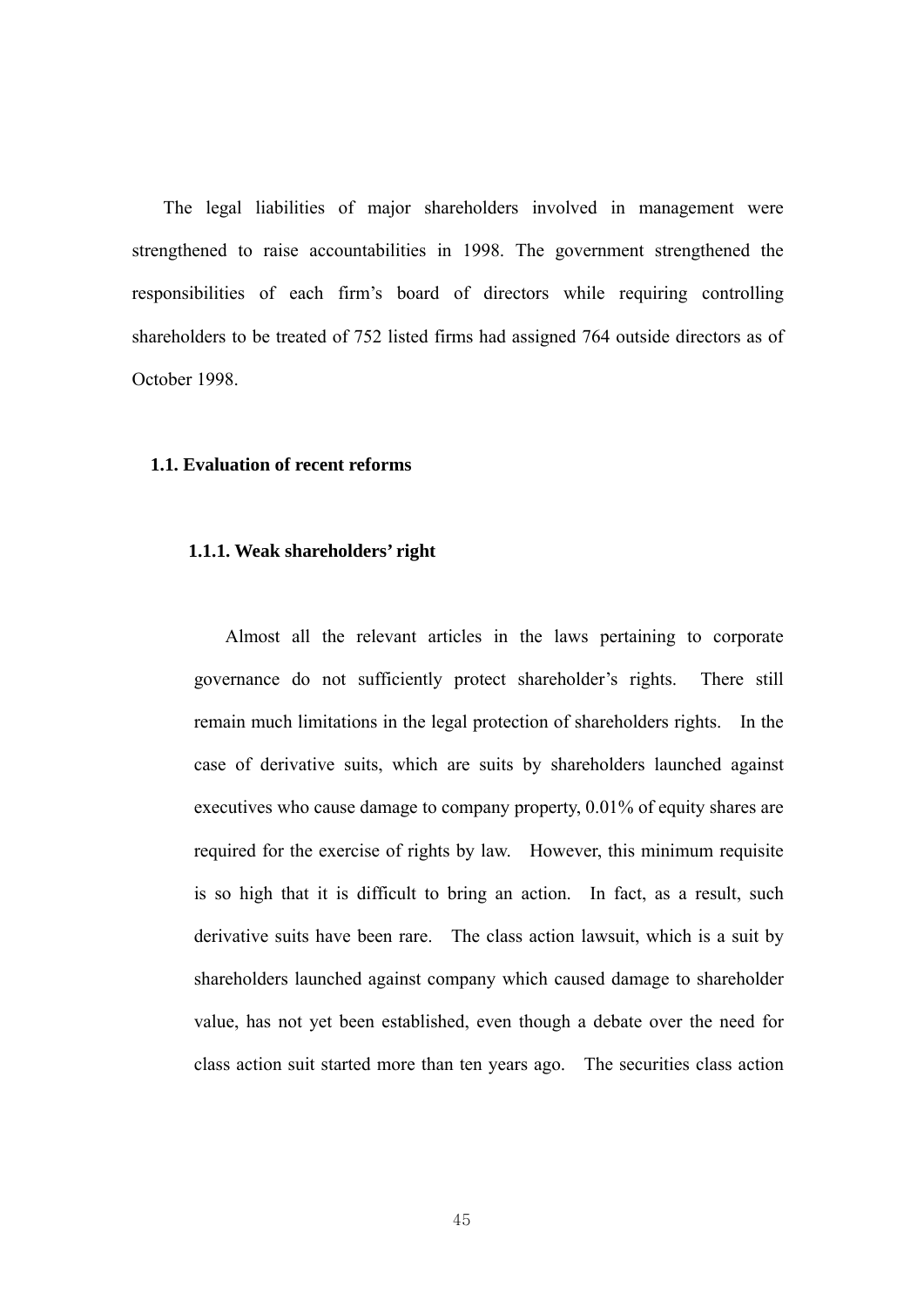The legal liabilities of major shareholders involved in management were strengthened to raise accountabilities in 1998. The government strengthened the responsibilities of each firm's board of directors while requiring controlling shareholders to be treated of 752 listed firms had assigned 764 outside directors as of October 1998.

## 1.1. Evaluation of recent reforms

### 1.1.1. Weak shareholders' right

Almost all the relevant articles in the laws pertaining to corporate governance do not sufficiently protect shareholder's rights. There still remain much limitations in the legal protection of shareholders rights. In the case of derivative suits, which are suits by shareholders launched against executives who cause damage to company property, 0.01% of equity shares are required for the exercise of rights by law. However, this minimum requisite is so high that it is difficult to bring an action. In fact, as a result, such derivative suits have been rare. The class action lawsuit, which is a suit by shareholders launched against company which caused damage to shareholder value, has not yet been established, even though a debate over the need for class action suit started more than ten years ago. The securities class action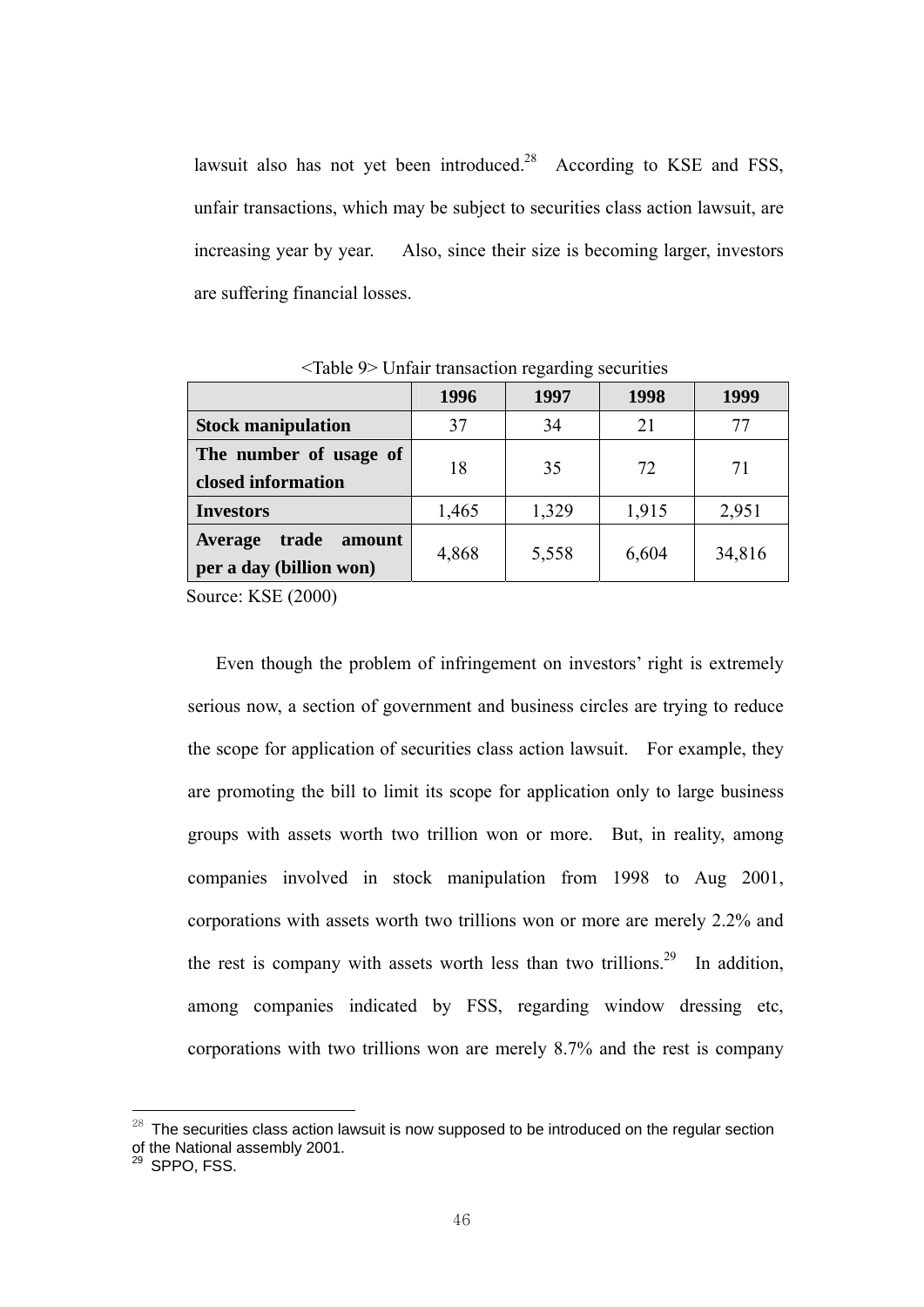lawsuit also has not yet been introduced.[28] According to KSE and FSS, unfair transactions, which may be subject to securities class action lawsuit, are increasing year by year. Also, since their size is becoming larger, investors are suffering financial losses.

<Table 9> Unfair transaction regarding securities

| | 1996 | 1997 | 1998 | 1999 |
|---|---|---|---|---|
| **Stock manipulation** | 37 | 34 | 21 | 77 |
| **The number of usage of closed information** | 18 | 35 | 72 | 71 |
| **Investors** | 1,465 | 1,329 | 1,915 | 2,951 |
| **Average trade amount per a day (billion won)** | 4,868 | 5,558 | 6,604 | 34,816 |

Source: KSE (2000)

Even though the problem of infringement on investors' right is extremely serious now, a section of government and business circles are trying to reduce the scope for application of securities class action lawsuit. For example, they are promoting the bill to limit its scope for application only to large business groups with assets worth two trillion won or more. But, in reality, among companies involved in stock manipulation from 1998 to Aug 2001, corporations with assets worth two trillions won or more are merely 2.2% and the rest is company with assets worth less than two trillions.[29] In addition, among companies indicated by FSS, regarding window dressing etc, corporations with two trillions won are merely 8.7% and the rest is company

---

[28] The securities class action lawsuit is now supposed to be introduced on the regular section of the National assembly 2001.

[29] SPPO, FSS.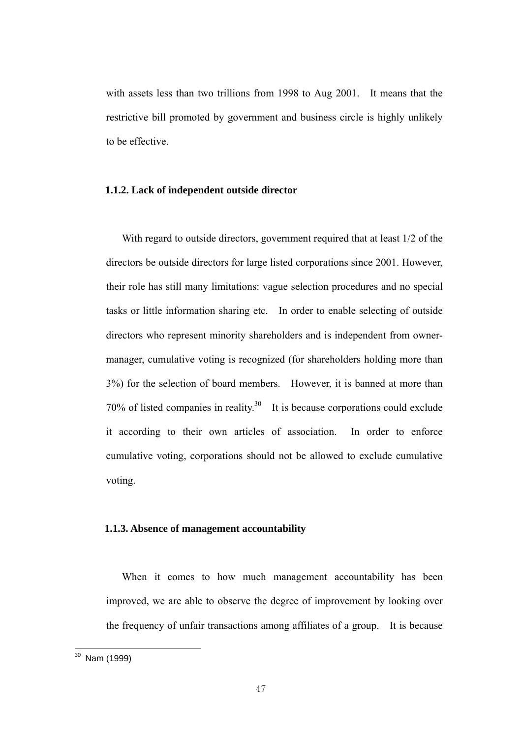with assets less than two trillions from 1998 to Aug 2001. It means that the restrictive bill promoted by government and business circle is highly unlikely to be effective.

### 1.1.2. Lack of independent outside director

With regard to outside directors, government required that at least 1/2 of the directors be outside directors for large listed corporations since 2001. However, their role has still many limitations: vague selection procedures and no special tasks or little information sharing etc. In order to enable selecting of outside directors who represent minority shareholders and is independent from owner-manager, cumulative voting is recognized (for shareholders holding more than 3%) for the selection of board members. However, it is banned at more than 70% of listed companies in reality.[30] It is because corporations could exclude it according to their own articles of association. In order to enforce cumulative voting, corporations should not be allowed to exclude cumulative voting.

### 1.1.3. Absence of management accountability

When it comes to how much management accountability has been improved, we are able to observe the degree of improvement by looking over the frequency of unfair transactions among affiliates of a group. It is because

---

[30] Nam (1999)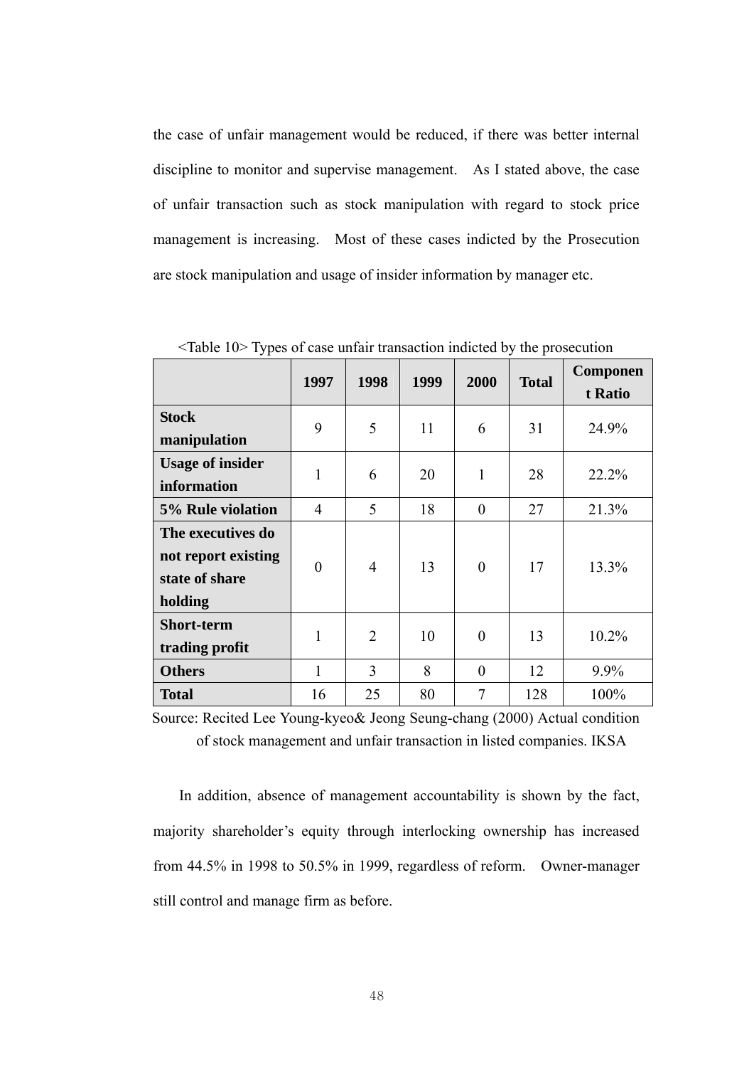the case of unfair management would be reduced, if there was better internal discipline to monitor and supervise management. As I stated above, the case of unfair transaction such as stock manipulation with regard to stock price management is increasing. Most of these cases indicted by the Prosecution are stock manipulation and usage of insider information by manager etc.

<Table 10> Types of case unfair transaction indicted by the prosecution

| | 1997 | 1998 | 1999 | 2000 | Total | Component Ratio |
|---|---|---|---|---|---|---|
| **Stock manipulation** | 9 | 5 | 11 | 6 | 31 | 24.9% |
| **Usage of insider information** | 1 | 6 | 20 | 1 | 28 | 22.2% |
| **5% Rule violation** | 4 | 5 | 18 | 0 | 27 | 21.3% |
| **The executives do not report existing state of share holding** | 0 | 4 | 13 | 0 | 17 | 13.3% |
| **Short-term trading profit** | 1 | 2 | 10 | 0 | 13 | 10.2% |
| **Others** | 1 | 3 | 8 | 0 | 12 | 9.9% |
| **Total** | 16 | 25 | 80 | 7 | 128 | 100% |

Source: Recited Lee Young-kyeo& Jeong Seung-chang (2000) Actual condition of stock management and unfair transaction in listed companies. IKSA

In addition, absence of management accountability is shown by the fact, majority shareholder's equity through interlocking ownership has increased from 44.5% in 1998 to 50.5% in 1999, regardless of reform. Owner-manager still control and manage firm as before.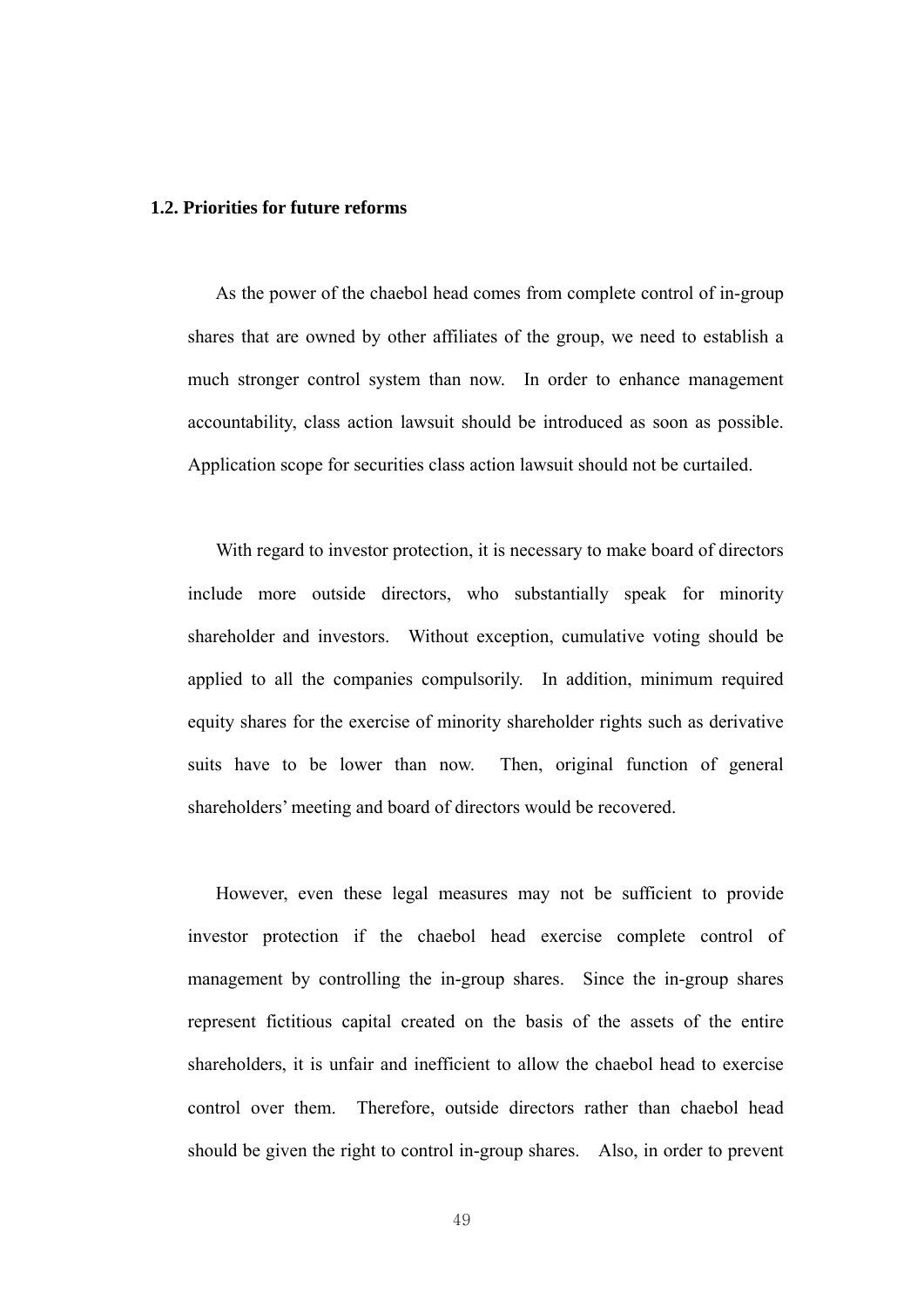### 1.2. Priorities for future reforms

As the power of the chaebol head comes from complete control of in-group shares that are owned by other affiliates of the group, we need to establish a much stronger control system than now. In order to enhance management accountability, class action lawsuit should be introduced as soon as possible. Application scope for securities class action lawsuit should not be curtailed.

With regard to investor protection, it is necessary to make board of directors include more outside directors, who substantially speak for minority shareholder and investors. Without exception, cumulative voting should be applied to all the companies compulsorily. In addition, minimum required equity shares for the exercise of minority shareholder rights such as derivative suits have to be lower than now. Then, original function of general shareholders' meeting and board of directors would be recovered.

However, even these legal measures may not be sufficient to provide investor protection if the chaebol head exercise complete control of management by controlling the in-group shares. Since the in-group shares represent fictitious capital created on the basis of the assets of the entire shareholders, it is unfair and inefficient to allow the chaebol head to exercise control over them. Therefore, outside directors rather than chaebol head should be given the right to control in-group shares. Also, in order to prevent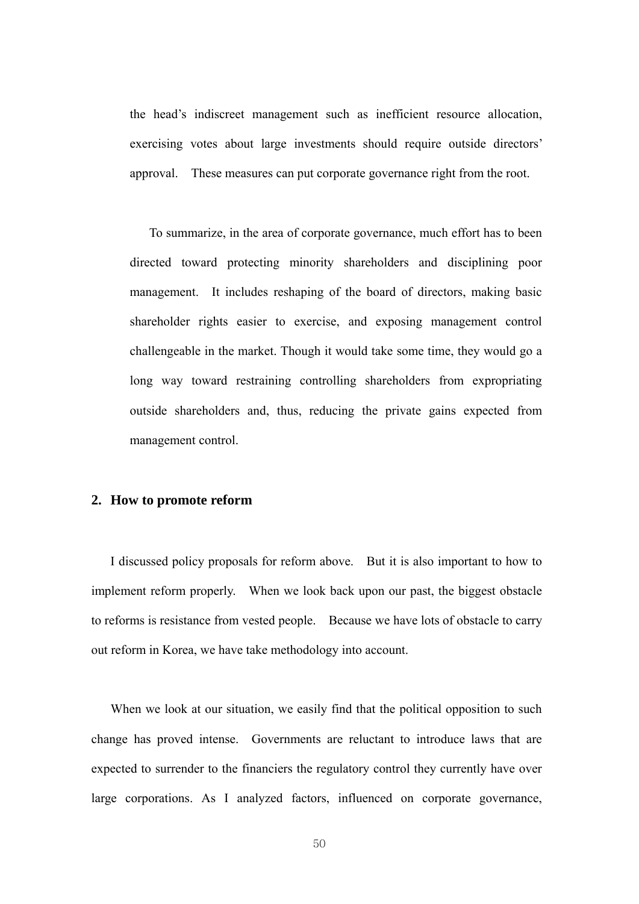the head's indiscreet management such as inefficient resource allocation, exercising votes about large investments should require outside directors' approval. These measures can put corporate governance right from the root.

To summarize, in the area of corporate governance, much effort has to been directed toward protecting minority shareholders and disciplining poor management. It includes reshaping of the board of directors, making basic shareholder rights easier to exercise, and exposing management control challengeable in the market. Though it would take some time, they would go a long way toward restraining controlling shareholders from expropriating outside shareholders and, thus, reducing the private gains expected from management control.

## 2. How to promote reform

I discussed policy proposals for reform above. But it is also important to how to implement reform properly. When we look back upon our past, the biggest obstacle to reforms is resistance from vested people. Because we have lots of obstacle to carry out reform in Korea, we have take methodology into account.

When we look at our situation, we easily find that the political opposition to such change has proved intense. Governments are reluctant to introduce laws that are expected to surrender to the financiers the regulatory control they currently have over large corporations. As I analyzed factors, influenced on corporate governance,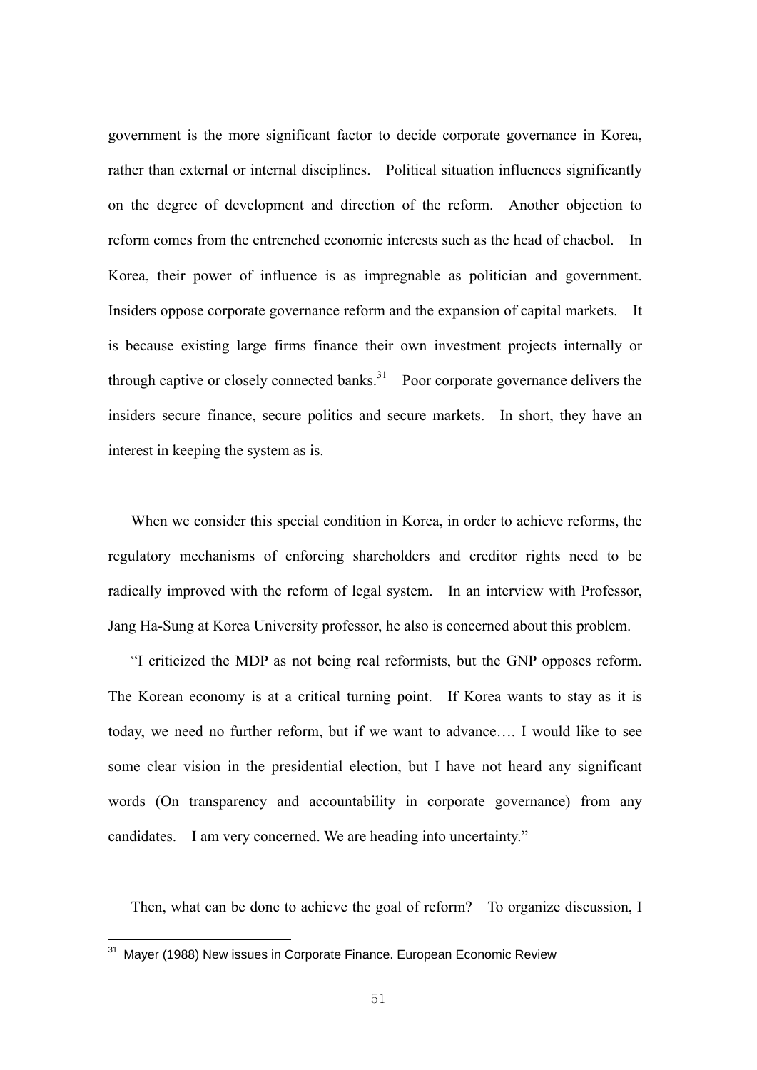government is the more significant factor to decide corporate governance in Korea, rather than external or internal disciplines. Political situation influences significantly on the degree of development and direction of the reform. Another objection to reform comes from the entrenched economic interests such as the head of chaebol. In Korea, their power of influence is as impregnable as politician and government. Insiders oppose corporate governance reform and the expansion of capital markets. It is because existing large firms finance their own investment projects internally or through captive or closely connected banks.[31] Poor corporate governance delivers the insiders secure finance, secure politics and secure markets. In short, they have an interest in keeping the system as is.

When we consider this special condition in Korea, in order to achieve reforms, the regulatory mechanisms of enforcing shareholders and creditor rights need to be radically improved with the reform of legal system. In an interview with Professor, Jang Ha-Sung at Korea University professor, he also is concerned about this problem.

"I criticized the MDP as not being real reformists, but the GNP opposes reform. The Korean economy is at a critical turning point. If Korea wants to stay as it is today, we need no further reform, but if we want to advance…. I would like to see some clear vision in the presidential election, but I have not heard any significant words (On transparency and accountability in corporate governance) from any candidates. I am very concerned. We are heading into uncertainty."

Then, what can be done to achieve the goal of reform? To organize discussion, I

---

[31] Mayer (1988) New issues in Corporate Finance. European Economic Review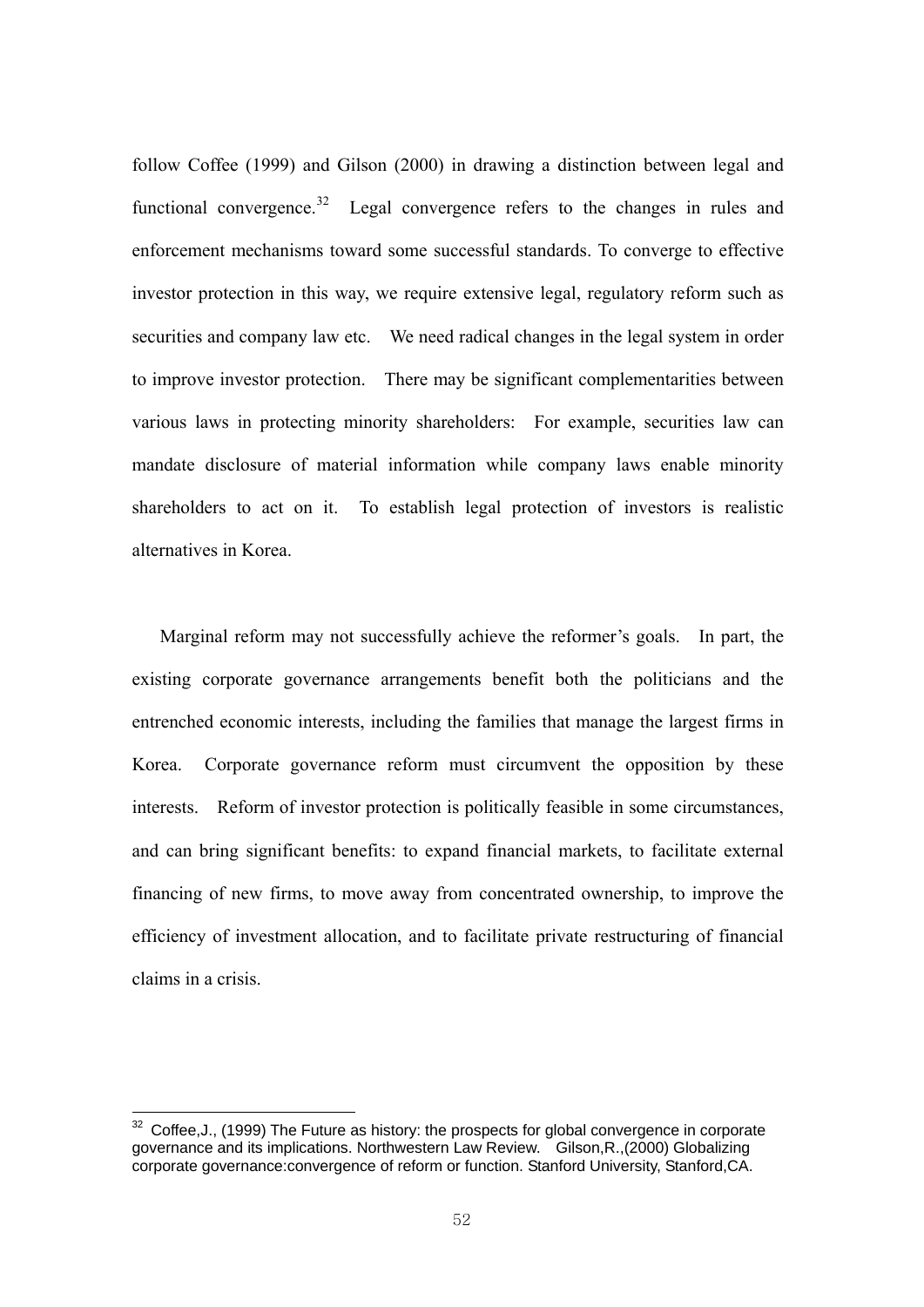follow Coffee (1999) and Gilson (2000) in drawing a distinction between legal and functional convergence.[32] Legal convergence refers to the changes in rules and enforcement mechanisms toward some successful standards. To converge to effective investor protection in this way, we require extensive legal, regulatory reform such as securities and company law etc. We need radical changes in the legal system in order to improve investor protection. There may be significant complementarities between various laws in protecting minority shareholders: For example, securities law can mandate disclosure of material information while company laws enable minority shareholders to act on it. To establish legal protection of investors is realistic alternatives in Korea.

Marginal reform may not successfully achieve the reformer's goals. In part, the existing corporate governance arrangements benefit both the politicians and the entrenched economic interests, including the families that manage the largest firms in Korea. Corporate governance reform must circumvent the opposition by these interests. Reform of investor protection is politically feasible in some circumstances, and can bring significant benefits: to expand financial markets, to facilitate external financing of new firms, to move away from concentrated ownership, to improve the efficiency of investment allocation, and to facilitate private restructuring of financial claims in a crisis.

---

[32] Coffee,J., (1999) The Future as history: the prospects for global convergence in corporate governance and its implications. Northwestern Law Review. Gilson,R.,(2000) Globalizing corporate governance:convergence of reform or function. Stanford University, Stanford,CA.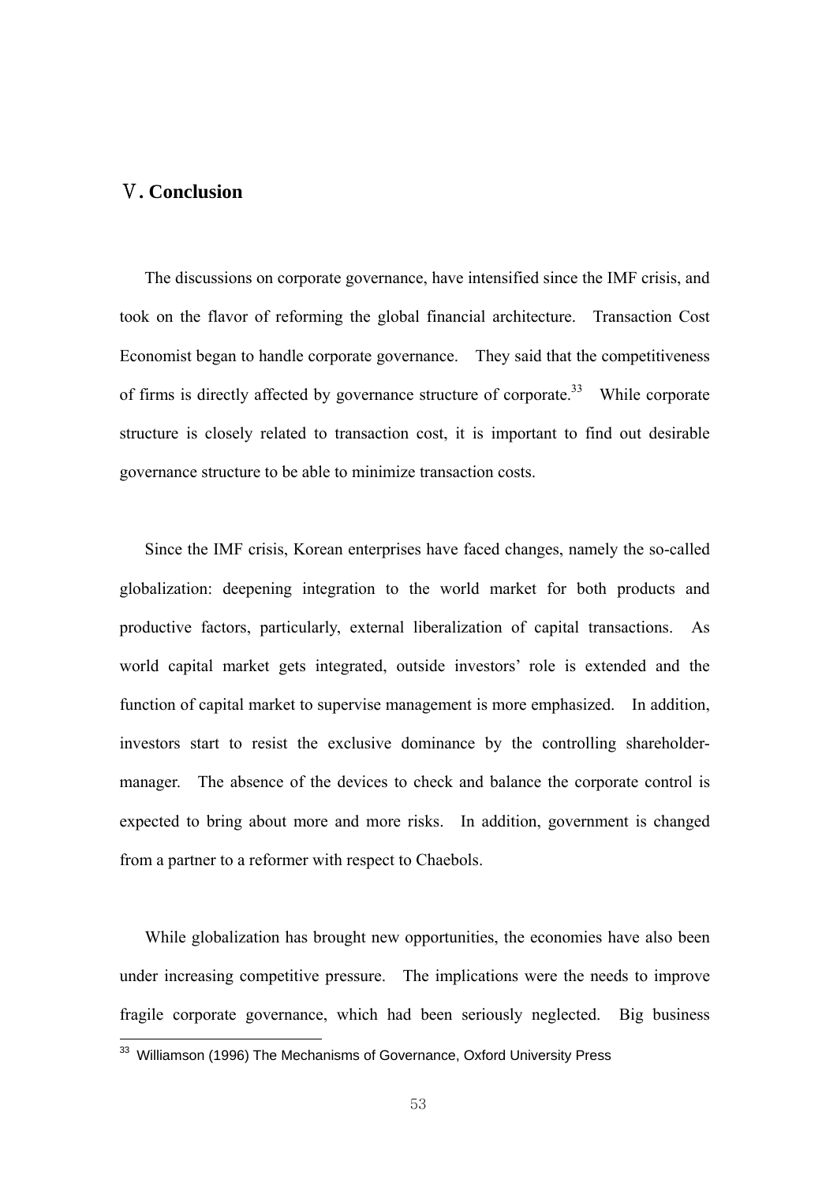# Ⅴ. Conclusion

The discussions on corporate governance, have intensified since the IMF crisis, and took on the flavor of reforming the global financial architecture. Transaction Cost Economist began to handle corporate governance. They said that the competitiveness of firms is directly affected by governance structure of corporate.[33] While corporate structure is closely related to transaction cost, it is important to find out desirable governance structure to be able to minimize transaction costs.

Since the IMF crisis, Korean enterprises have faced changes, namely the so-called globalization: deepening integration to the world market for both products and productive factors, particularly, external liberalization of capital transactions. As world capital market gets integrated, outside investors' role is extended and the function of capital market to supervise management is more emphasized. In addition, investors start to resist the exclusive dominance by the controlling shareholder-manager. The absence of the devices to check and balance the corporate control is expected to bring about more and more risks. In addition, government is changed from a partner to a reformer with respect to Chaebols.

While globalization has brought new opportunities, the economies have also been under increasing competitive pressure. The implications were the needs to improve fragile corporate governance, which had been seriously neglected. Big business

[33] Williamson (1996) The Mechanisms of Governance, Oxford University Press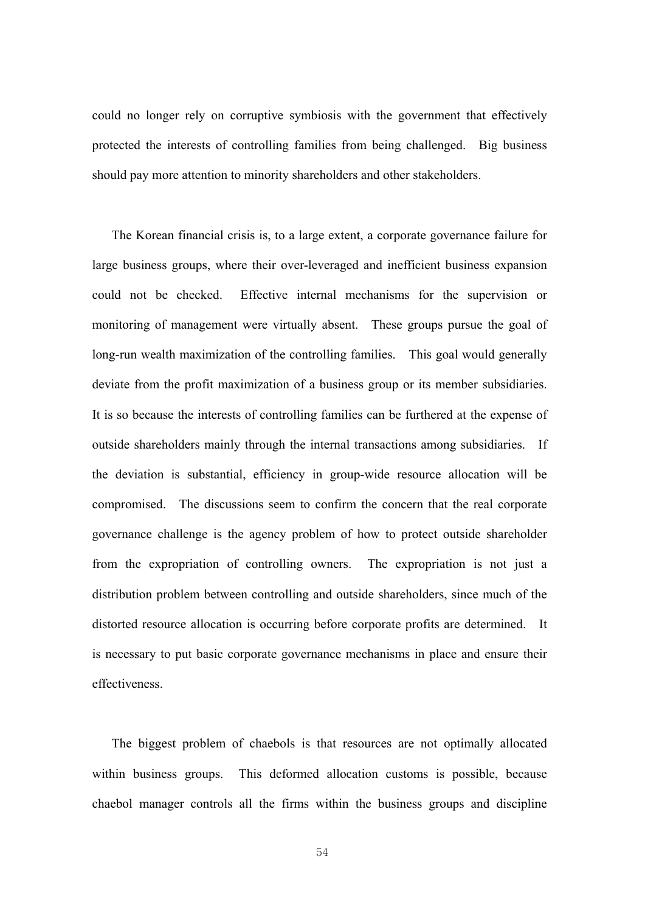could no longer rely on corruptive symbiosis with the government that effectively protected the interests of controlling families from being challenged. Big business should pay more attention to minority shareholders and other stakeholders.

The Korean financial crisis is, to a large extent, a corporate governance failure for large business groups, where their over-leveraged and inefficient business expansion could not be checked. Effective internal mechanisms for the supervision or monitoring of management were virtually absent. These groups pursue the goal of long-run wealth maximization of the controlling families. This goal would generally deviate from the profit maximization of a business group or its member subsidiaries. It is so because the interests of controlling families can be furthered at the expense of outside shareholders mainly through the internal transactions among subsidiaries. If the deviation is substantial, efficiency in group-wide resource allocation will be compromised. The discussions seem to confirm the concern that the real corporate governance challenge is the agency problem of how to protect outside shareholder from the expropriation of controlling owners. The expropriation is not just a distribution problem between controlling and outside shareholders, since much of the distorted resource allocation is occurring before corporate profits are determined. It is necessary to put basic corporate governance mechanisms in place and ensure their effectiveness.

The biggest problem of chaebols is that resources are not optimally allocated within business groups. This deformed allocation customs is possible, because chaebol manager controls all the firms within the business groups and discipline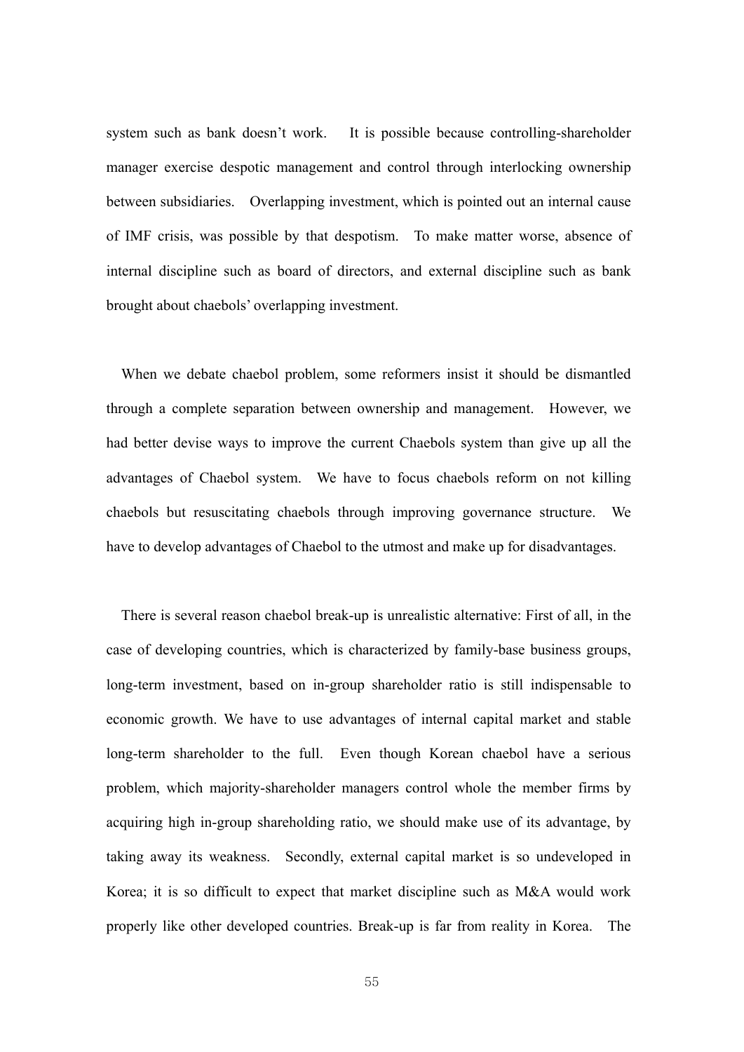system such as bank doesn't work. It is possible because controlling-shareholder manager exercise despotic management and control through interlocking ownership between subsidiaries. Overlapping investment, which is pointed out an internal cause of IMF crisis, was possible by that despotism. To make matter worse, absence of internal discipline such as board of directors, and external discipline such as bank brought about chaebols' overlapping investment.

When we debate chaebol problem, some reformers insist it should be dismantled through a complete separation between ownership and management. However, we had better devise ways to improve the current Chaebols system than give up all the advantages of Chaebol system. We have to focus chaebols reform on not killing chaebols but resuscitating chaebols through improving governance structure. We have to develop advantages of Chaebol to the utmost and make up for disadvantages.

There is several reason chaebol break-up is unrealistic alternative: First of all, in the case of developing countries, which is characterized by family-base business groups, long-term investment, based on in-group shareholder ratio is still indispensable to economic growth. We have to use advantages of internal capital market and stable long-term shareholder to the full. Even though Korean chaebol have a serious problem, which majority-shareholder managers control whole the member firms by acquiring high in-group shareholding ratio, we should make use of its advantage, by taking away its weakness. Secondly, external capital market is so undeveloped in Korea; it is so difficult to expect that market discipline such as M&A would work properly like other developed countries. Break-up is far from reality in Korea. The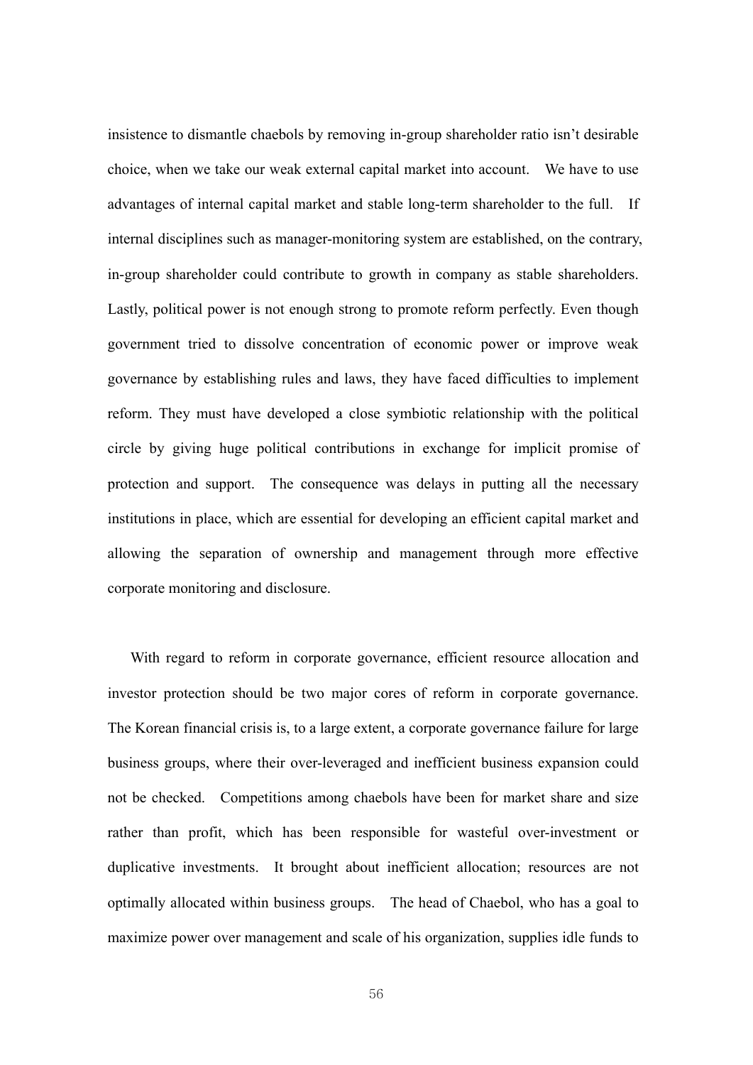insistence to dismantle chaebols by removing in-group shareholder ratio isn't desirable choice, when we take our weak external capital market into account. We have to use advantages of internal capital market and stable long-term shareholder to the full. If internal disciplines such as manager-monitoring system are established, on the contrary, in-group shareholder could contribute to growth in company as stable shareholders. Lastly, political power is not enough strong to promote reform perfectly. Even though government tried to dissolve concentration of economic power or improve weak governance by establishing rules and laws, they have faced difficulties to implement reform. They must have developed a close symbiotic relationship with the political circle by giving huge political contributions in exchange for implicit promise of protection and support. The consequence was delays in putting all the necessary institutions in place, which are essential for developing an efficient capital market and allowing the separation of ownership and management through more effective corporate monitoring and disclosure.

With regard to reform in corporate governance, efficient resource allocation and investor protection should be two major cores of reform in corporate governance. The Korean financial crisis is, to a large extent, a corporate governance failure for large business groups, where their over-leveraged and inefficient business expansion could not be checked. Competitions among chaebols have been for market share and size rather than profit, which has been responsible for wasteful over-investment or duplicative investments. It brought about inefficient allocation; resources are not optimally allocated within business groups. The head of Chaebol, who has a goal to maximize power over management and scale of his organization, supplies idle funds to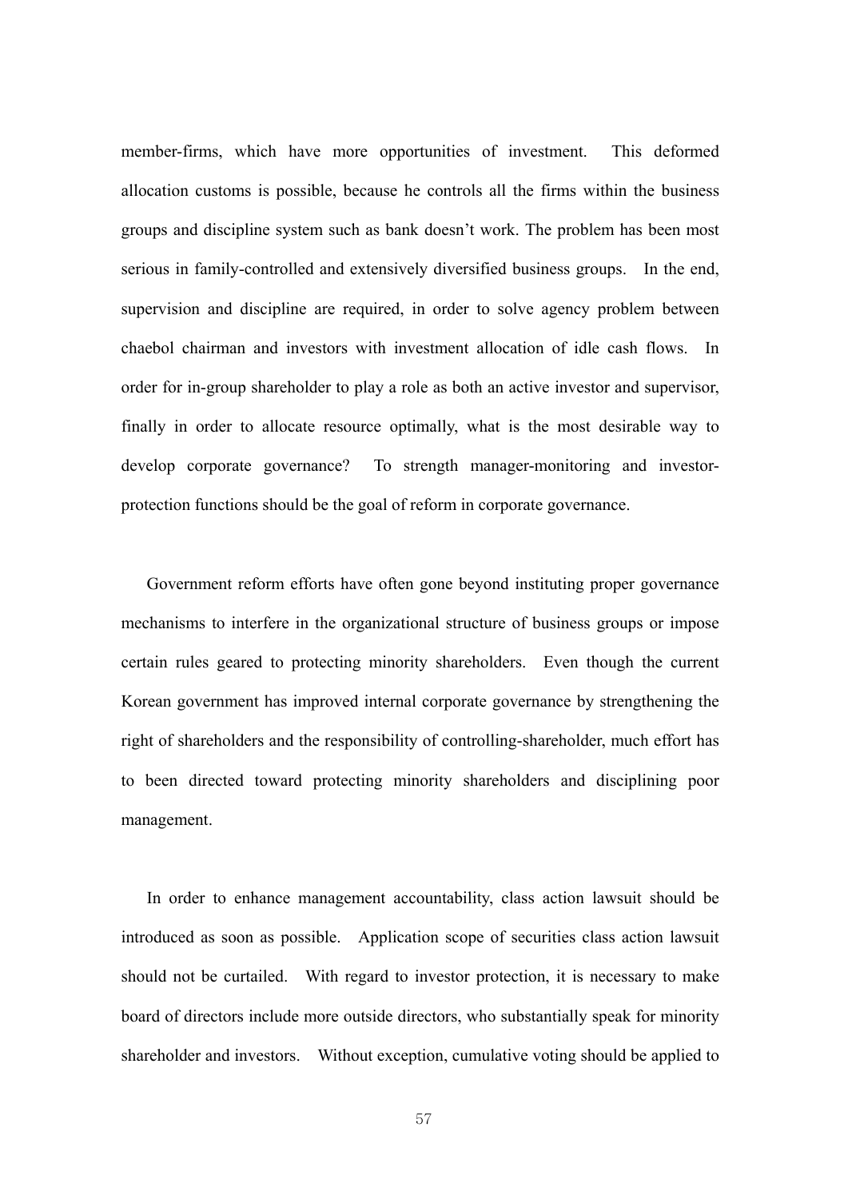member-firms, which have more opportunities of investment. This deformed allocation customs is possible, because he controls all the firms within the business groups and discipline system such as bank doesn't work. The problem has been most serious in family-controlled and extensively diversified business groups. In the end, supervision and discipline are required, in order to solve agency problem between chaebol chairman and investors with investment allocation of idle cash flows. In order for in-group shareholder to play a role as both an active investor and supervisor, finally in order to allocate resource optimally, what is the most desirable way to develop corporate governance? To strength manager-monitoring and investor-protection functions should be the goal of reform in corporate governance.

Government reform efforts have often gone beyond instituting proper governance mechanisms to interfere in the organizational structure of business groups or impose certain rules geared to protecting minority shareholders. Even though the current Korean government has improved internal corporate governance by strengthening the right of shareholders and the responsibility of controlling-shareholder, much effort has to been directed toward protecting minority shareholders and disciplining poor management.

In order to enhance management accountability, class action lawsuit should be introduced as soon as possible. Application scope of securities class action lawsuit should not be curtailed. With regard to investor protection, it is necessary to make board of directors include more outside directors, who substantially speak for minority shareholder and investors. Without exception, cumulative voting should be applied to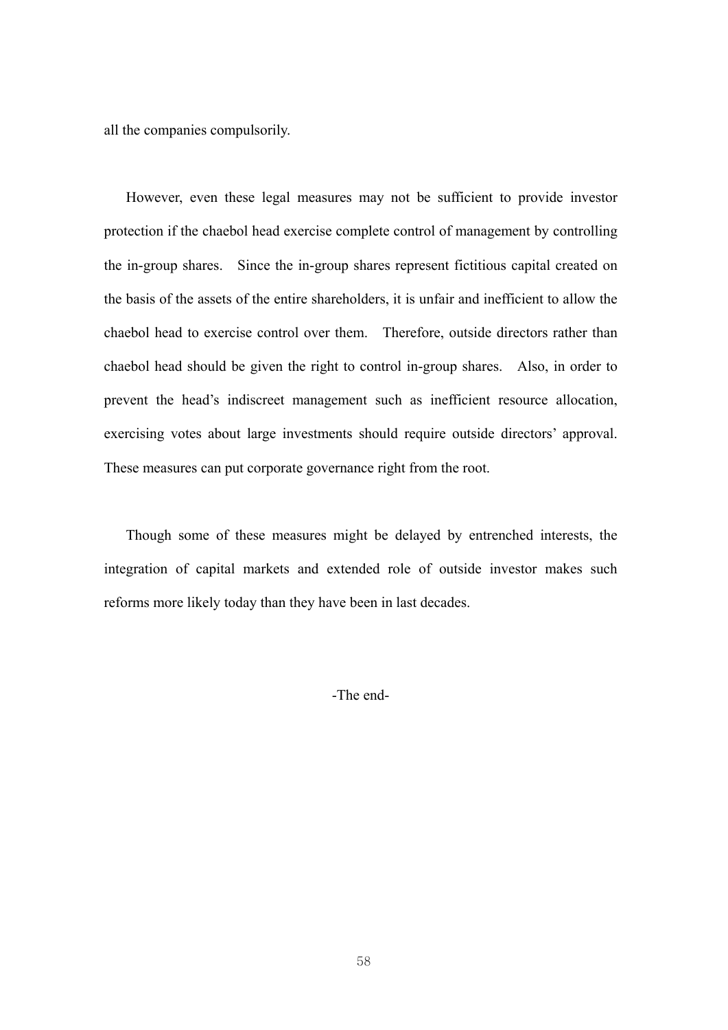all the companies compulsorily.

However, even these legal measures may not be sufficient to provide investor protection if the chaebol head exercise complete control of management by controlling the in-group shares. Since the in-group shares represent fictitious capital created on the basis of the assets of the entire shareholders, it is unfair and inefficient to allow the chaebol head to exercise control over them. Therefore, outside directors rather than chaebol head should be given the right to control in-group shares. Also, in order to prevent the head's indiscreet management such as inefficient resource allocation, exercising votes about large investments should require outside directors' approval. These measures can put corporate governance right from the root.

Though some of these measures might be delayed by entrenched interests, the integration of capital markets and extended role of outside investor makes such reforms more likely today than they have been in last decades.

-The end-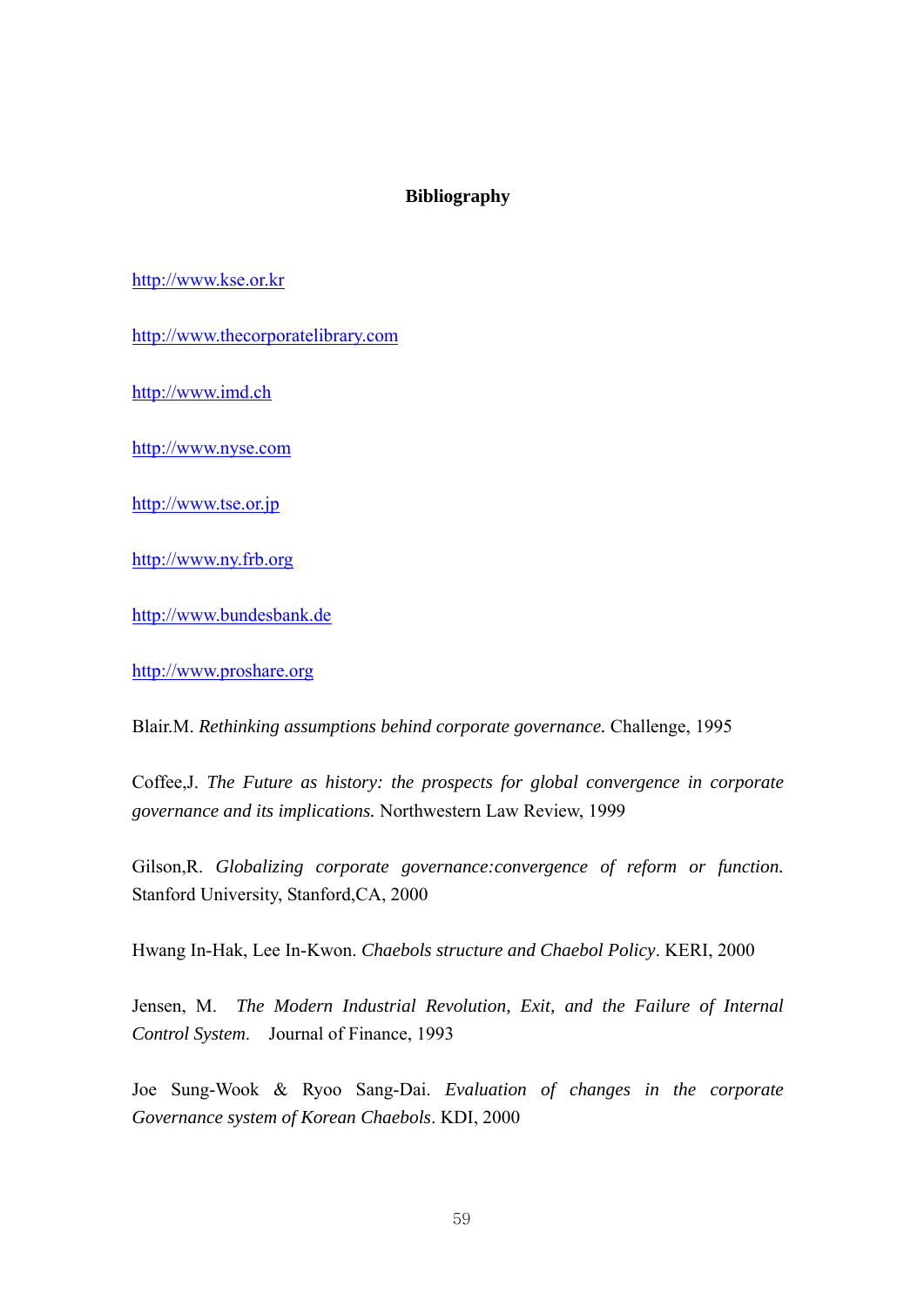## Bibliography

http://www.kse.or.kr

http://www.thecorporatelibrary.com

http://www.imd.ch

http://www.nyse.com

http://www.tse.or.jp

http://www.ny.frb.org

http://www.bundesbank.de

http://www.proshare.org

Blair.M. *Rethinking assumptions behind corporate governance.* Challenge, 1995

Coffee,J. *The Future as history: the prospects for global convergence in corporate governance and its implications.* Northwestern Law Review, 1999

Gilson,R. *Globalizing corporate governance:convergence of reform or function.* Stanford University, Stanford,CA, 2000

Hwang In-Hak, Lee In-Kwon. *Chaebols structure and Chaebol Policy*. KERI, 2000

Jensen, M. *The Modern Industrial Revolution, Exit, and the Failure of Internal Control System.* Journal of Finance, 1993

Joe Sung-Wook & Ryoo Sang-Dai. *Evaluation of changes in the corporate Governance system of Korean Chaebols*. KDI, 2000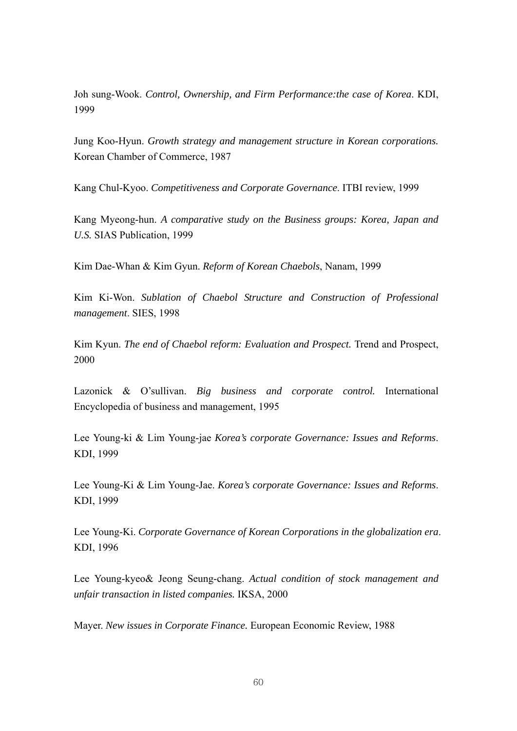Joh sung-Wook. *Control, Ownership, and Firm Performance:the case of Korea*. KDI, 1999

Jung Koo-Hyun. *Growth strategy and management structure in Korean corporations.* Korean Chamber of Commerce, 1987

Kang Chul-Kyoo. *Competitiveness and Corporate Governance*. ITBI review, 1999

Kang Myeong-hun. *A comparative study on the Business groups: Korea, Japan and U.S.* SIAS Publication, 1999

Kim Dae-Whan & Kim Gyun. *Reform of Korean Chaebols*, Nanam, 1999

Kim Ki-Won. *Sublation of Chaebol Structure and Construction of Professional management*. SIES, 1998

Kim Kyun. *The end of Chaebol reform: Evaluation and Prospect.* Trend and Prospect, 2000

Lazonick & O'sullivan. *Big business and corporate control.* International Encyclopedia of business and management, 1995

Lee Young-ki & Lim Young-jae *Korea's corporate Governance: Issues and Reforms*. KDI, 1999

Lee Young-Ki & Lim Young-Jae. *Korea's corporate Governance: Issues and Reforms*. KDI, 1999

Lee Young-Ki. *Corporate Governance of Korean Corporations in the globalization era*. KDI, 1996

Lee Young-kyeo& Jeong Seung-chang. *Actual condition of stock management and unfair transaction in listed companies.* IKSA, 2000

Mayer. *New issues in Corporate Finance.* European Economic Review, 1988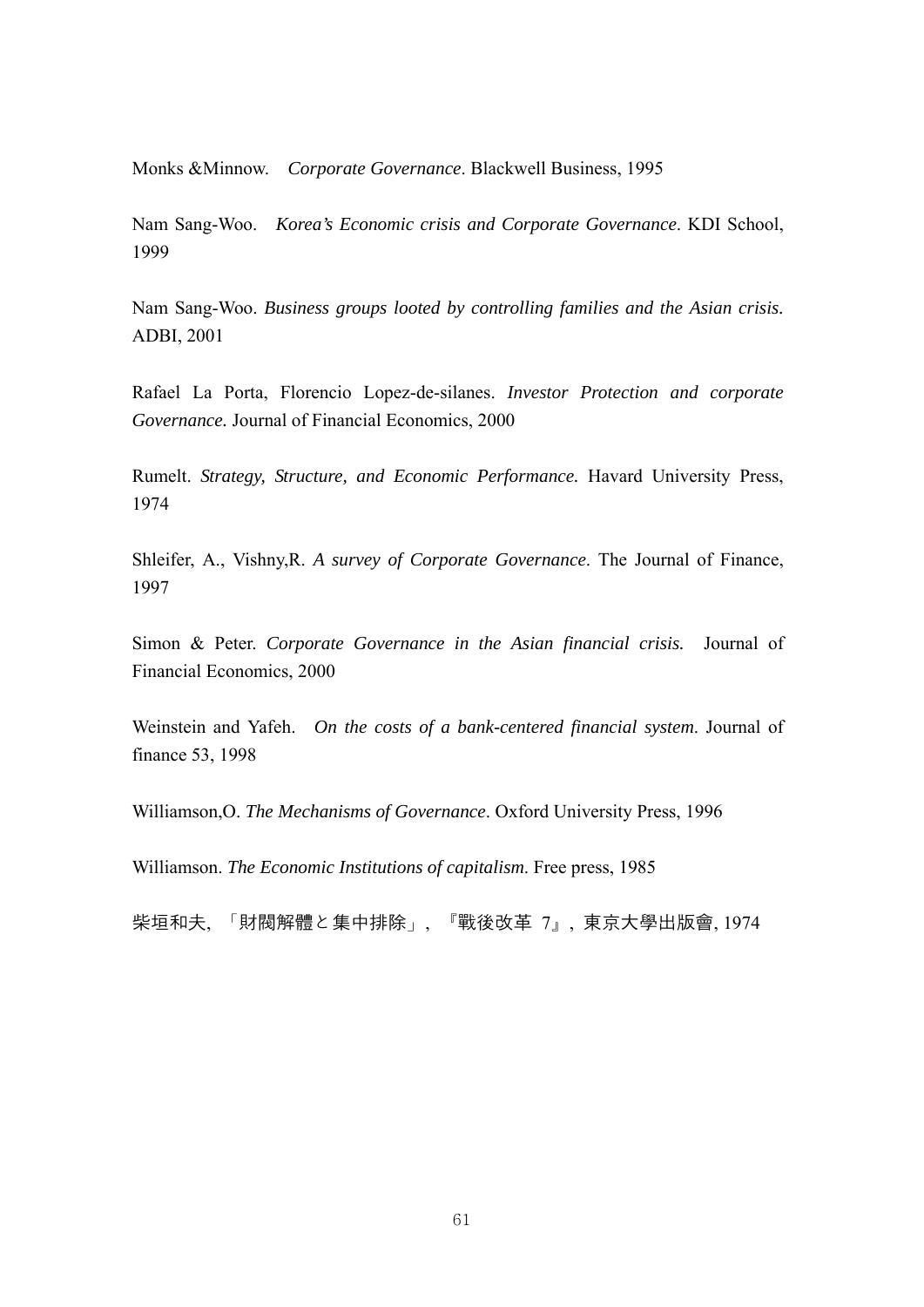Monks &Minnow. *Corporate Governance*. Blackwell Business, 1995

Nam Sang-Woo. *Korea's Economic crisis and Corporate Governance*. KDI School, 1999

Nam Sang-Woo. *Business groups looted by controlling families and the Asian crisis.* ADBI, 2001

Rafael La Porta, Florencio Lopez-de-silanes. *Investor Protection and corporate Governance.* Journal of Financial Economics, 2000

Rumelt. *Strategy, Structure, and Economic Performance.* Havard University Press, 1974

Shleifer, A., Vishny,R. *A survey of Corporate Governance*. The Journal of Finance, 1997

Simon & Peter. *Corporate Governance in the Asian financial crisis.* Journal of Financial Economics, 2000

Weinstein and Yafeh. *On the costs of a bank-centered financial system*. Journal of finance 53, 1998

Williamson,O. *The Mechanisms of Governance*. Oxford University Press, 1996

Williamson. *The Economic Institutions of capitalism*. Free press, 1985

柴垣和夫, 「財閥解體と集中排除」, 『戰後改革 7』, 東京大學出版會, 1974